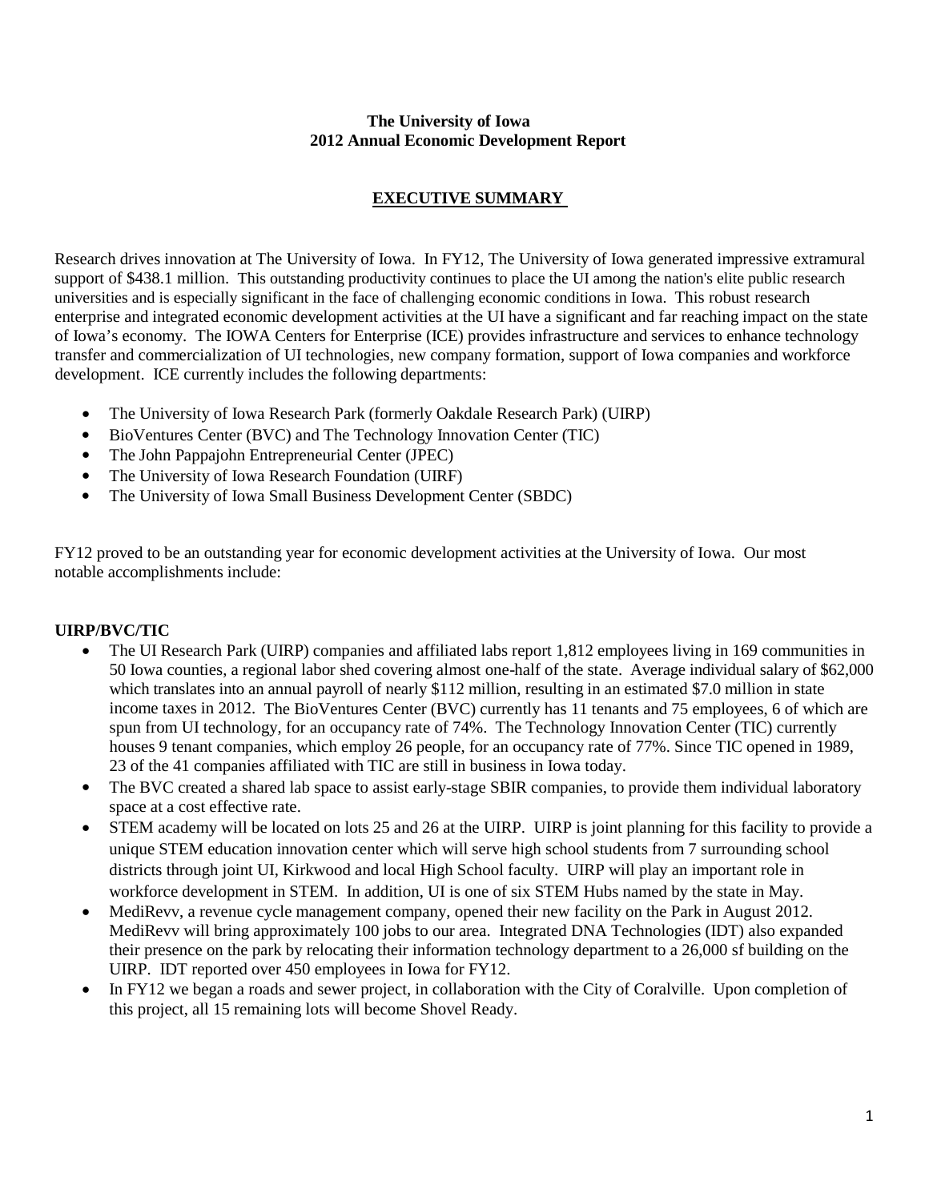# The University of Iowa
# 2012 Annual Economic Development Report

## EXECUTIVE SUMMARY

Research drives innovation at The University of Iowa. In FY12, The University of Iowa generated impressive extramural support of $438.1 million. This outstanding productivity continues to place the UI among the nation's elite public research universities and is especially significant in the face of challenging economic conditions in Iowa. This robust research enterprise and integrated economic development activities at the UI have a significant and far reaching impact on the state of Iowa's economy. The IOWA Centers for Enterprise (ICE) provides infrastructure and services to enhance technology transfer and commercialization of UI technologies, new company formation, support of Iowa companies and workforce development. ICE currently includes the following departments:

- The University of Iowa Research Park (formerly Oakdale Research Park) (UIRP)
- BioVentures Center (BVC) and The Technology Innovation Center (TIC)
- The John Pappajohn Entrepreneurial Center (JPEC)
- The University of Iowa Research Foundation (UIRF)
- The University of Iowa Small Business Development Center (SBDC)

FY12 proved to be an outstanding year for economic development activities at the University of Iowa. Our most notable accomplishments include:

**UIRP/BVC/TIC**

- The UI Research Park (UIRP) companies and affiliated labs report 1,812 employees living in 169 communities in 50 Iowa counties, a regional labor shed covering almost one-half of the state. Average individual salary of $62,000 which translates into an annual payroll of nearly $112 million, resulting in an estimated $7.0 million in state income taxes in 2012. The BioVentures Center (BVC) currently has 11 tenants and 75 employees, 6 of which are spun from UI technology, for an occupancy rate of 74%. The Technology Innovation Center (TIC) currently houses 9 tenant companies, which employ 26 people, for an occupancy rate of 77%. Since TIC opened in 1989, 23 of the 41 companies affiliated with TIC are still in business in Iowa today.
- The BVC created a shared lab space to assist early-stage SBIR companies, to provide them individual laboratory space at a cost effective rate.
- STEM academy will be located on lots 25 and 26 at the UIRP. UIRP is joint planning for this facility to provide a unique STEM education innovation center which will serve high school students from 7 surrounding school districts through joint UI, Kirkwood and local High School faculty. UIRP will play an important role in workforce development in STEM. In addition, UI is one of six STEM Hubs named by the state in May.
- MediRevv, a revenue cycle management company, opened their new facility on the Park in August 2012. MediRevv will bring approximately 100 jobs to our area. Integrated DNA Technologies (IDT) also expanded their presence on the park by relocating their information technology department to a 26,000 sf building on the UIRP. IDT reported over 450 employees in Iowa for FY12.
- In FY12 we began a roads and sewer project, in collaboration with the City of Coralville. Upon completion of this project, all 15 remaining lots will become Shovel Ready.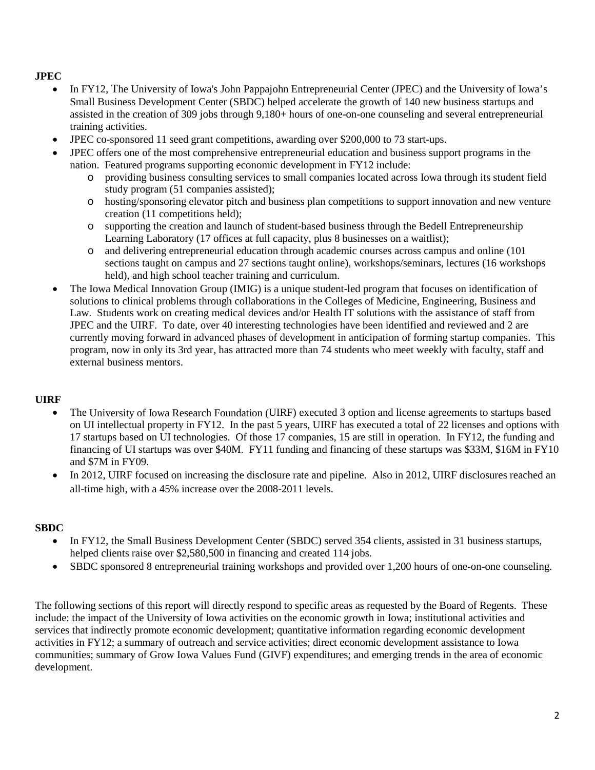**JPEC**

- In FY12, The University of Iowa's John Pappajohn Entrepreneurial Center (JPEC) and the University of Iowa's Small Business Development Center (SBDC) helped accelerate the growth of 140 new business startups and assisted in the creation of 309 jobs through 9,180+ hours of one-on-one counseling and several entrepreneurial training activities.
- JPEC co-sponsored 11 seed grant competitions, awarding over $200,000 to 73 start-ups.
- JPEC offers one of the most comprehensive entrepreneurial education and business support programs in the nation. Featured programs supporting economic development in FY12 include:
  - providing business consulting services to small companies located across Iowa through its student field study program (51 companies assisted);
  - hosting/sponsoring elevator pitch and business plan competitions to support innovation and new venture creation (11 competitions held);
  - supporting the creation and launch of student-based business through the Bedell Entrepreneurship Learning Laboratory (17 offices at full capacity, plus 8 businesses on a waitlist);
  - and delivering entrepreneurial education through academic courses across campus and online (101 sections taught on campus and 27 sections taught online), workshops/seminars, lectures (16 workshops held), and high school teacher training and curriculum.
- The Iowa Medical Innovation Group (IMIG) is a unique student-led program that focuses on identification of solutions to clinical problems through collaborations in the Colleges of Medicine, Engineering, Business and Law. Students work on creating medical devices and/or Health IT solutions with the assistance of staff from JPEC and the UIRF. To date, over 40 interesting technologies have been identified and reviewed and 2 are currently moving forward in advanced phases of development in anticipation of forming startup companies. This program, now in only its 3rd year, has attracted more than 74 students who meet weekly with faculty, staff and external business mentors.

**UIRF**

- The University of Iowa Research Foundation (UIRF) executed 3 option and license agreements to startups based on UI intellectual property in FY12. In the past 5 years, UIRF has executed a total of 22 licenses and options with 17 startups based on UI technologies. Of those 17 companies, 15 are still in operation. In FY12, the funding and financing of UI startups was over $40M. FY11 funding and financing of these startups was $33M, $16M in FY10 and $7M in FY09.
- In 2012, UIRF focused on increasing the disclosure rate and pipeline. Also in 2012, UIRF disclosures reached an all-time high, with a 45% increase over the 2008-2011 levels.

**SBDC**

- In FY12, the Small Business Development Center (SBDC) served 354 clients, assisted in 31 business startups, helped clients raise over $2,580,500 in financing and created 114 jobs.
- SBDC sponsored 8 entrepreneurial training workshops and provided over 1,200 hours of one-on-one counseling.

The following sections of this report will directly respond to specific areas as requested by the Board of Regents. These include: the impact of the University of Iowa activities on the economic growth in Iowa; institutional activities and services that indirectly promote economic development; quantitative information regarding economic development activities in FY12; a summary of outreach and service activities; direct economic development assistance to Iowa communities; summary of Grow Iowa Values Fund (GIVF) expenditures; and emerging trends in the area of economic development.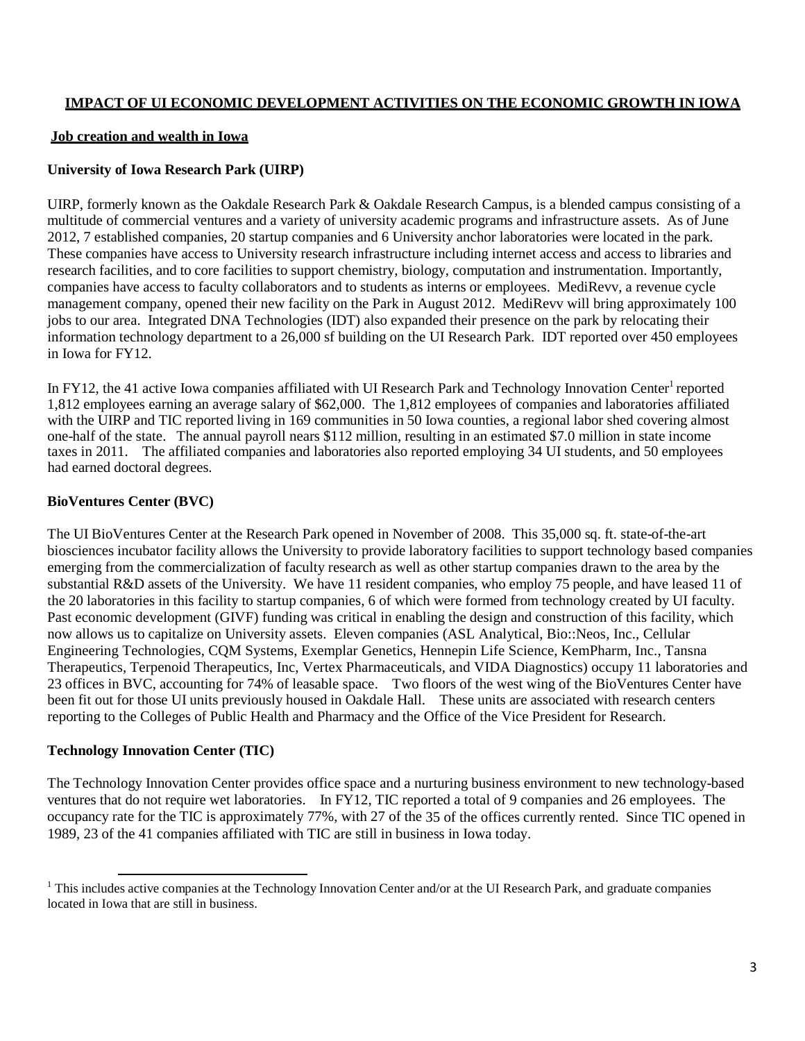## IMPACT OF UI ECONOMIC DEVELOPMENT ACTIVITIES ON THE ECONOMIC GROWTH IN IOWA

### Job creation and wealth in Iowa

#### University of Iowa Research Park (UIRP)

UIRP, formerly known as the Oakdale Research Park & Oakdale Research Campus, is a blended campus consisting of a multitude of commercial ventures and a variety of university academic programs and infrastructure assets. As of June 2012, 7 established companies, 20 startup companies and 6 University anchor laboratories were located in the park. These companies have access to University research infrastructure including internet access and access to libraries and research facilities, and to core facilities to support chemistry, biology, computation and instrumentation. Importantly, companies have access to faculty collaborators and to students as interns or employees. MediRevv, a revenue cycle management company, opened their new facility on the Park in August 2012. MediRevv will bring approximately 100 jobs to our area. Integrated DNA Technologies (IDT) also expanded their presence on the park by relocating their information technology department to a 26,000 sf building on the UI Research Park. IDT reported over 450 employees in Iowa for FY12.

In FY12, the 41 active Iowa companies affiliated with UI Research Park and Technology Innovation Center[1] reported 1,812 employees earning an average salary of $62,000. The 1,812 employees of companies and laboratories affiliated with the UIRP and TIC reported living in 169 communities in 50 Iowa counties, a regional labor shed covering almost one-half of the state. The annual payroll nears $112 million, resulting in an estimated $7.0 million in state income taxes in 2011. The affiliated companies and laboratories also reported employing 34 UI students, and 50 employees had earned doctoral degrees.

#### BioVentures Center (BVC)

The UI BioVentures Center at the Research Park opened in November of 2008. This 35,000 sq. ft. state-of-the-art biosciences incubator facility allows the University to provide laboratory facilities to support technology based companies emerging from the commercialization of faculty research as well as other startup companies drawn to the area by the substantial R&D assets of the University. We have 11 resident companies, who employ 75 people, and have leased 11 of the 20 laboratories in this facility to startup companies, 6 of which were formed from technology created by UI faculty. Past economic development (GIVF) funding was critical in enabling the design and construction of this facility, which now allows us to capitalize on University assets. Eleven companies (ASL Analytical, Bio::Neos, Inc., Cellular Engineering Technologies, CQM Systems, Exemplar Genetics, Hennepin Life Science, KemPharm, Inc., Tansna Therapeutics, Terpenoid Therapeutics, Inc, Vertex Pharmaceuticals, and VIDA Diagnostics) occupy 11 laboratories and 23 offices in BVC, accounting for 74% of leasable space. Two floors of the west wing of the BioVentures Center have been fit out for those UI units previously housed in Oakdale Hall. These units are associated with research centers reporting to the Colleges of Public Health and Pharmacy and the Office of the Vice President for Research.

#### Technology Innovation Center (TIC)

The Technology Innovation Center provides office space and a nurturing business environment to new technology-based ventures that do not require wet laboratories. In FY12, TIC reported a total of 9 companies and 26 employees. The occupancy rate for the TIC is approximately 77%, with 27 of the 35 of the offices currently rented. Since TIC opened in 1989, 23 of the 41 companies affiliated with TIC are still in business in Iowa today.

---

[1] This includes active companies at the Technology Innovation Center and/or at the UI Research Park, and graduate companies located in Iowa that are still in business.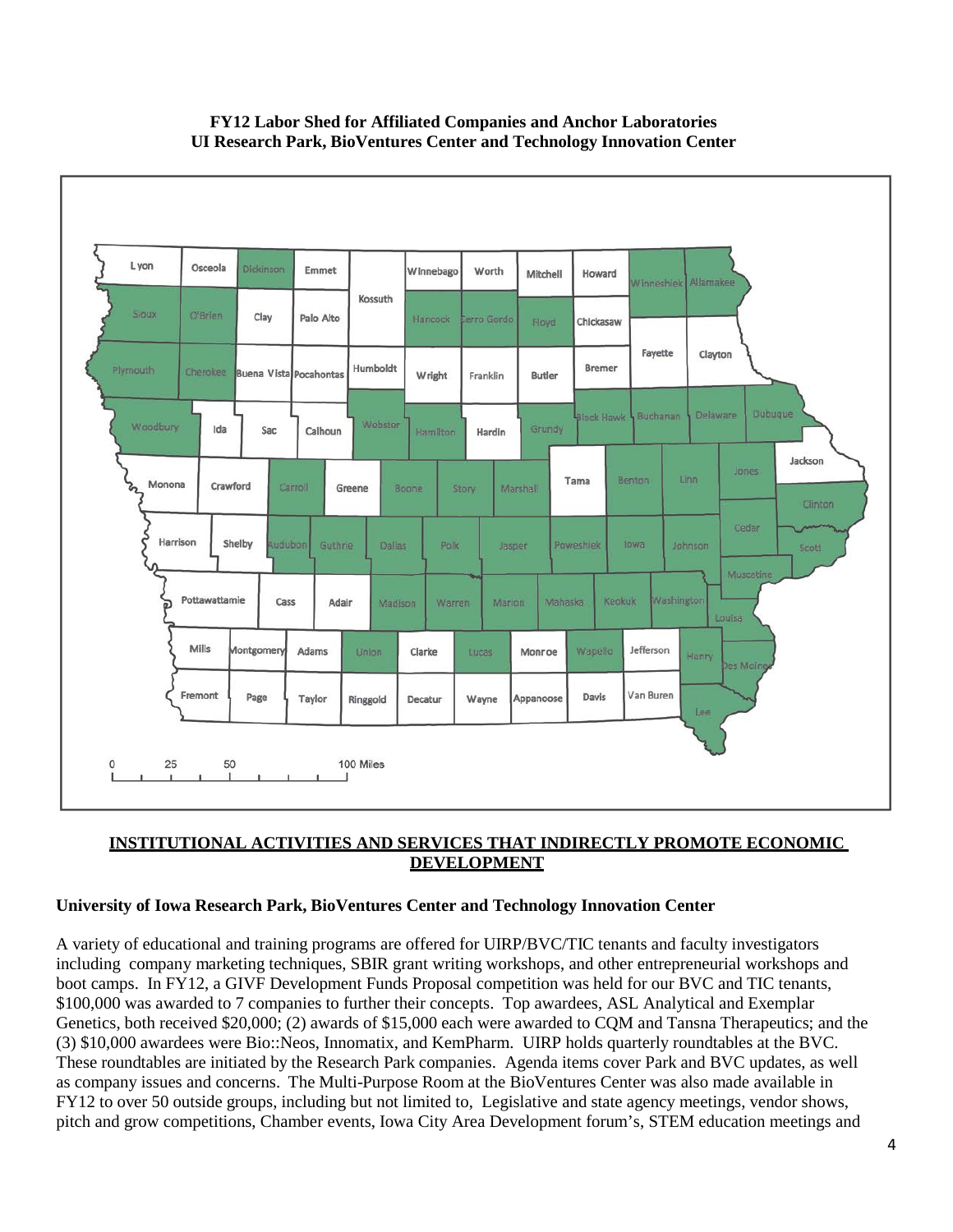**FY12 Labor Shed for Affiliated Companies and Anchor Laboratories**
**UI Research Park, BioVentures Center and Technology Innovation Center**

## INSTITUTIONAL ACTIVITIES AND SERVICES THAT INDIRECTLY PROMOTE ECONOMIC DEVELOPMENT

**University of Iowa Research Park, BioVentures Center and Technology Innovation Center**

A variety of educational and training programs are offered for UIRP/BVC/TIC tenants and faculty investigators including company marketing techniques, SBIR grant writing workshops, and other entrepreneurial workshops and boot camps. In FY12, a GIVF Development Funds Proposal competition was held for our BVC and TIC tenants, \$100,000 was awarded to 7 companies to further their concepts. Top awardees, ASL Analytical and Exemplar Genetics, both received \$20,000; (2) awards of \$15,000 each were awarded to CQM and Tansna Therapeutics; and the (3) \$10,000 awardees were Bio::Neos, Innomatix, and KemPharm. UIRP holds quarterly roundtables at the BVC. These roundtables are initiated by the Research Park companies. Agenda items cover Park and BVC updates, as well as company issues and concerns. The Multi-Purpose Room at the BioVentures Center was also made available in FY12 to over 50 outside groups, including but not limited to, Legislative and state agency meetings, vendor shows, pitch and grow competitions, Chamber events, Iowa City Area Development forum's, STEM education meetings and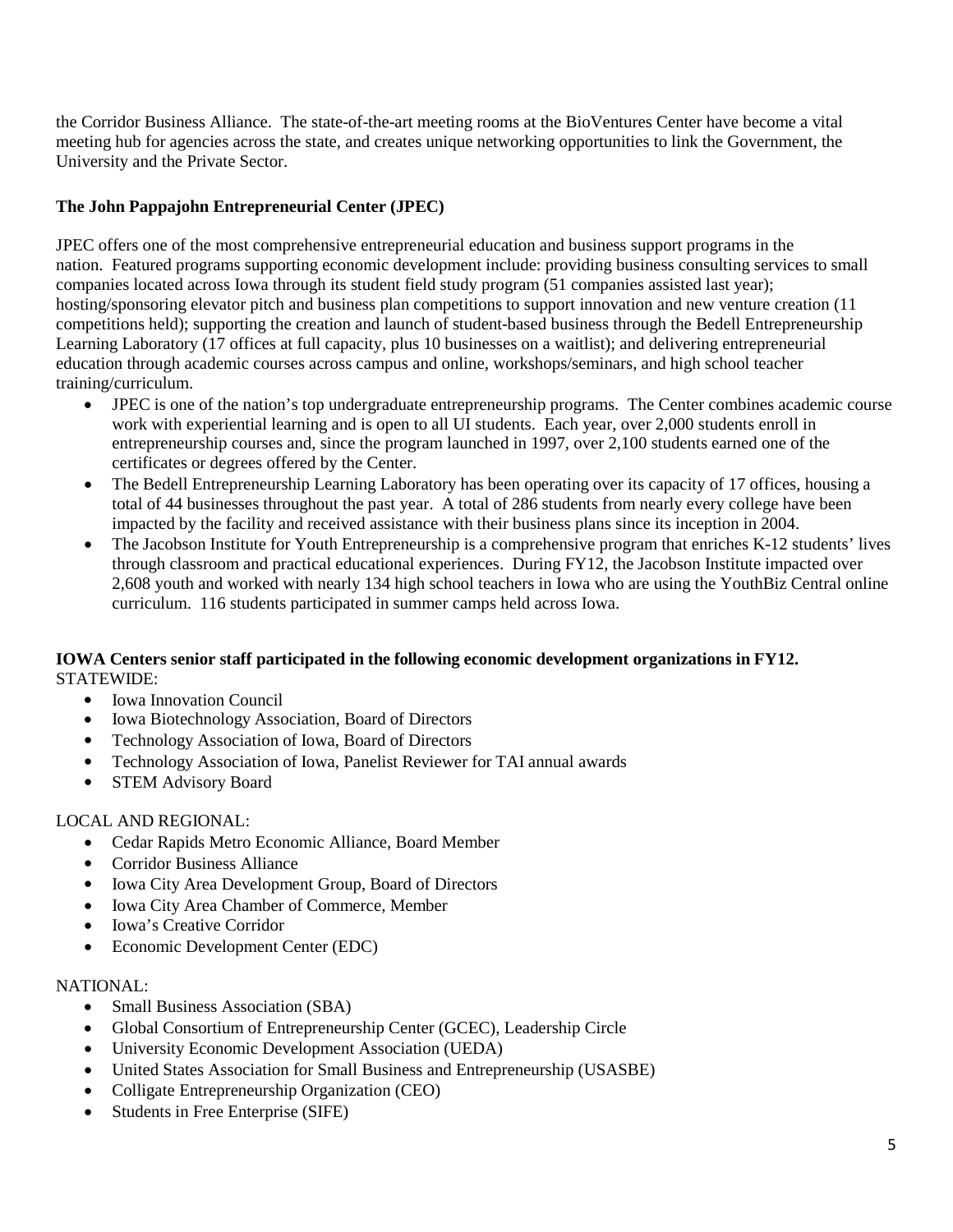the Corridor Business Alliance. The state-of-the-art meeting rooms at the BioVentures Center have become a vital meeting hub for agencies across the state, and creates unique networking opportunities to link the Government, the University and the Private Sector.

**The John Pappajohn Entrepreneurial Center (JPEC)**

JPEC offers one of the most comprehensive entrepreneurial education and business support programs in the nation. Featured programs supporting economic development include: providing business consulting services to small companies located across Iowa through its student field study program (51 companies assisted last year); hosting/sponsoring elevator pitch and business plan competitions to support innovation and new venture creation (11 competitions held); supporting the creation and launch of student-based business through the Bedell Entrepreneurship Learning Laboratory (17 offices at full capacity, plus 10 businesses on a waitlist); and delivering entrepreneurial education through academic courses across campus and online, workshops/seminars, and high school teacher training/curriculum.

- JPEC is one of the nation's top undergraduate entrepreneurship programs. The Center combines academic course work with experiential learning and is open to all UI students. Each year, over 2,000 students enroll in entrepreneurship courses and, since the program launched in 1997, over 2,100 students earned one of the certificates or degrees offered by the Center.
- The Bedell Entrepreneurship Learning Laboratory has been operating over its capacity of 17 offices, housing a total of 44 businesses throughout the past year. A total of 286 students from nearly every college have been impacted by the facility and received assistance with their business plans since its inception in 2004.
- The Jacobson Institute for Youth Entrepreneurship is a comprehensive program that enriches K-12 students' lives through classroom and practical educational experiences. During FY12, the Jacobson Institute impacted over 2,608 youth and worked with nearly 134 high school teachers in Iowa who are using the YouthBiz Central online curriculum. 116 students participated in summer camps held across Iowa.

**IOWA Centers senior staff participated in the following economic development organizations in FY12.**

STATEWIDE:

- Iowa Innovation Council
- Iowa Biotechnology Association, Board of Directors
- Technology Association of Iowa, Board of Directors
- Technology Association of Iowa, Panelist Reviewer for TAI annual awards
- STEM Advisory Board

LOCAL AND REGIONAL:

- Cedar Rapids Metro Economic Alliance, Board Member
- Corridor Business Alliance
- Iowa City Area Development Group, Board of Directors
- Iowa City Area Chamber of Commerce, Member
- Iowa's Creative Corridor
- Economic Development Center (EDC)

NATIONAL:

- Small Business Association (SBA)
- Global Consortium of Entrepreneurship Center (GCEC), Leadership Circle
- University Economic Development Association (UEDA)
- United States Association for Small Business and Entrepreneurship (USASBE)
- Colligate Entrepreneurship Organization (CEO)
- Students in Free Enterprise (SIFE)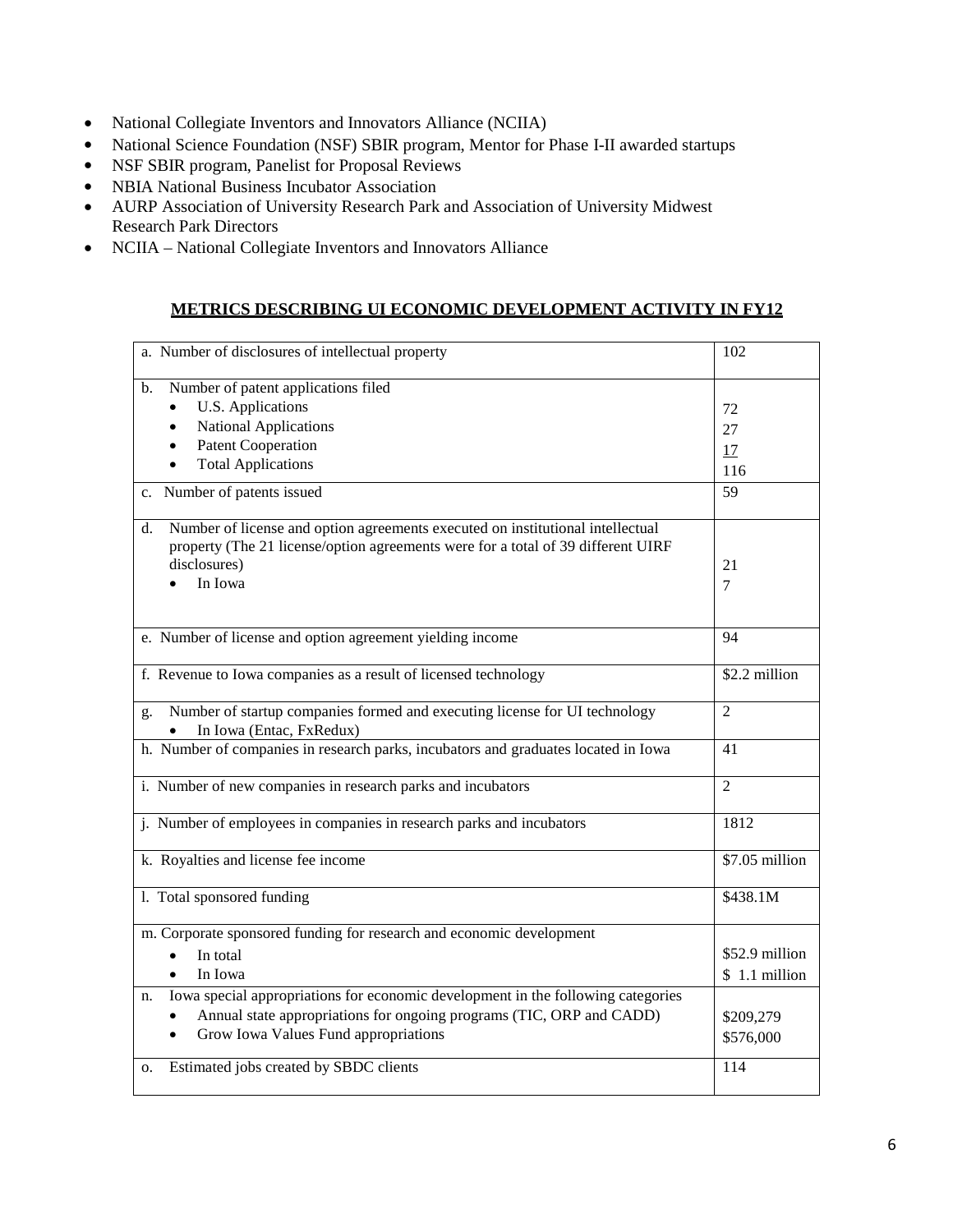- National Collegiate Inventors and Innovators Alliance (NCIIA)
- National Science Foundation (NSF) SBIR program, Mentor for Phase I-II awarded startups
- NSF SBIR program, Panelist for Proposal Reviews
- NBIA National Business Incubator Association
- AURP Association of University Research Park and Association of University Midwest Research Park Directors
- NCIIA – National Collegiate Inventors and Innovators Alliance

## METRICS DESCRIBING UI ECONOMIC DEVELOPMENT ACTIVITY IN FY12

| | |
|---|---|
| a. Number of disclosures of intellectual property | 102 |
| b. Number of patent applications filed<br>• U.S. Applications<br>• National Applications<br>• Patent Cooperation<br>• Total Applications | <br>72<br>27<br>17<br>116 |
| c. Number of patents issued | 59 |
| d. Number of license and option agreements executed on institutional intellectual property (The 21 license/option agreements were for a total of 39 different UIRF disclosures)<br>• In Iowa | 21<br>7 |
| e. Number of license and option agreement yielding income | 94 |
| f. Revenue to Iowa companies as a result of licensed technology | $2.2 million |
| g. Number of startup companies formed and executing license for UI technology<br>• In Iowa (Entac, FxRedux) | 2 |
| h. Number of companies in research parks, incubators and graduates located in Iowa | 41 |
| i. Number of new companies in research parks and incubators | 2 |
| j. Number of employees in companies in research parks and incubators | 1812 |
| k. Royalties and license fee income | $7.05 million |
| l. Total sponsored funding | $438.1M |
| m. Corporate sponsored funding for research and economic development<br>• In total<br>• In Iowa | <br>$52.9 million<br>$ 1.1 million |
| n. Iowa special appropriations for economic development in the following categories<br>• Annual state appropriations for ongoing programs (TIC, ORP and CADD)<br>• Grow Iowa Values Fund appropriations | <br>$209,279<br>$576,000 |
| o. Estimated jobs created by SBDC clients | 114 |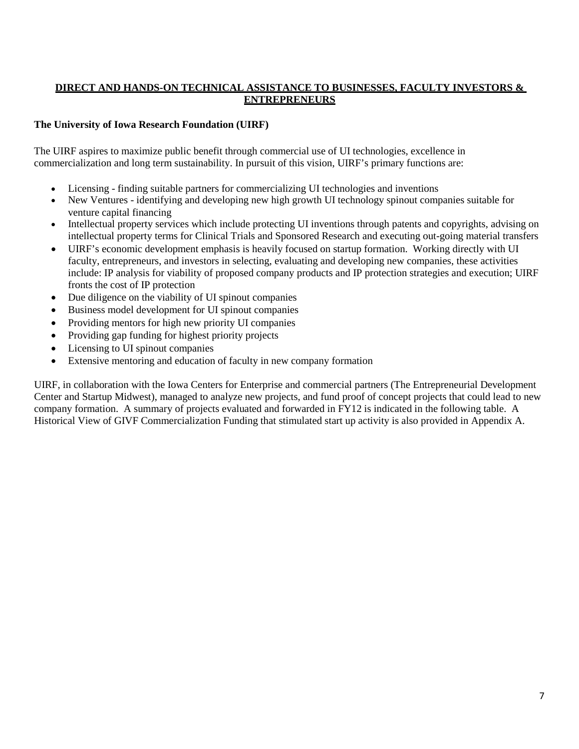## DIRECT AND HANDS-ON TECHNICAL ASSISTANCE TO BUSINESSES, FACULTY INVESTORS & ENTREPRENEURS

### The University of Iowa Research Foundation (UIRF)

The UIRF aspires to maximize public benefit through commercial use of UI technologies, excellence in commercialization and long term sustainability. In pursuit of this vision, UIRF's primary functions are:

- Licensing - finding suitable partners for commercializing UI technologies and inventions
- New Ventures - identifying and developing new high growth UI technology spinout companies suitable for venture capital financing
- Intellectual property services which include protecting UI inventions through patents and copyrights, advising on intellectual property terms for Clinical Trials and Sponsored Research and executing out-going material transfers
- UIRF's economic development emphasis is heavily focused on startup formation. Working directly with UI faculty, entrepreneurs, and investors in selecting, evaluating and developing new companies, these activities include: IP analysis for viability of proposed company products and IP protection strategies and execution; UIRF fronts the cost of IP protection
- Due diligence on the viability of UI spinout companies
- Business model development for UI spinout companies
- Providing mentors for high new priority UI companies
- Providing gap funding for highest priority projects
- Licensing to UI spinout companies
- Extensive mentoring and education of faculty in new company formation

UIRF, in collaboration with the Iowa Centers for Enterprise and commercial partners (The Entrepreneurial Development Center and Startup Midwest), managed to analyze new projects, and fund proof of concept projects that could lead to new company formation. A summary of projects evaluated and forwarded in FY12 is indicated in the following table. A Historical View of GIVF Commercialization Funding that stimulated start up activity is also provided in Appendix A.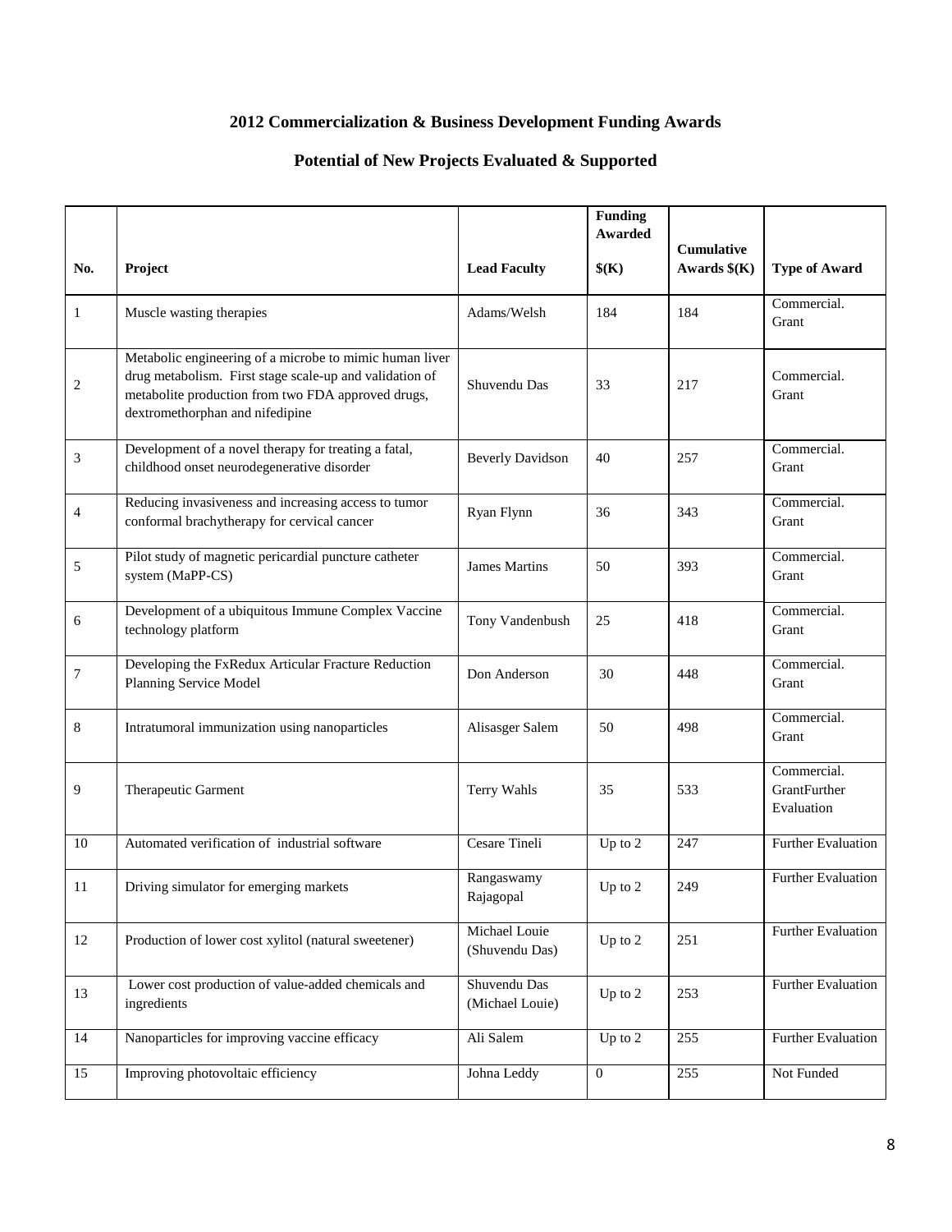## 2012 Commercialization & Business Development Funding Awards

## Potential of New Projects Evaluated & Supported

| No. | Project | Lead Faculty | Funding Awarded $(K) | Cumulative Awards $(K) | Type of Award |
|---|---|---|---|---|---|
| 1 | Muscle wasting therapies | Adams/Welsh | 184 | 184 | Commercial. Grant |
| 2 | Metabolic engineering of a microbe to mimic human liver drug metabolism. First stage scale-up and validation of metabolite production from two FDA approved drugs, dextromethorphan and nifedipine | Shuvendu Das | 33 | 217 | Commercial. Grant |
| 3 | Development of a novel therapy for treating a fatal, childhood onset neurodegenerative disorder | Beverly Davidson | 40 | 257 | Commercial. Grant |
| 4 | Reducing invasiveness and increasing access to tumor conformal brachytherapy for cervical cancer | Ryan Flynn | 36 | 343 | Commercial. Grant |
| 5 | Pilot study of magnetic pericardial puncture catheter system (MaPP-CS) | James Martins | 50 | 393 | Commercial. Grant |
| 6 | Development of a ubiquitous Immune Complex Vaccine technology platform | Tony Vandenbush | 25 | 418 | Commercial. Grant |
| 7 | Developing the FxRedux Articular Fracture Reduction Planning Service Model | Don Anderson | 30 | 448 | Commercial. Grant |
| 8 | Intratumoral immunization using nanoparticles | Alisasger Salem | 50 | 498 | Commercial. Grant |
| 9 | Therapeutic Garment | Terry Wahls | 35 | 533 | Commercial. GrantFurther Evaluation |
| 10 | Automated verification of industrial software | Cesare Tineli | Up to 2 | 247 | Further Evaluation |
| 11 | Driving simulator for emerging markets | Rangaswamy Rajagopal | Up to 2 | 249 | Further Evaluation |
| 12 | Production of lower cost xylitol (natural sweetener) | Michael Louie (Shuvendu Das) | Up to 2 | 251 | Further Evaluation |
| 13 | Lower cost production of value-added chemicals and ingredients | Shuvendu Das (Michael Louie) | Up to 2 | 253 | Further Evaluation |
| 14 | Nanoparticles for improving vaccine efficacy | Ali Salem | Up to 2 | 255 | Further Evaluation |
| 15 | Improving photovoltaic efficiency | Johna Leddy | 0 | 255 | Not Funded |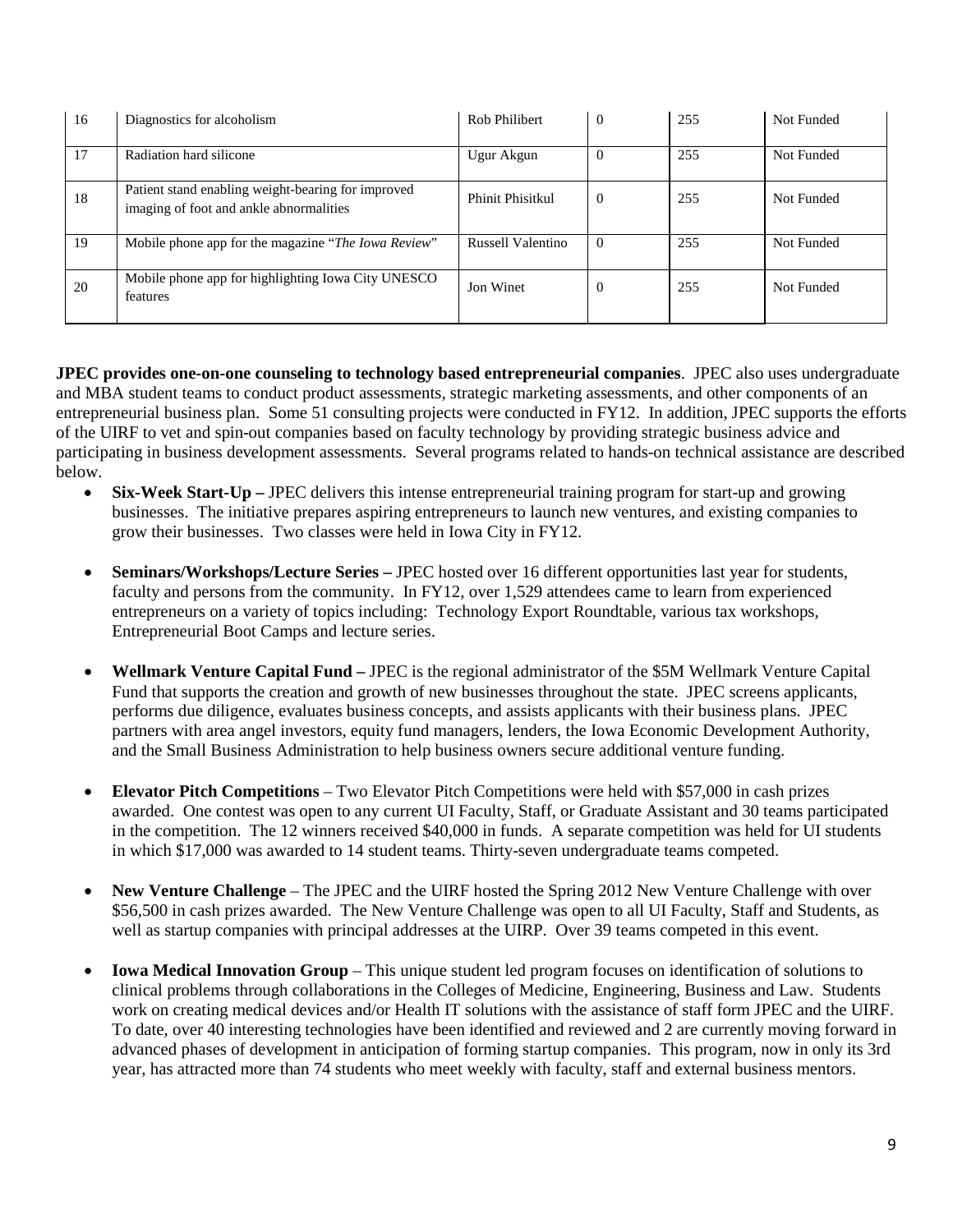| 16 | Diagnostics for alcoholism | Rob Philibert | 0 | 255 | Not Funded |
|---|---|---|---|---|---|
| 17 | Radiation hard silicone | Ugur Akgun | 0 | 255 | Not Funded |
| 18 | Patient stand enabling weight-bearing for improved imaging of foot and ankle abnormalities | Phinit Phisitkul | 0 | 255 | Not Funded |
| 19 | Mobile phone app for the magazine "*The Iowa Review*" | Russell Valentino | 0 | 255 | Not Funded |
| 20 | Mobile phone app for highlighting Iowa City UNESCO features | Jon Winet | 0 | 255 | Not Funded |

**JPEC provides one-on-one counseling to technology based entrepreneurial companies**. JPEC also uses undergraduate and MBA student teams to conduct product assessments, strategic marketing assessments, and other components of an entrepreneurial business plan. Some 51 consulting projects were conducted in FY12. In addition, JPEC supports the efforts of the UIRF to vet and spin-out companies based on faculty technology by providing strategic business advice and participating in business development assessments. Several programs related to hands-on technical assistance are described below.

- **Six-Week Start-Up –** JPEC delivers this intense entrepreneurial training program for start-up and growing businesses. The initiative prepares aspiring entrepreneurs to launch new ventures, and existing companies to grow their businesses. Two classes were held in Iowa City in FY12.

- **Seminars/Workshops/Lecture Series –** JPEC hosted over 16 different opportunities last year for students, faculty and persons from the community. In FY12, over 1,529 attendees came to learn from experienced entrepreneurs on a variety of topics including: Technology Export Roundtable, various tax workshops, Entrepreneurial Boot Camps and lecture series.

- **Wellmark Venture Capital Fund –** JPEC is the regional administrator of the $5M Wellmark Venture Capital Fund that supports the creation and growth of new businesses throughout the state. JPEC screens applicants, performs due diligence, evaluates business concepts, and assists applicants with their business plans. JPEC partners with area angel investors, equity fund managers, lenders, the Iowa Economic Development Authority, and the Small Business Administration to help business owners secure additional venture funding.

- **Elevator Pitch Competitions** – Two Elevator Pitch Competitions were held with $57,000 in cash prizes awarded. One contest was open to any current UI Faculty, Staff, or Graduate Assistant and 30 teams participated in the competition. The 12 winners received $40,000 in funds. A separate competition was held for UI students in which $17,000 was awarded to 14 student teams. Thirty-seven undergraduate teams competed.

- **New Venture Challenge** – The JPEC and the UIRF hosted the Spring 2012 New Venture Challenge with over $56,500 in cash prizes awarded. The New Venture Challenge was open to all UI Faculty, Staff and Students, as well as startup companies with principal addresses at the UIRP. Over 39 teams competed in this event.

- **Iowa Medical Innovation Group** – This unique student led program focuses on identification of solutions to clinical problems through collaborations in the Colleges of Medicine, Engineering, Business and Law. Students work on creating medical devices and/or Health IT solutions with the assistance of staff form JPEC and the UIRF. To date, over 40 interesting technologies have been identified and reviewed and 2 are currently moving forward in advanced phases of development in anticipation of forming startup companies. This program, now in only its 3rd year, has attracted more than 74 students who meet weekly with faculty, staff and external business mentors.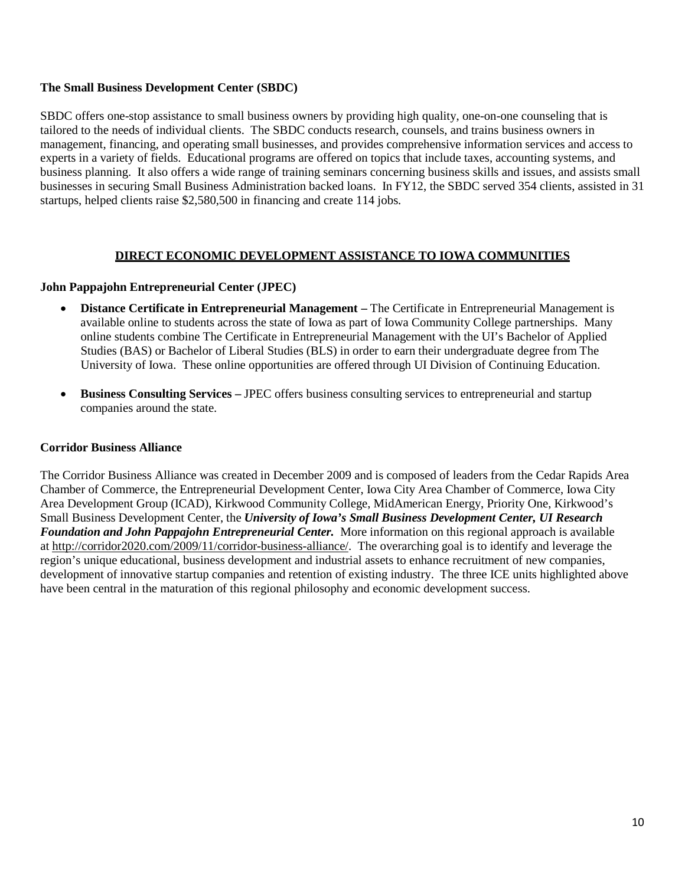### The Small Business Development Center (SBDC)

SBDC offers one-stop assistance to small business owners by providing high quality, one-on-one counseling that is tailored to the needs of individual clients. The SBDC conducts research, counsels, and trains business owners in management, financing, and operating small businesses, and provides comprehensive information services and access to experts in a variety of fields. Educational programs are offered on topics that include taxes, accounting systems, and business planning. It also offers a wide range of training seminars concerning business skills and issues, and assists small businesses in securing Small Business Administration backed loans. In FY12, the SBDC served 354 clients, assisted in 31 startups, helped clients raise $2,580,500 in financing and create 114 jobs.

## DIRECT ECONOMIC DEVELOPMENT ASSISTANCE TO IOWA COMMUNITIES

### John Pappajohn Entrepreneurial Center (JPEC)

- **Distance Certificate in Entrepreneurial Management –** The Certificate in Entrepreneurial Management is available online to students across the state of Iowa as part of Iowa Community College partnerships. Many online students combine The Certificate in Entrepreneurial Management with the UI's Bachelor of Applied Studies (BAS) or Bachelor of Liberal Studies (BLS) in order to earn their undergraduate degree from The University of Iowa. These online opportunities are offered through UI Division of Continuing Education.
- **Business Consulting Services –** JPEC offers business consulting services to entrepreneurial and startup companies around the state.

### Corridor Business Alliance

The Corridor Business Alliance was created in December 2009 and is composed of leaders from the Cedar Rapids Area Chamber of Commerce, the Entrepreneurial Development Center, Iowa City Area Chamber of Commerce, Iowa City Area Development Group (ICAD), Kirkwood Community College, MidAmerican Energy, Priority One, Kirkwood's Small Business Development Center, the ***University of Iowa's Small Business Development Center, UI Research Foundation and John Pappajohn Entrepreneurial Center.*** More information on this regional approach is available at http://corridor2020.com/2009/11/corridor-business-alliance/. The overarching goal is to identify and leverage the region's unique educational, business development and industrial assets to enhance recruitment of new companies, development of innovative startup companies and retention of existing industry. The three ICE units highlighted above have been central in the maturation of this regional philosophy and economic development success.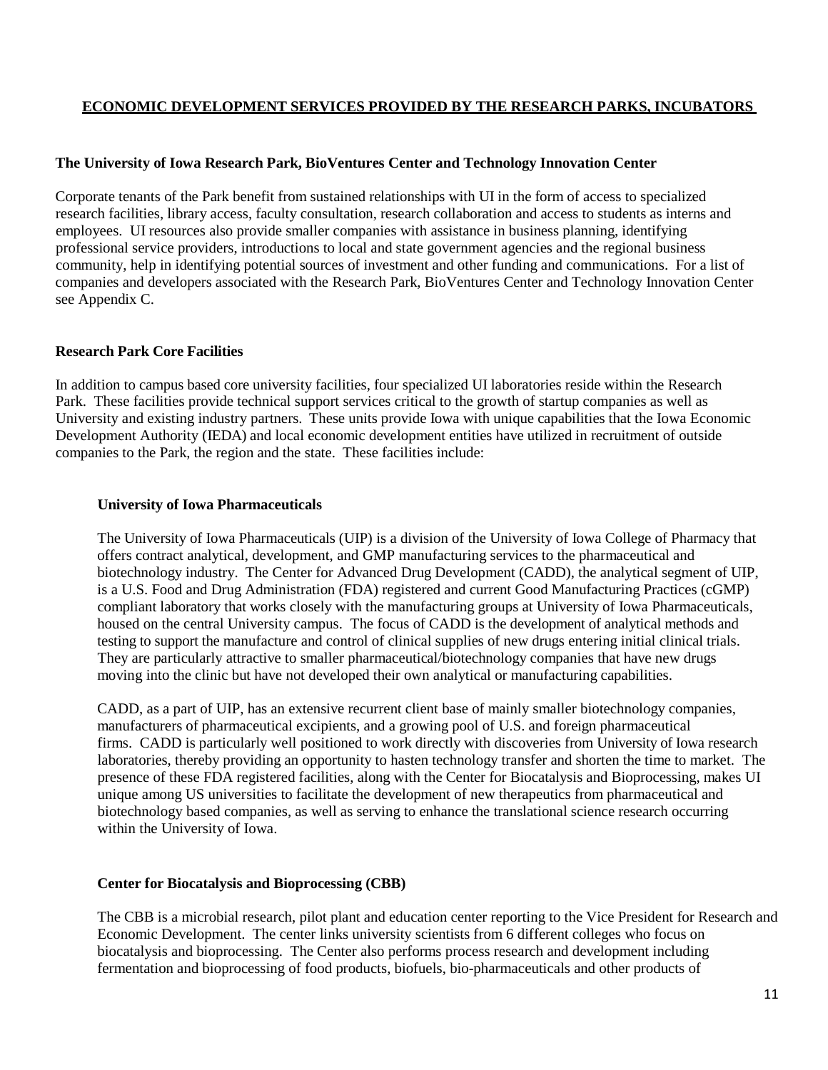## ECONOMIC DEVELOPMENT SERVICES PROVIDED BY THE RESEARCH PARKS, INCUBATORS

### The University of Iowa Research Park, BioVentures Center and Technology Innovation Center

Corporate tenants of the Park benefit from sustained relationships with UI in the form of access to specialized research facilities, library access, faculty consultation, research collaboration and access to students as interns and employees. UI resources also provide smaller companies with assistance in business planning, identifying professional service providers, introductions to local and state government agencies and the regional business community, help in identifying potential sources of investment and other funding and communications. For a list of companies and developers associated with the Research Park, BioVentures Center and Technology Innovation Center see Appendix C.

### Research Park Core Facilities

In addition to campus based core university facilities, four specialized UI laboratories reside within the Research Park. These facilities provide technical support services critical to the growth of startup companies as well as University and existing industry partners. These units provide Iowa with unique capabilities that the Iowa Economic Development Authority (IEDA) and local economic development entities have utilized in recruitment of outside companies to the Park, the region and the state. These facilities include:

#### University of Iowa Pharmaceuticals

The University of Iowa Pharmaceuticals (UIP) is a division of the University of Iowa College of Pharmacy that offers contract analytical, development, and GMP manufacturing services to the pharmaceutical and biotechnology industry. The Center for Advanced Drug Development (CADD), the analytical segment of UIP, is a U.S. Food and Drug Administration (FDA) registered and current Good Manufacturing Practices (cGMP) compliant laboratory that works closely with the manufacturing groups at University of Iowa Pharmaceuticals, housed on the central University campus. The focus of CADD is the development of analytical methods and testing to support the manufacture and control of clinical supplies of new drugs entering initial clinical trials. They are particularly attractive to smaller pharmaceutical/biotechnology companies that have new drugs moving into the clinic but have not developed their own analytical or manufacturing capabilities.

CADD, as a part of UIP, has an extensive recurrent client base of mainly smaller biotechnology companies, manufacturers of pharmaceutical excipients, and a growing pool of U.S. and foreign pharmaceutical firms. CADD is particularly well positioned to work directly with discoveries from University of Iowa research laboratories, thereby providing an opportunity to hasten technology transfer and shorten the time to market. The presence of these FDA registered facilities, along with the Center for Biocatalysis and Bioprocessing, makes UI unique among US universities to facilitate the development of new therapeutics from pharmaceutical and biotechnology based companies, as well as serving to enhance the translational science research occurring within the University of Iowa.

#### Center for Biocatalysis and Bioprocessing (CBB)

The CBB is a microbial research, pilot plant and education center reporting to the Vice President for Research and Economic Development. The center links university scientists from 6 different colleges who focus on biocatalysis and bioprocessing. The Center also performs process research and development including fermentation and bioprocessing of food products, biofuels, bio-pharmaceuticals and other products of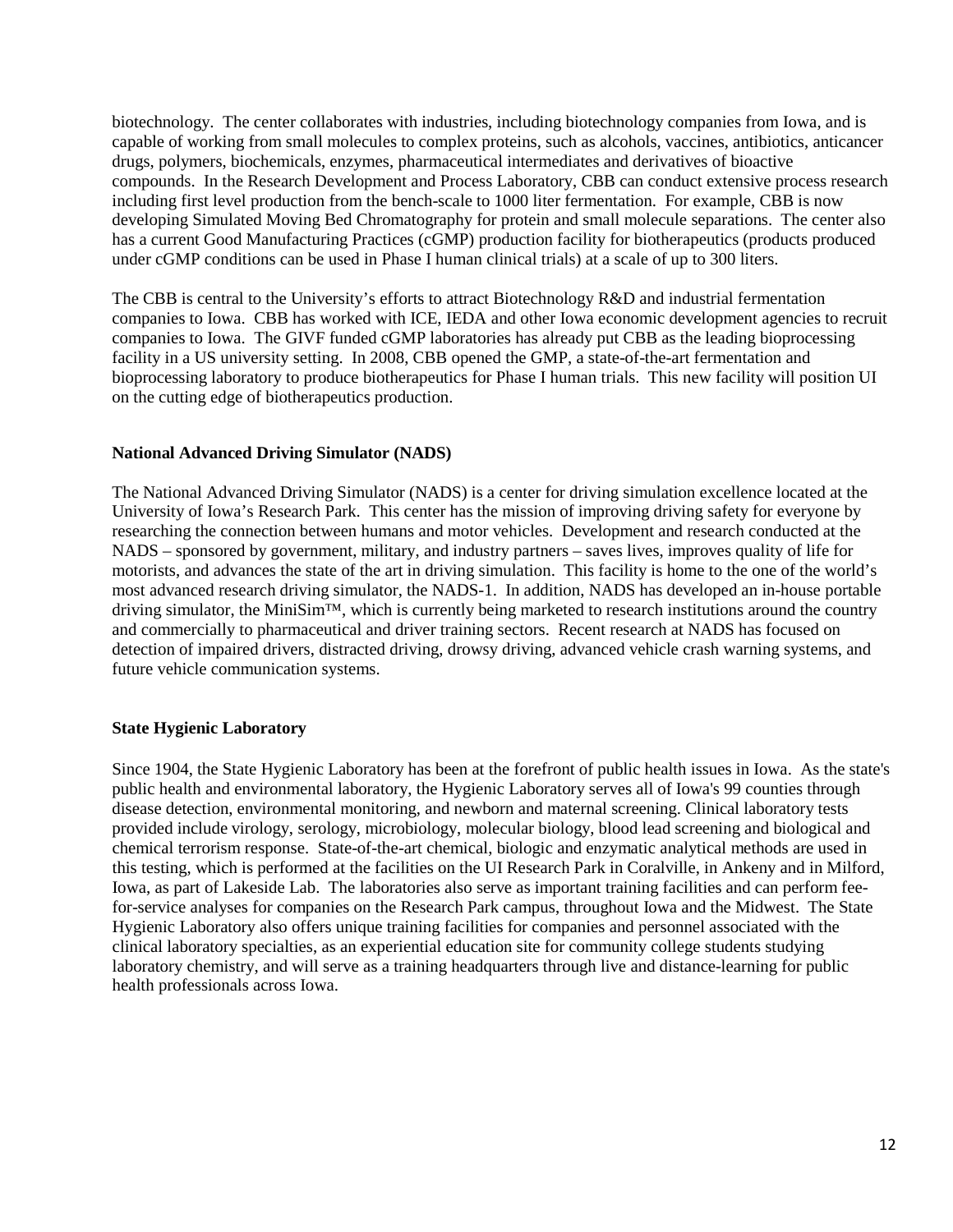biotechnology. The center collaborates with industries, including biotechnology companies from Iowa, and is capable of working from small molecules to complex proteins, such as alcohols, vaccines, antibiotics, anticancer drugs, polymers, biochemicals, enzymes, pharmaceutical intermediates and derivatives of bioactive compounds. In the Research Development and Process Laboratory, CBB can conduct extensive process research including first level production from the bench-scale to 1000 liter fermentation. For example, CBB is now developing Simulated Moving Bed Chromatography for protein and small molecule separations. The center also has a current Good Manufacturing Practices (cGMP) production facility for biotherapeutics (products produced under cGMP conditions can be used in Phase I human clinical trials) at a scale of up to 300 liters.

The CBB is central to the University's efforts to attract Biotechnology R&D and industrial fermentation companies to Iowa. CBB has worked with ICE, IEDA and other Iowa economic development agencies to recruit companies to Iowa. The GIVF funded cGMP laboratories has already put CBB as the leading bioprocessing facility in a US university setting. In 2008, CBB opened the GMP, a state-of-the-art fermentation and bioprocessing laboratory to produce biotherapeutics for Phase I human trials. This new facility will position UI on the cutting edge of biotherapeutics production.

**National Advanced Driving Simulator (NADS)**

The National Advanced Driving Simulator (NADS) is a center for driving simulation excellence located at the University of Iowa's Research Park. This center has the mission of improving driving safety for everyone by researching the connection between humans and motor vehicles. Development and research conducted at the NADS – sponsored by government, military, and industry partners – saves lives, improves quality of life for motorists, and advances the state of the art in driving simulation. This facility is home to the one of the world's most advanced research driving simulator, the NADS-1. In addition, NADS has developed an in-house portable driving simulator, the MiniSim™, which is currently being marketed to research institutions around the country and commercially to pharmaceutical and driver training sectors. Recent research at NADS has focused on detection of impaired drivers, distracted driving, drowsy driving, advanced vehicle crash warning systems, and future vehicle communication systems.

**State Hygienic Laboratory**

Since 1904, the State Hygienic Laboratory has been at the forefront of public health issues in Iowa. As the state's public health and environmental laboratory, the Hygienic Laboratory serves all of Iowa's 99 counties through disease detection, environmental monitoring, and newborn and maternal screening. Clinical laboratory tests provided include virology, serology, microbiology, molecular biology, blood lead screening and biological and chemical terrorism response. State-of-the-art chemical, biologic and enzymatic analytical methods are used in this testing, which is performed at the facilities on the UI Research Park in Coralville, in Ankeny and in Milford, Iowa, as part of Lakeside Lab. The laboratories also serve as important training facilities and can perform fee-for-service analyses for companies on the Research Park campus, throughout Iowa and the Midwest. The State Hygienic Laboratory also offers unique training facilities for companies and personnel associated with the clinical laboratory specialties, as an experiential education site for community college students studying laboratory chemistry, and will serve as a training headquarters through live and distance-learning for public health professionals across Iowa.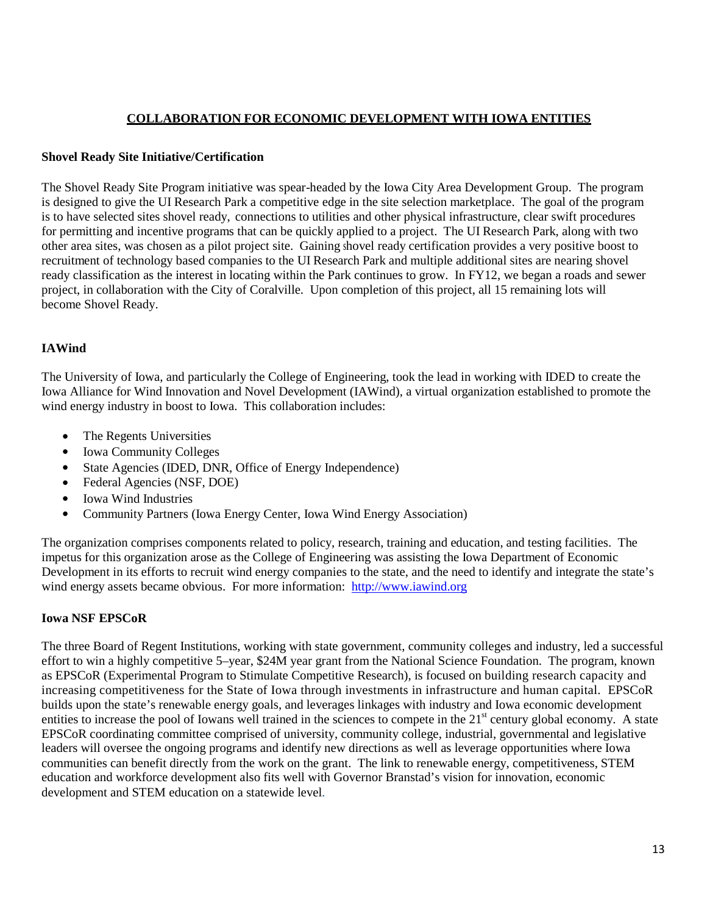## COLLABORATION FOR ECONOMIC DEVELOPMENT WITH IOWA ENTITIES

**Shovel Ready Site Initiative/Certification**

The Shovel Ready Site Program initiative was spear-headed by the Iowa City Area Development Group. The program is designed to give the UI Research Park a competitive edge in the site selection marketplace. The goal of the program is to have selected sites shovel ready, connections to utilities and other physical infrastructure, clear swift procedures for permitting and incentive programs that can be quickly applied to a project. The UI Research Park, along with two other area sites, was chosen as a pilot project site. Gaining shovel ready certification provides a very positive boost to recruitment of technology based companies to the UI Research Park and multiple additional sites are nearing shovel ready classification as the interest in locating within the Park continues to grow. In FY12, we began a roads and sewer project, in collaboration with the City of Coralville. Upon completion of this project, all 15 remaining lots will become Shovel Ready.

**IAWind**

The University of Iowa, and particularly the College of Engineering, took the lead in working with IDED to create the Iowa Alliance for Wind Innovation and Novel Development (IAWind), a virtual organization established to promote the wind energy industry in boost to Iowa. This collaboration includes:

- The Regents Universities
- Iowa Community Colleges
- State Agencies (IDED, DNR, Office of Energy Independence)
- Federal Agencies (NSF, DOE)
- Iowa Wind Industries
- Community Partners (Iowa Energy Center, Iowa Wind Energy Association)

The organization comprises components related to policy, research, training and education, and testing facilities. The impetus for this organization arose as the College of Engineering was assisting the Iowa Department of Economic Development in its efforts to recruit wind energy companies to the state, and the need to identify and integrate the state's wind energy assets became obvious. For more information: http://www.iawind.org

**Iowa NSF EPSCoR**

The three Board of Regent Institutions, working with state government, community colleges and industry, led a successful effort to win a highly competitive 5–year, $24M year grant from the National Science Foundation. The program, known as EPSCoR (Experimental Program to Stimulate Competitive Research), is focused on building research capacity and increasing competitiveness for the State of Iowa through investments in infrastructure and human capital. EPSCoR builds upon the state's renewable energy goals, and leverages linkages with industry and Iowa economic development entities to increase the pool of Iowans well trained in the sciences to compete in the 21st century global economy. A state EPSCoR coordinating committee comprised of university, community college, industrial, governmental and legislative leaders will oversee the ongoing programs and identify new directions as well as leverage opportunities where Iowa communities can benefit directly from the work on the grant. The link to renewable energy, competitiveness, STEM education and workforce development also fits well with Governor Branstad's vision for innovation, economic development and STEM education on a statewide level.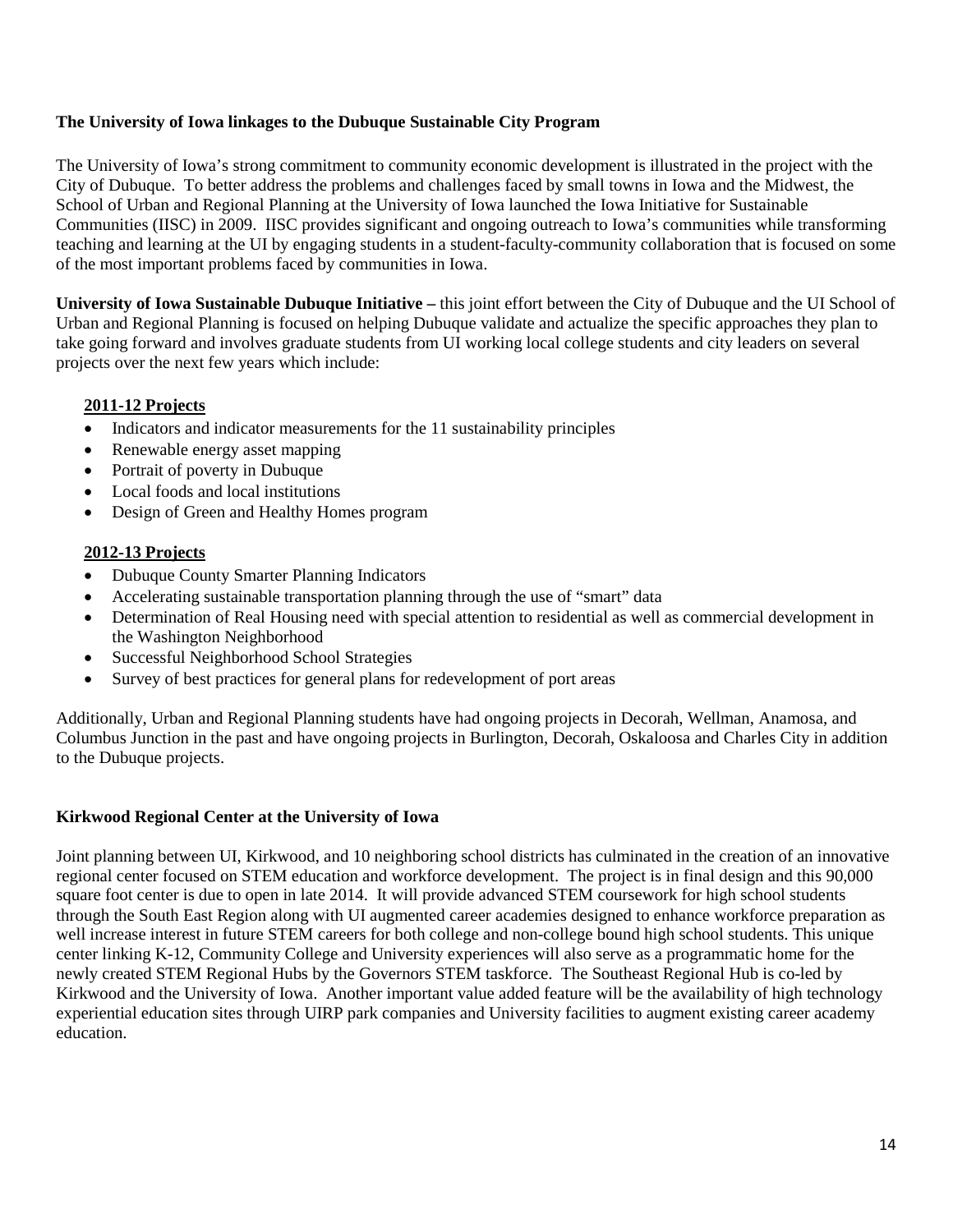### The University of Iowa linkages to the Dubuque Sustainable City Program

The University of Iowa's strong commitment to community economic development is illustrated in the project with the City of Dubuque. To better address the problems and challenges faced by small towns in Iowa and the Midwest, the School of Urban and Regional Planning at the University of Iowa launched the Iowa Initiative for Sustainable Communities (IISC) in 2009. IISC provides significant and ongoing outreach to Iowa's communities while transforming teaching and learning at the UI by engaging students in a student-faculty-community collaboration that is focused on some of the most important problems faced by communities in Iowa.

**University of Iowa Sustainable Dubuque Initiative –** this joint effort between the City of Dubuque and the UI School of Urban and Regional Planning is focused on helping Dubuque validate and actualize the specific approaches they plan to take going forward and involves graduate students from UI working local college students and city leaders on several projects over the next few years which include:

**2011-12 Projects**

- Indicators and indicator measurements for the 11 sustainability principles
- Renewable energy asset mapping
- Portrait of poverty in Dubuque
- Local foods and local institutions
- Design of Green and Healthy Homes program

**2012-13 Projects**

- Dubuque County Smarter Planning Indicators
- Accelerating sustainable transportation planning through the use of "smart" data
- Determination of Real Housing need with special attention to residential as well as commercial development in the Washington Neighborhood
- Successful Neighborhood School Strategies
- Survey of best practices for general plans for redevelopment of port areas

Additionally, Urban and Regional Planning students have had ongoing projects in Decorah, Wellman, Anamosa, and Columbus Junction in the past and have ongoing projects in Burlington, Decorah, Oskaloosa and Charles City in addition to the Dubuque projects.

### Kirkwood Regional Center at the University of Iowa

Joint planning between UI, Kirkwood, and 10 neighboring school districts has culminated in the creation of an innovative regional center focused on STEM education and workforce development. The project is in final design and this 90,000 square foot center is due to open in late 2014. It will provide advanced STEM coursework for high school students through the South East Region along with UI augmented career academies designed to enhance workforce preparation as well increase interest in future STEM careers for both college and non-college bound high school students. This unique center linking K-12, Community College and University experiences will also serve as a programmatic home for the newly created STEM Regional Hubs by the Governors STEM taskforce. The Southeast Regional Hub is co-led by Kirkwood and the University of Iowa. Another important value added feature will be the availability of high technology experiential education sites through UIRP park companies and University facilities to augment existing career academy education.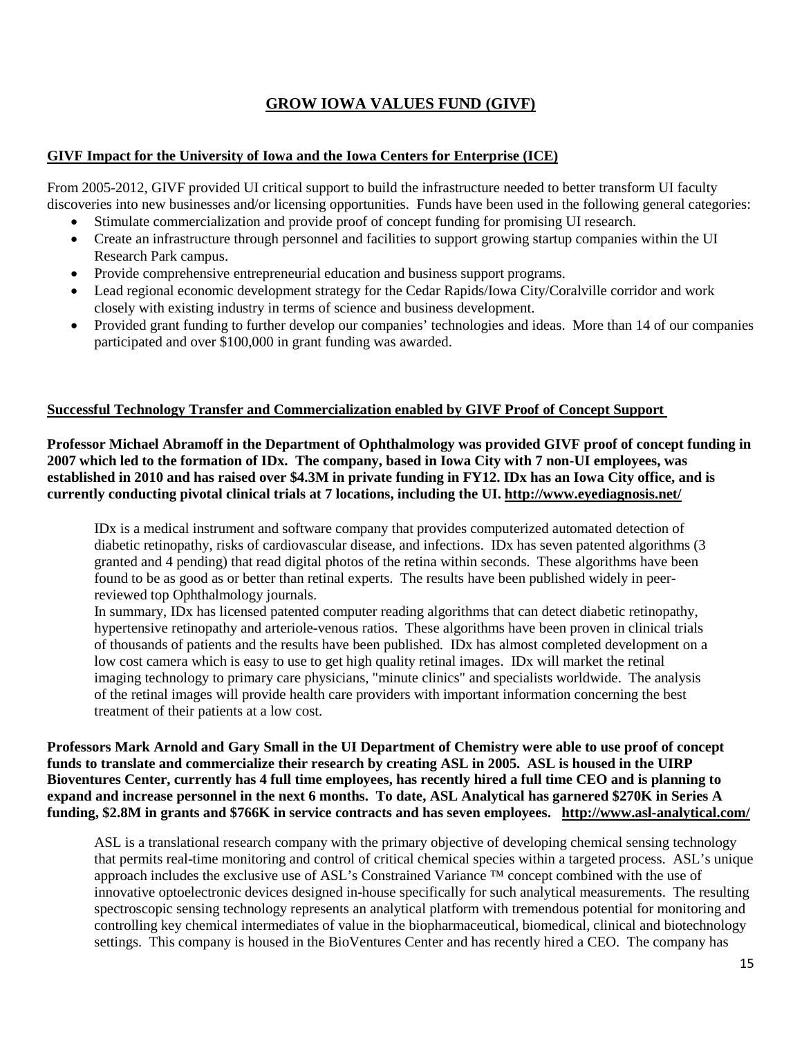# GROW IOWA VALUES FUND (GIVF)

## GIVF Impact for the University of Iowa and the Iowa Centers for Enterprise (ICE)

From 2005-2012, GIVF provided UI critical support to build the infrastructure needed to better transform UI faculty discoveries into new businesses and/or licensing opportunities. Funds have been used in the following general categories:

- Stimulate commercialization and provide proof of concept funding for promising UI research.
- Create an infrastructure through personnel and facilities to support growing startup companies within the UI Research Park campus.
- Provide comprehensive entrepreneurial education and business support programs.
- Lead regional economic development strategy for the Cedar Rapids/Iowa City/Coralville corridor and work closely with existing industry in terms of science and business development.
- Provided grant funding to further develop our companies' technologies and ideas. More than 14 of our companies participated and over $100,000 in grant funding was awarded.

## Successful Technology Transfer and Commercialization enabled by GIVF Proof of Concept Support

**Professor Michael Abramoff in the Department of Ophthalmology was provided GIVF proof of concept funding in 2007 which led to the formation of IDx. The company, based in Iowa City with 7 non-UI employees, was established in 2010 and has raised over $4.3M in private funding in FY12. IDx has an Iowa City office, and is currently conducting pivotal clinical trials at 7 locations, including the UI. http://www.eyediagnosis.net/**

IDx is a medical instrument and software company that provides computerized automated detection of diabetic retinopathy, risks of cardiovascular disease, and infections. IDx has seven patented algorithms (3 granted and 4 pending) that read digital photos of the retina within seconds. These algorithms have been found to be as good as or better than retinal experts. The results have been published widely in peer-reviewed top Ophthalmology journals.

In summary, IDx has licensed patented computer reading algorithms that can detect diabetic retinopathy, hypertensive retinopathy and arteriole-venous ratios. These algorithms have been proven in clinical trials of thousands of patients and the results have been published. IDx has almost completed development on a low cost camera which is easy to use to get high quality retinal images. IDx will market the retinal imaging technology to primary care physicians, "minute clinics" and specialists worldwide. The analysis of the retinal images will provide health care providers with important information concerning the best treatment of their patients at a low cost.

**Professors Mark Arnold and Gary Small in the UI Department of Chemistry were able to use proof of concept funds to translate and commercialize their research by creating ASL in 2005. ASL is housed in the UIRP Bioventures Center, currently has 4 full time employees, has recently hired a full time CEO and is planning to expand and increase personnel in the next 6 months. To date, ASL Analytical has garnered $270K in Series A funding, $2.8M in grants and $766K in service contracts and has seven employees. http://www.asl-analytical.com/**

ASL is a translational research company with the primary objective of developing chemical sensing technology that permits real-time monitoring and control of critical chemical species within a targeted process. ASL's unique approach includes the exclusive use of ASL's Constrained Variance ™ concept combined with the use of innovative optoelectronic devices designed in-house specifically for such analytical measurements. The resulting spectroscopic sensing technology represents an analytical platform with tremendous potential for monitoring and controlling key chemical intermediates of value in the biopharmaceutical, biomedical, clinical and biotechnology settings. This company is housed in the BioVentures Center and has recently hired a CEO. The company has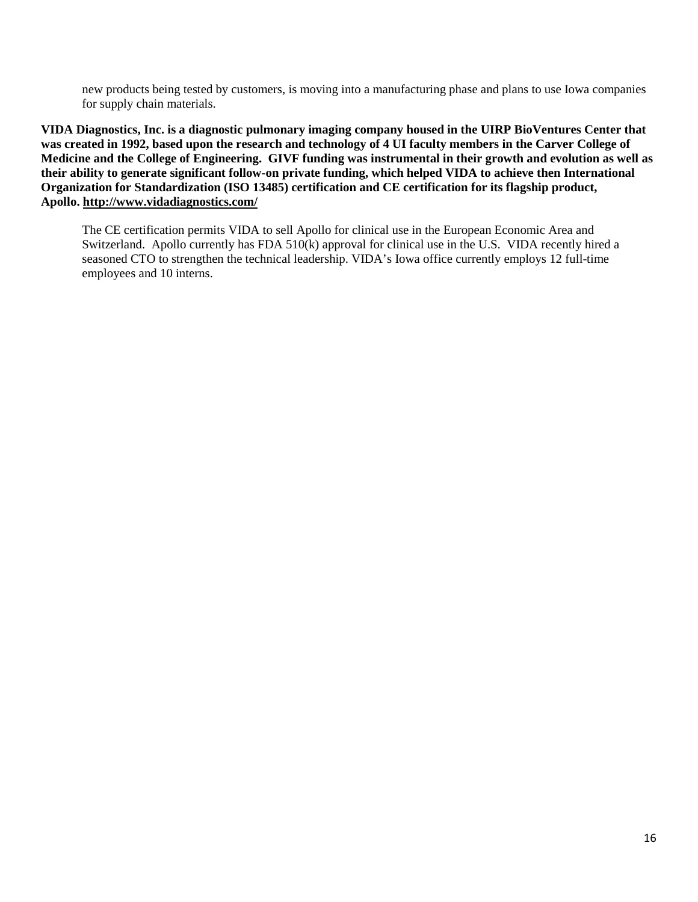new products being tested by customers, is moving into a manufacturing phase and plans to use Iowa companies for supply chain materials.

**VIDA Diagnostics, Inc. is a diagnostic pulmonary imaging company housed in the UIRP BioVentures Center that was created in 1992, based upon the research and technology of 4 UI faculty members in the Carver College of Medicine and the College of Engineering. GIVF funding was instrumental in their growth and evolution as well as their ability to generate significant follow-on private funding, which helped VIDA to achieve then International Organization for Standardization (ISO 13485) certification and CE certification for its flagship product, Apollo. http://www.vidadiagnostics.com/**

The CE certification permits VIDA to sell Apollo for clinical use in the European Economic Area and Switzerland. Apollo currently has FDA 510(k) approval for clinical use in the U.S. VIDA recently hired a seasoned CTO to strengthen the technical leadership. VIDA's Iowa office currently employs 12 full-time employees and 10 interns.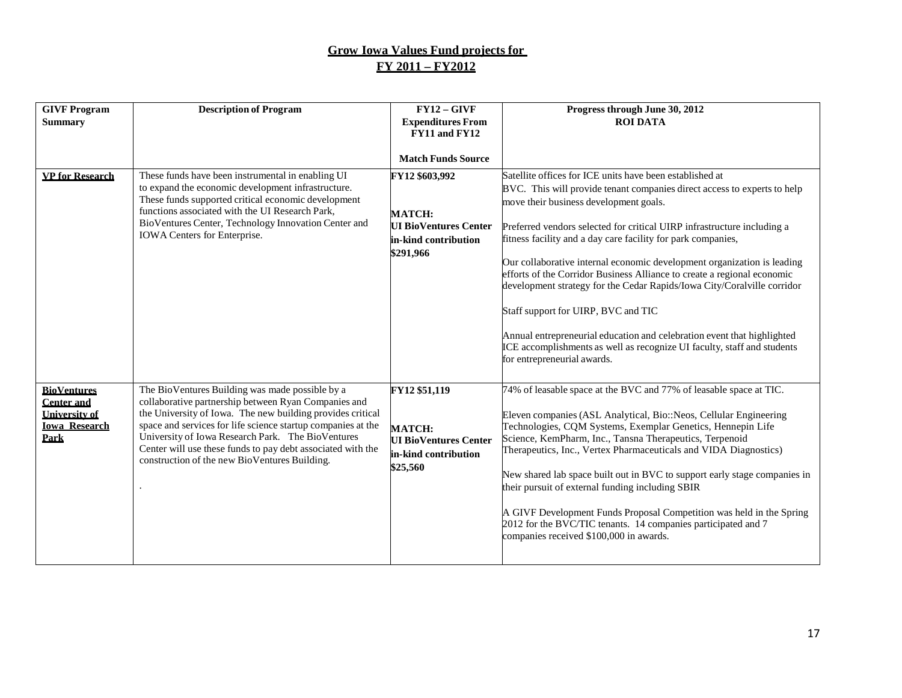## Grow Iowa Values Fund projects for FY 2011 – FY2012

| GIVF Program Summary | Description of Program | FY12 – GIVF Expenditures From FY11 and FY12<br><br>Match Funds Source | Progress through June 30, 2012<br>ROI DATA |
|---|---|---|---|
| **VP for Research** | These funds have been instrumental in enabling UI to expand the economic development infrastructure. These funds supported critical economic development functions associated with the UI Research Park, BioVentures Center, Technology Innovation Center and IOWA Centers for Enterprise. | **FY12 $603,992**<br><br>**MATCH:**<br>**UI BioVentures Center in-kind contribution $291,966** | Satellite offices for ICE units have been established at BVC. This will provide tenant companies direct access to experts to help move their business development goals.<br><br>Preferred vendors selected for critical UIRP infrastructure including a fitness facility and a day care facility for park companies,<br><br>Our collaborative internal economic development organization is leading efforts of the Corridor Business Alliance to create a regional economic development strategy for the Cedar Rapids/Iowa City/Coralville corridor<br><br>Staff support for UIRP, BVC and TIC<br><br>Annual entrepreneurial education and celebration event that highlighted ICE accomplishments as well as recognize UI faculty, staff and students for entrepreneurial awards. |
| **BioVentures Center and University of Iowa Research Park** | The BioVentures Building was made possible by a collaborative partnership between Ryan Companies and the University of Iowa. The new building provides critical space and services for life science startup companies at the University of Iowa Research Park. The BioVentures Center will use these funds to pay debt associated with the construction of the new BioVentures Building.<br><br>. | **FY12 $51,119**<br><br>**MATCH:**<br>**UI BioVentures Center in-kind contribution $25,560** | 74% of leasable space at the BVC and 77% of leasable space at TIC.<br><br>Eleven companies (ASL Analytical, Bio::Neos, Cellular Engineering Technologies, CQM Systems, Exemplar Genetics, Hennepin Life Science, KemPharm, Inc., Tansna Therapeutics, Terpenoid Therapeutics, Inc., Vertex Pharmaceuticals and VIDA Diagnostics)<br><br>New shared lab space built out in BVC to support early stage companies in their pursuit of external funding including SBIR<br><br>A GIVF Development Funds Proposal Competition was held in the Spring 2012 for the BVC/TIC tenants. 14 companies participated and 7 companies received $100,000 in awards. |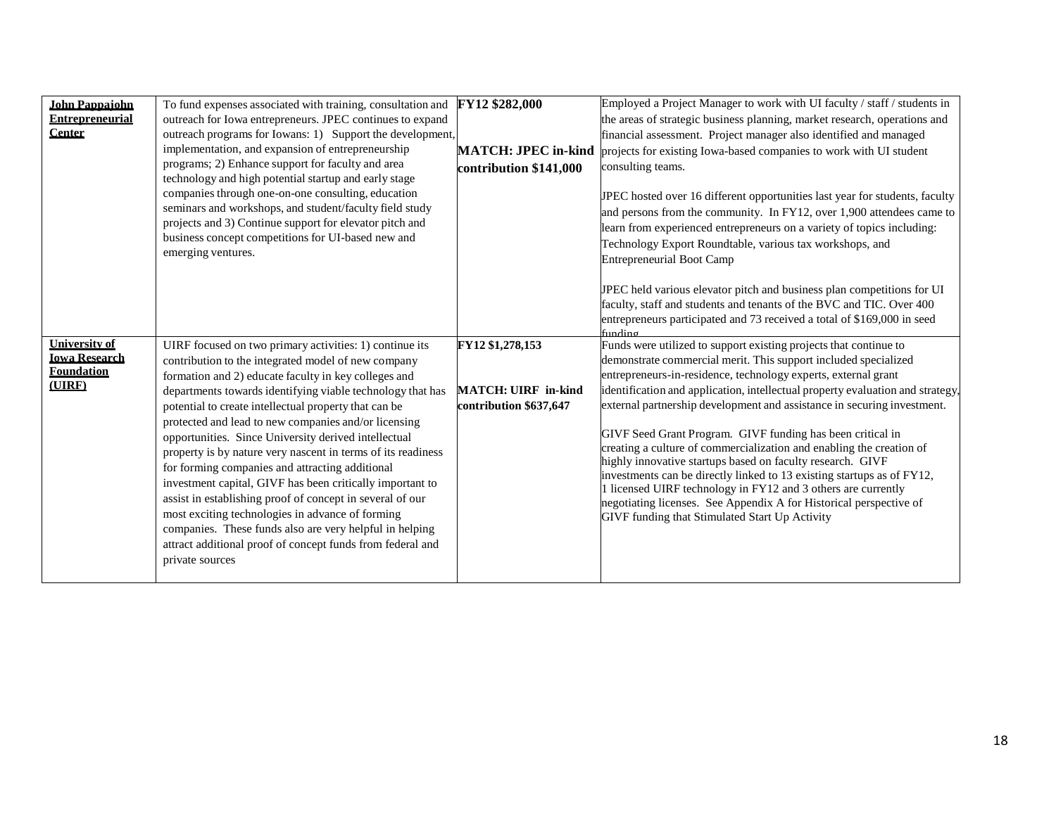| | | | |
|---|---|---|---|
| **John Pappajohn Entrepreneurial Center** | To fund expenses associated with training, consultation and outreach for Iowa entrepreneurs. JPEC continues to expand outreach programs for Iowans: 1) Support the development, implementation, and expansion of entrepreneurship programs; 2) Enhance support for faculty and area technology and high potential startup and early stage companies through one-on-one consulting, education seminars and workshops, and student/faculty field study projects and 3) Continue support for elevator pitch and business concept competitions for UI-based new and emerging ventures. | **FY12 $282,000**<br><br>**MATCH: JPEC in-kind contribution $141,000** | Employed a Project Manager to work with UI faculty / staff / students in the areas of strategic business planning, market research, operations and financial assessment. Project manager also identified and managed projects for existing Iowa-based companies to work with UI student consulting teams.<br><br>JPEC hosted over 16 different opportunities last year for students, faculty and persons from the community. In FY12, over 1,900 attendees came to learn from experienced entrepreneurs on a variety of topics including: Technology Export Roundtable, various tax workshops, and Entrepreneurial Boot Camp<br><br>JPEC held various elevator pitch and business plan competitions for UI faculty, staff and students and tenants of the BVC and TIC. Over 400 entrepreneurs participated and 73 received a total of $169,000 in seed funding |
| **University of Iowa Research Foundation (UIRF)** | UIRF focused on two primary activities: 1) continue its contribution to the integrated model of new company formation and 2) educate faculty in key colleges and departments towards identifying viable technology that has potential to create intellectual property that can be protected and lead to new companies and/or licensing opportunities. Since University derived intellectual property is by nature very nascent in terms of its readiness for forming companies and attracting additional investment capital, GIVF has been critically important to assist in establishing proof of concept in several of our most exciting technologies in advance of forming companies. These funds also are very helpful in helping attract additional proof of concept funds from federal and private sources | **FY12 $1,278,153**<br><br>**MATCH: UIRF in-kind contribution $637,647** | Funds were utilized to support existing projects that continue to demonstrate commercial merit. This support included specialized entrepreneurs-in-residence, technology experts, external grant identification and application, intellectual property evaluation and strategy, external partnership development and assistance in securing investment.<br><br>GIVF Seed Grant Program. GIVF funding has been critical in creating a culture of commercialization and enabling the creation of highly innovative startups based on faculty research. GIVF investments can be directly linked to 13 existing startups as of FY12, 1 licensed UIRF technology in FY12 and 3 others are currently negotiating licenses. See Appendix A for Historical perspective of GIVF funding that Stimulated Start Up Activity |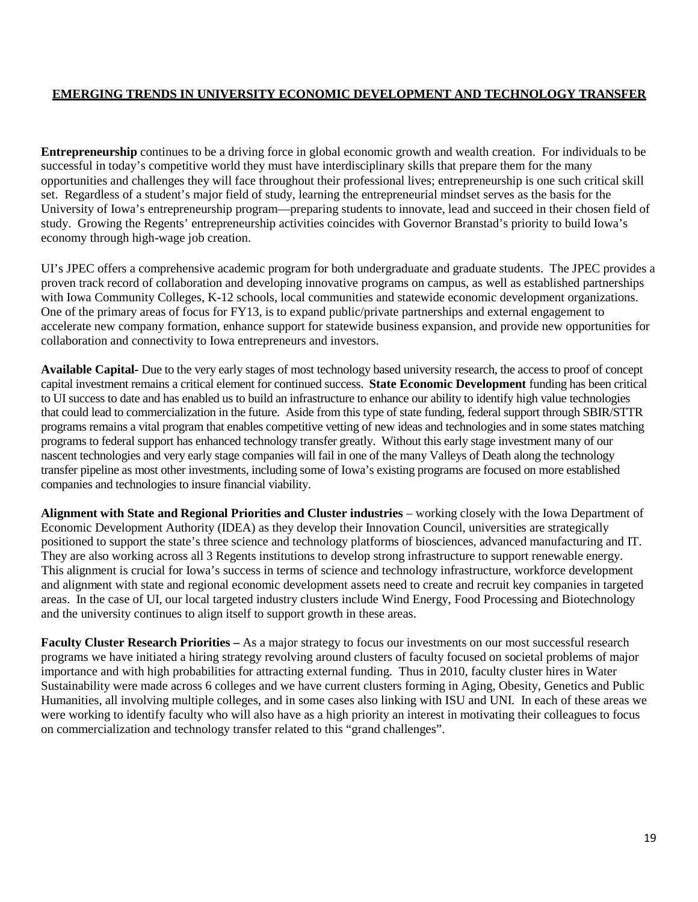## EMERGING TRENDS IN UNIVERSITY ECONOMIC DEVELOPMENT AND TECHNOLOGY TRANSFER

**Entrepreneurship** continues to be a driving force in global economic growth and wealth creation. For individuals to be successful in today's competitive world they must have interdisciplinary skills that prepare them for the many opportunities and challenges they will face throughout their professional lives; entrepreneurship is one such critical skill set. Regardless of a student's major field of study, learning the entrepreneurial mindset serves as the basis for the University of Iowa's entrepreneurship program—preparing students to innovate, lead and succeed in their chosen field of study. Growing the Regents' entrepreneurship activities coincides with Governor Branstad's priority to build Iowa's economy through high-wage job creation.

UI's JPEC offers a comprehensive academic program for both undergraduate and graduate students. The JPEC provides a proven track record of collaboration and developing innovative programs on campus, as well as established partnerships with Iowa Community Colleges, K-12 schools, local communities and statewide economic development organizations. One of the primary areas of focus for FY13, is to expand public/private partnerships and external engagement to accelerate new company formation, enhance support for statewide business expansion, and provide new opportunities for collaboration and connectivity to Iowa entrepreneurs and investors.

**Available Capital**- Due to the very early stages of most technology based university research, the access to proof of concept capital investment remains a critical element for continued success. **State Economic Development** funding has been critical to UI success to date and has enabled us to build an infrastructure to enhance our ability to identify high value technologies that could lead to commercialization in the future. Aside from this type of state funding, federal support through SBIR/STTR programs remains a vital program that enables competitive vetting of new ideas and technologies and in some states matching programs to federal support has enhanced technology transfer greatly. Without this early stage investment many of our nascent technologies and very early stage companies will fail in one of the many Valleys of Death along the technology transfer pipeline as most other investments, including some of Iowa's existing programs are focused on more established companies and technologies to insure financial viability.

**Alignment with State and Regional Priorities and Cluster industries** – working closely with the Iowa Department of Economic Development Authority (IDEA) as they develop their Innovation Council, universities are strategically positioned to support the state's three science and technology platforms of biosciences, advanced manufacturing and IT. They are also working across all 3 Regents institutions to develop strong infrastructure to support renewable energy. This alignment is crucial for Iowa's success in terms of science and technology infrastructure, workforce development and alignment with state and regional economic development assets need to create and recruit key companies in targeted areas. In the case of UI, our local targeted industry clusters include Wind Energy, Food Processing and Biotechnology and the university continues to align itself to support growth in these areas.

**Faculty Cluster Research Priorities –** As a major strategy to focus our investments on our most successful research programs we have initiated a hiring strategy revolving around clusters of faculty focused on societal problems of major importance and with high probabilities for attracting external funding. Thus in 2010, faculty cluster hires in Water Sustainability were made across 6 colleges and we have current clusters forming in Aging, Obesity, Genetics and Public Humanities, all involving multiple colleges, and in some cases also linking with ISU and UNI. In each of these areas we were working to identify faculty who will also have as a high priority an interest in motivating their colleagues to focus on commercialization and technology transfer related to this "grand challenges".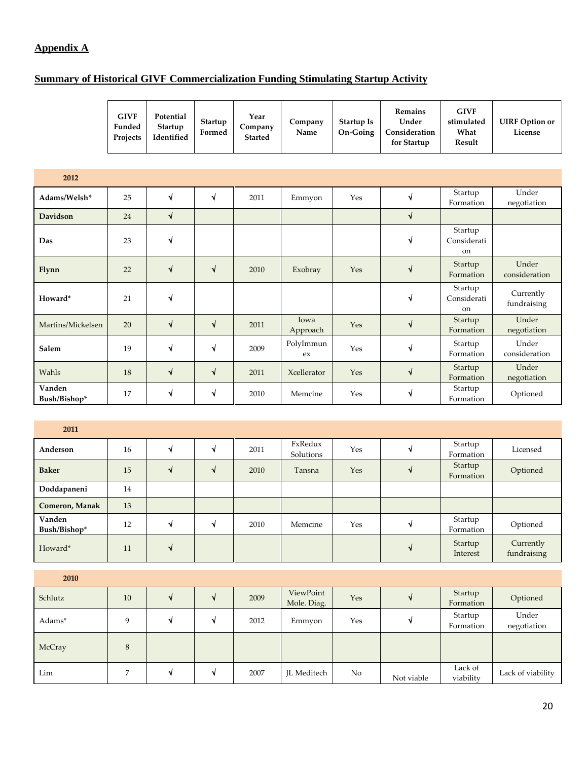## Appendix A

## Summary of Historical GIVF Commercialization Funding Stimulating Startup Activity

| | GIVF Funded Projects | Potential Startup Identified | Startup Formed | Year Company Started | Company Name | Startup Is On-Going | Remains Under Consideration for Startup | GIVF stimulated What Result | UIRF Option or License |
|---|---|---|---|---|---|---|---|---|---|
| **2012** | | | | | | | | | |
| **Adams/Welsh*** | 25 | √ | √ | 2011 | Emmyon | Yes | √ | Startup Formation | Under negotiation |
| **Davidson** | 24 | √ | | | | | √ | | |
| **Das** | 23 | √ | | | | | √ | Startup Consideration | |
| **Flynn** | 22 | √ | √ | 2010 | Exobray | Yes | √ | Startup Formation | Under consideration |
| **Howard*** | 21 | √ | | | | | √ | Startup Consideration | Currently fundraising |
| Martins/Mickelsen | 20 | √ | √ | 2011 | Iowa Approach | Yes | √ | Startup Formation | Under negotiation |
| **Salem** | 19 | √ | √ | 2009 | PolyImmunex | Yes | √ | Startup Formation | Under consideration |
| Wahls | 18 | √ | √ | 2011 | Xcellerator | Yes | √ | Startup Formation | Under negotiation |
| **Vanden Bush/Bishop*** | 17 | √ | √ | 2010 | Memcine | Yes | √ | Startup Formation | Optioned |
| **2011** | | | | | | | | | |
| **Anderson** | 16 | √ | √ | 2011 | FxRedux Solutions | Yes | √ | Startup Formation | Licensed |
| **Baker** | 15 | √ | √ | 2010 | Tansna | Yes | √ | Startup Formation | Optioned |
| **Doddapaneni** | 14 | | | | | | | | |
| **Comeron, Manak** | 13 | | | | | | | | |
| **Vanden Bush/Bishop*** | 12 | √ | √ | 2010 | Memcine | Yes | √ | Startup Formation | Optioned |
| Howard* | 11 | √ | | | | | √ | Startup Interest | Currently fundraising |
| **2010** | | | | | | | | | |
| Schlutz | 10 | √ | √ | 2009 | ViewPoint Mole. Diag. | Yes | √ | Startup Formation | Optioned |
| Adams* | 9 | √ | √ | 2012 | Emmyon | Yes | √ | Startup Formation | Under negotiation |
| McCray | 8 | | | | | | | | |
| Lim | 7 | √ | √ | 2007 | JL Meditech | No | Not viable | Lack of viability | Lack of viability |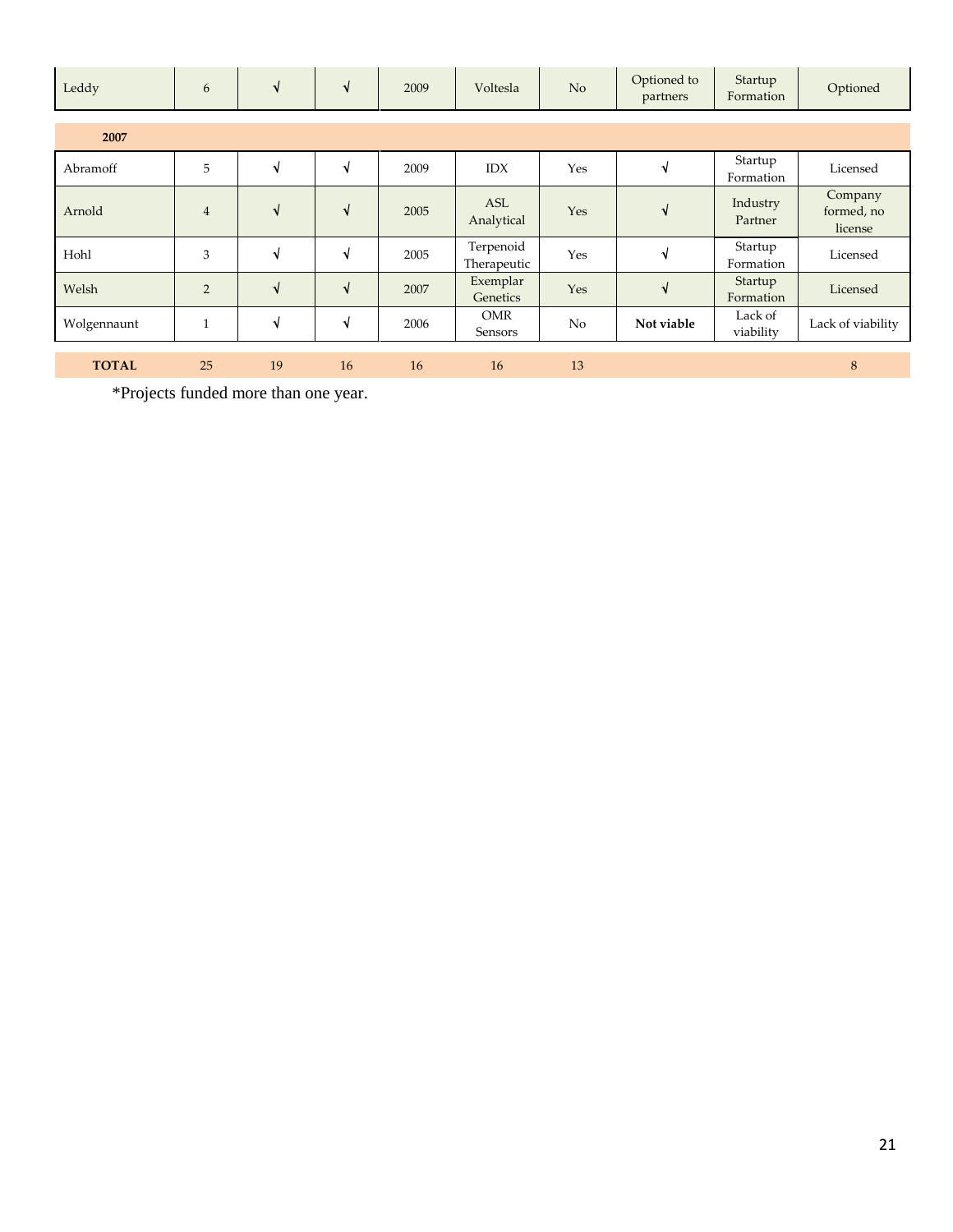| | | | | | | | | | |
|---|---|---|---|---|---|---|---|---|---|
| Leddy | 6 | √ | √ | 2009 | Voltesla | No | Optioned to partners | Startup Formation | Optioned |
| **2007** | | | | | | | | | |
| Abramoff | 5 | √ | √ | 2009 | IDX | Yes | √ | Startup Formation | Licensed |
| Arnold | 4 | √ | √ | 2005 | ASL Analytical | Yes | √ | Industry Partner | Company formed, no license |
| Hohl | 3 | √ | √ | 2005 | Terpenoid Therapeutic | Yes | √ | Startup Formation | Licensed |
| Welsh | 2 | √ | √ | 2007 | Exemplar Genetics | Yes | √ | Startup Formation | Licensed |
| Wolgennaunt | 1 | √ | √ | 2006 | OMR Sensors | No | **Not viable** | Lack of viability | Lack of viability |
| **TOTAL** | 25 | 19 | 16 | 16 | 16 | 13 | | | 8 |

*Projects funded more than one year.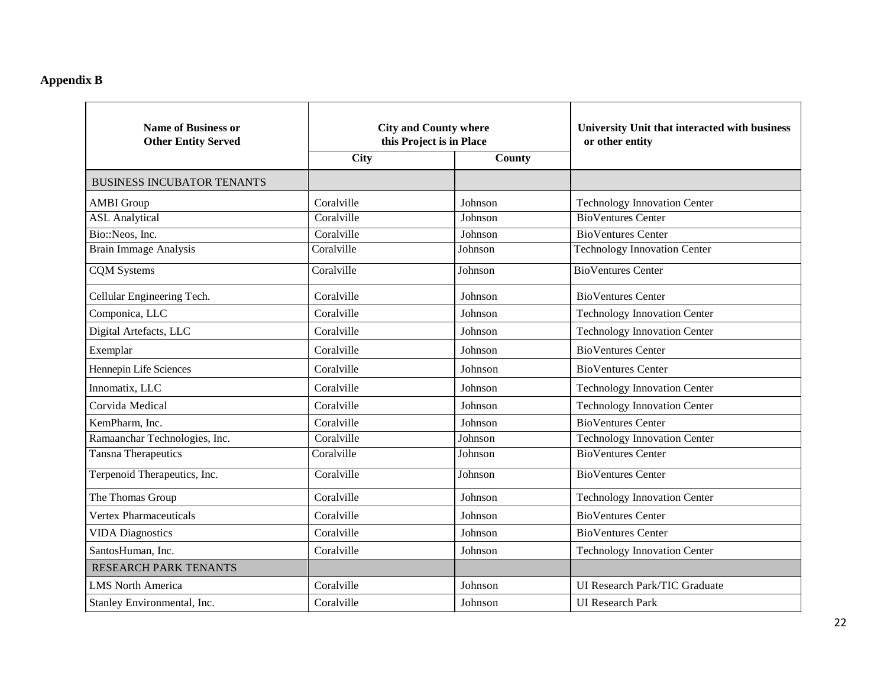**Appendix B**

| Name of Business or Other Entity Served | City and County where this Project is in Place | | University Unit that interacted with business or other entity |
|---|---|---|---|
| | City | County | |
| BUSINESS INCUBATOR TENANTS | | | |
| AMBI Group | Coralville | Johnson | Technology Innovation Center |
| ASL Analytical | Coralville | Johnson | BioVentures Center |
| Bio::Neos, Inc. | Coralville | Johnson | BioVentures Center |
| Brain Immage Analysis | Coralville | Johnson | Technology Innovation Center |
| CQM Systems | Coralville | Johnson | BioVentures Center |
| Cellular Engineering Tech. | Coralville | Johnson | BioVentures Center |
| Componica, LLC | Coralville | Johnson | Technology Innovation Center |
| Digital Artefacts, LLC | Coralville | Johnson | Technology Innovation Center |
| Exemplar | Coralville | Johnson | BioVentures Center |
| Hennepin Life Sciences | Coralville | Johnson | BioVentures Center |
| Innomatix, LLC | Coralville | Johnson | Technology Innovation Center |
| Corvida Medical | Coralville | Johnson | Technology Innovation Center |
| KemPharm, Inc. | Coralville | Johnson | BioVentures Center |
| Ramaanchar Technologies, Inc. | Coralville | Johnson | Technology Innovation Center |
| Tansna Therapeutics | Coralville | Johnson | BioVentures Center |
| Terpenoid Therapeutics, Inc. | Coralville | Johnson | BioVentures Center |
| The Thomas Group | Coralville | Johnson | Technology Innovation Center |
| Vertex Pharmaceuticals | Coralville | Johnson | BioVentures Center |
| VIDA Diagnostics | Coralville | Johnson | BioVentures Center |
| SantosHuman, Inc. | Coralville | Johnson | Technology Innovation Center |
| RESEARCH PARK TENANTS | | | |
| LMS North America | Coralville | Johnson | UI Research Park/TIC Graduate |
| Stanley Environmental, Inc. | Coralville | Johnson | UI Research Park |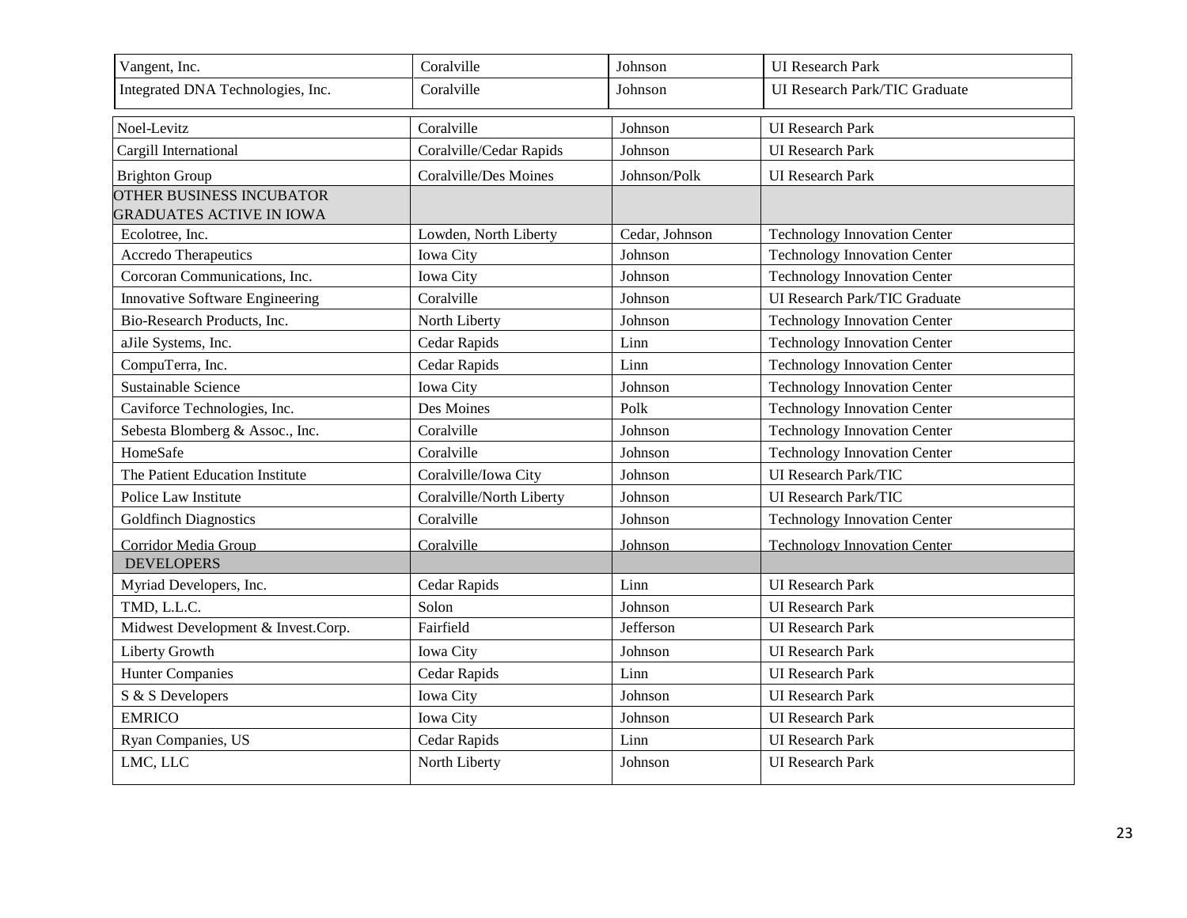| | | | |
|---|---|---|---|
| Vangent, Inc. | Coralville | Johnson | UI Research Park |
| Integrated DNA Technologies, Inc. | Coralville | Johnson | UI Research Park/TIC Graduate |
| Noel-Levitz | Coralville | Johnson | UI Research Park |
| Cargill International | Coralville/Cedar Rapids | Johnson | UI Research Park |
| Brighton Group | Coralville/Des Moines | Johnson/Polk | UI Research Park |
| OTHER BUSINESS INCUBATOR GRADUATES ACTIVE IN IOWA | | | |
| Ecolotree, Inc. | Lowden, North Liberty | Cedar, Johnson | Technology Innovation Center |
| Accredo Therapeutics | Iowa City | Johnson | Technology Innovation Center |
| Corcoran Communications, Inc. | Iowa City | Johnson | Technology Innovation Center |
| Innovative Software Engineering | Coralville | Johnson | UI Research Park/TIC Graduate |
| Bio-Research Products, Inc. | North Liberty | Johnson | Technology Innovation Center |
| aJile Systems, Inc. | Cedar Rapids | Linn | Technology Innovation Center |
| CompuTerra, Inc. | Cedar Rapids | Linn | Technology Innovation Center |
| Sustainable Science | Iowa City | Johnson | Technology Innovation Center |
| Caviforce Technologies, Inc. | Des Moines | Polk | Technology Innovation Center |
| Sebesta Blomberg & Assoc., Inc. | Coralville | Johnson | Technology Innovation Center |
| HomeSafe | Coralville | Johnson | Technology Innovation Center |
| The Patient Education Institute | Coralville/Iowa City | Johnson | UI Research Park/TIC |
| Police Law Institute | Coralville/North Liberty | Johnson | UI Research Park/TIC |
| Goldfinch Diagnostics | Coralville | Johnson | Technology Innovation Center |
| Corridor Media Group | Coralville | Johnson | Technology Innovation Center |
| DEVELOPERS | | | |
| Myriad Developers, Inc. | Cedar Rapids | Linn | UI Research Park |
| TMD, L.L.C. | Solon | Johnson | UI Research Park |
| Midwest Development & Invest.Corp. | Fairfield | Jefferson | UI Research Park |
| Liberty Growth | Iowa City | Johnson | UI Research Park |
| Hunter Companies | Cedar Rapids | Linn | UI Research Park |
| S & S Developers | Iowa City | Johnson | UI Research Park |
| EMRICO | Iowa City | Johnson | UI Research Park |
| Ryan Companies, US | Cedar Rapids | Linn | UI Research Park |
| LMC, LLC | North Liberty | Johnson | UI Research Park |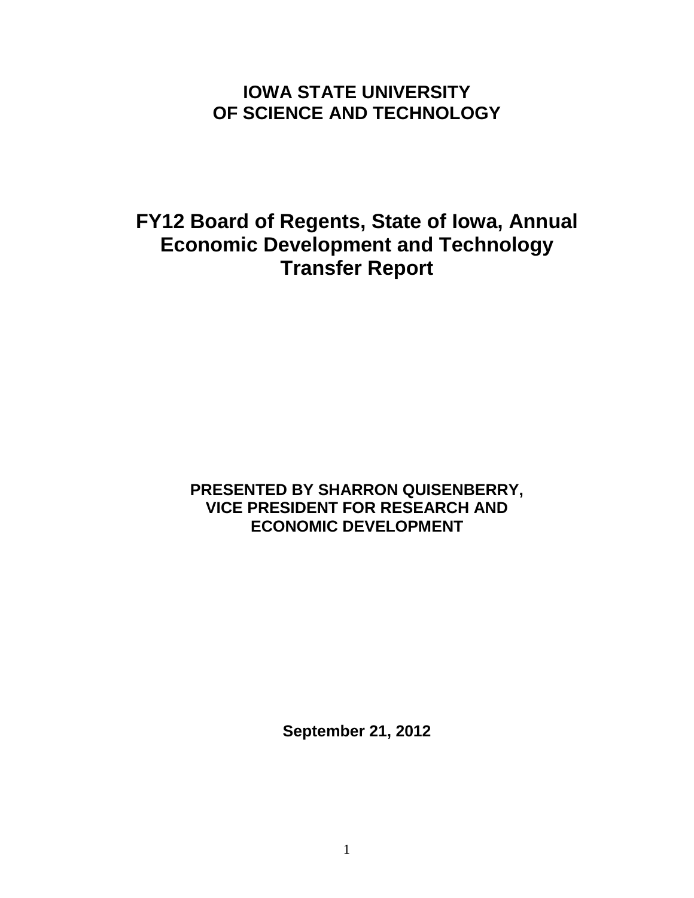# IOWA STATE UNIVERSITY OF SCIENCE AND TECHNOLOGY

# FY12 Board of Regents, State of Iowa, Annual Economic Development and Technology Transfer Report

**PRESENTED BY SHARRON QUISENBERRY, VICE PRESIDENT FOR RESEARCH AND ECONOMIC DEVELOPMENT**

**September 21, 2012**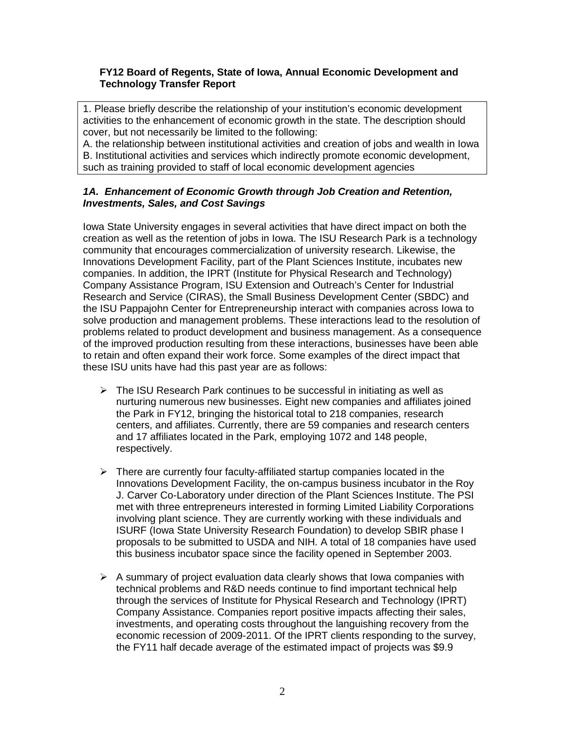**FY12 Board of Regents, State of Iowa, Annual Economic Development and Technology Transfer Report**

1. Please briefly describe the relationship of your institution's economic development activities to the enhancement of economic growth in the state. The description should cover, but not necessarily be limited to the following:
A. the relationship between institutional activities and creation of jobs and wealth in Iowa
B. Institutional activities and services which indirectly promote economic development, such as training provided to staff of local economic development agencies

### *1A. Enhancement of Economic Growth through Job Creation and Retention, Investments, Sales, and Cost Savings*

Iowa State University engages in several activities that have direct impact on both the creation as well as the retention of jobs in Iowa. The ISU Research Park is a technology community that encourages commercialization of university research. Likewise, the Innovations Development Facility, part of the Plant Sciences Institute, incubates new companies. In addition, the IPRT (Institute for Physical Research and Technology) Company Assistance Program, ISU Extension and Outreach's Center for Industrial Research and Service (CIRAS), the Small Business Development Center (SBDC) and the ISU Pappajohn Center for Entrepreneurship interact with companies across Iowa to solve production and management problems. These interactions lead to the resolution of problems related to product development and business management. As a consequence of the improved production resulting from these interactions, businesses have been able to retain and often expand their work force. Some examples of the direct impact that these ISU units have had this past year are as follows:

- The ISU Research Park continues to be successful in initiating as well as nurturing numerous new businesses. Eight new companies and affiliates joined the Park in FY12, bringing the historical total to 218 companies, research centers, and affiliates. Currently, there are 59 companies and research centers and 17 affiliates located in the Park, employing 1072 and 148 people, respectively.

- There are currently four faculty-affiliated startup companies located in the Innovations Development Facility, the on-campus business incubator in the Roy J. Carver Co-Laboratory under direction of the Plant Sciences Institute. The PSI met with three entrepreneurs interested in forming Limited Liability Corporations involving plant science. They are currently working with these individuals and ISURF (Iowa State University Research Foundation) to develop SBIR phase I proposals to be submitted to USDA and NIH. A total of 18 companies have used this business incubator space since the facility opened in September 2003.

- A summary of project evaluation data clearly shows that Iowa companies with technical problems and R&D needs continue to find important technical help through the services of Institute for Physical Research and Technology (IPRT) Company Assistance. Companies report positive impacts affecting their sales, investments, and operating costs throughout the languishing recovery from the economic recession of 2009-2011. Of the IPRT clients responding to the survey, the FY11 half decade average of the estimated impact of projects was $9.9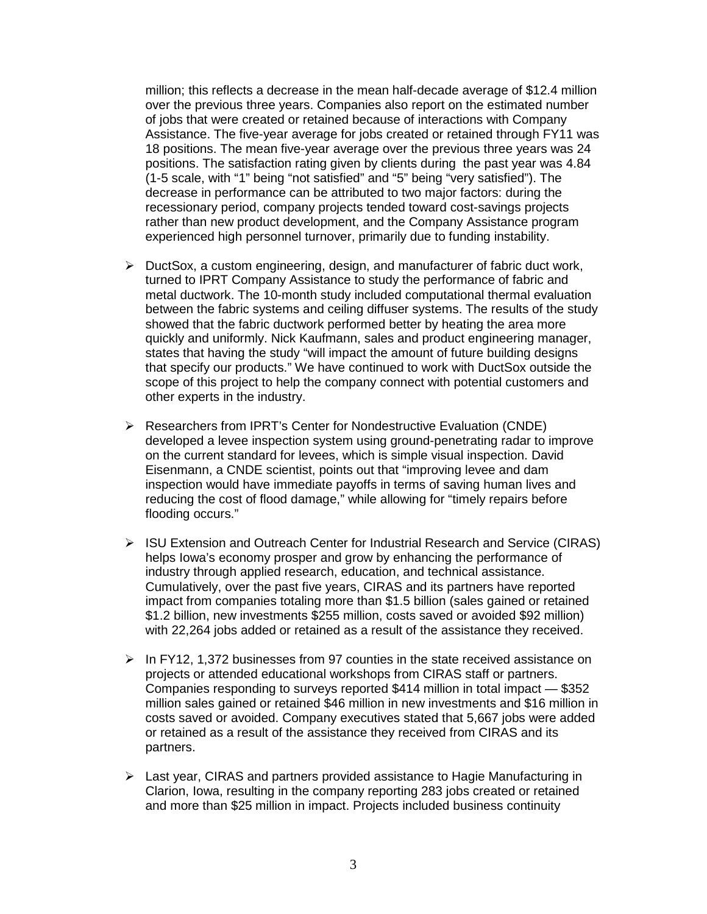million; this reflects a decrease in the mean half-decade average of $12.4 million over the previous three years. Companies also report on the estimated number of jobs that were created or retained because of interactions with Company Assistance. The five-year average for jobs created or retained through FY11 was 18 positions. The mean five-year average over the previous three years was 24 positions. The satisfaction rating given by clients during the past year was 4.84 (1-5 scale, with "1" being "not satisfied" and "5" being "very satisfied"). The decrease in performance can be attributed to two major factors: during the recessionary period, company projects tended toward cost-savings projects rather than new product development, and the Company Assistance program experienced high personnel turnover, primarily due to funding instability.

- DuctSox, a custom engineering, design, and manufacturer of fabric duct work, turned to IPRT Company Assistance to study the performance of fabric and metal ductwork. The 10-month study included computational thermal evaluation between the fabric systems and ceiling diffuser systems. The results of the study showed that the fabric ductwork performed better by heating the area more quickly and uniformly. Nick Kaufmann, sales and product engineering manager, states that having the study "will impact the amount of future building designs that specify our products." We have continued to work with DuctSox outside the scope of this project to help the company connect with potential customers and other experts in the industry.

- Researchers from IPRT's Center for Nondestructive Evaluation (CNDE) developed a levee inspection system using ground-penetrating radar to improve on the current standard for levees, which is simple visual inspection. David Eisenmann, a CNDE scientist, points out that "improving levee and dam inspection would have immediate payoffs in terms of saving human lives and reducing the cost of flood damage," while allowing for "timely repairs before flooding occurs."

- ISU Extension and Outreach Center for Industrial Research and Service (CIRAS) helps Iowa's economy prosper and grow by enhancing the performance of industry through applied research, education, and technical assistance. Cumulatively, over the past five years, CIRAS and its partners have reported impact from companies totaling more than $1.5 billion (sales gained or retained $1.2 billion, new investments $255 million, costs saved or avoided $92 million) with 22,264 jobs added or retained as a result of the assistance they received.

- In FY12, 1,372 businesses from 97 counties in the state received assistance on projects or attended educational workshops from CIRAS staff or partners. Companies responding to surveys reported $414 million in total impact — $352 million sales gained or retained $46 million in new investments and $16 million in costs saved or avoided. Company executives stated that 5,667 jobs were added or retained as a result of the assistance they received from CIRAS and its partners.

- Last year, CIRAS and partners provided assistance to Hagie Manufacturing in Clarion, Iowa, resulting in the company reporting 283 jobs created or retained and more than $25 million in impact. Projects included business continuity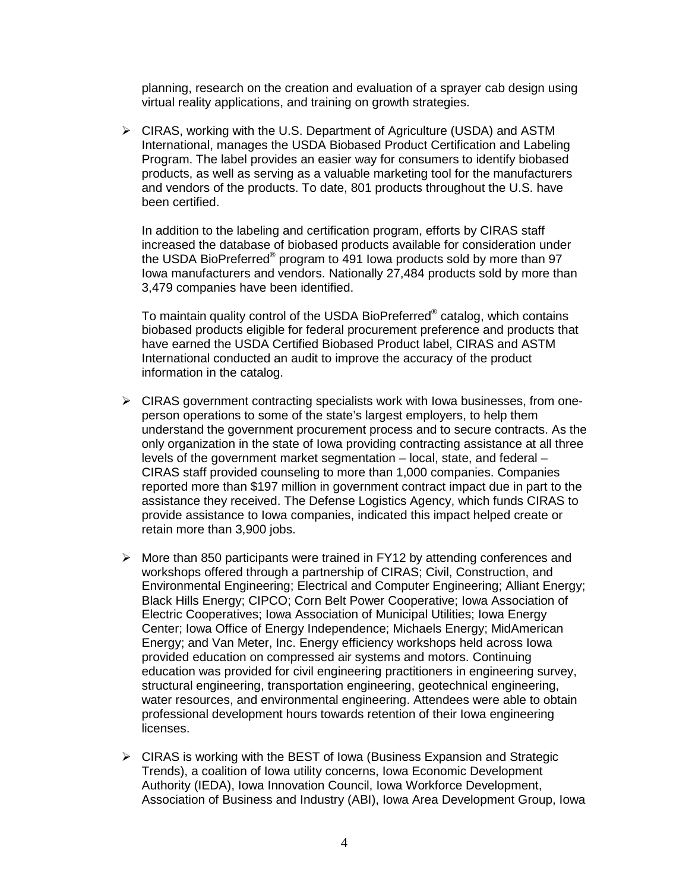planning, research on the creation and evaluation of a sprayer cab design using virtual reality applications, and training on growth strategies.

- CIRAS, working with the U.S. Department of Agriculture (USDA) and ASTM International, manages the USDA Biobased Product Certification and Labeling Program. The label provides an easier way for consumers to identify biobased products, as well as serving as a valuable marketing tool for the manufacturers and vendors of the products. To date, 801 products throughout the U.S. have been certified.

  In addition to the labeling and certification program, efforts by CIRAS staff increased the database of biobased products available for consideration under the USDA BioPreferred® program to 491 Iowa products sold by more than 97 Iowa manufacturers and vendors. Nationally 27,484 products sold by more than 3,479 companies have been identified.

  To maintain quality control of the USDA BioPreferred® catalog, which contains biobased products eligible for federal procurement preference and products that have earned the USDA Certified Biobased Product label, CIRAS and ASTM International conducted an audit to improve the accuracy of the product information in the catalog.

- CIRAS government contracting specialists work with Iowa businesses, from one-person operations to some of the state's largest employers, to help them understand the government procurement process and to secure contracts. As the only organization in the state of Iowa providing contracting assistance at all three levels of the government market segmentation – local, state, and federal – CIRAS staff provided counseling to more than 1,000 companies. Companies reported more than $197 million in government contract impact due in part to the assistance they received. The Defense Logistics Agency, which funds CIRAS to provide assistance to Iowa companies, indicated this impact helped create or retain more than 3,900 jobs.

- More than 850 participants were trained in FY12 by attending conferences and workshops offered through a partnership of CIRAS; Civil, Construction, and Environmental Engineering; Electrical and Computer Engineering; Alliant Energy; Black Hills Energy; CIPCO; Corn Belt Power Cooperative; Iowa Association of Electric Cooperatives; Iowa Association of Municipal Utilities; Iowa Energy Center; Iowa Office of Energy Independence; Michaels Energy; MidAmerican Energy; and Van Meter, Inc. Energy efficiency workshops held across Iowa provided education on compressed air systems and motors. Continuing education was provided for civil engineering practitioners in engineering survey, structural engineering, transportation engineering, geotechnical engineering, water resources, and environmental engineering. Attendees were able to obtain professional development hours towards retention of their Iowa engineering licenses.

- CIRAS is working with the BEST of Iowa (Business Expansion and Strategic Trends), a coalition of Iowa utility concerns, Iowa Economic Development Authority (IEDA), Iowa Innovation Council, Iowa Workforce Development, Association of Business and Industry (ABI), Iowa Area Development Group, Iowa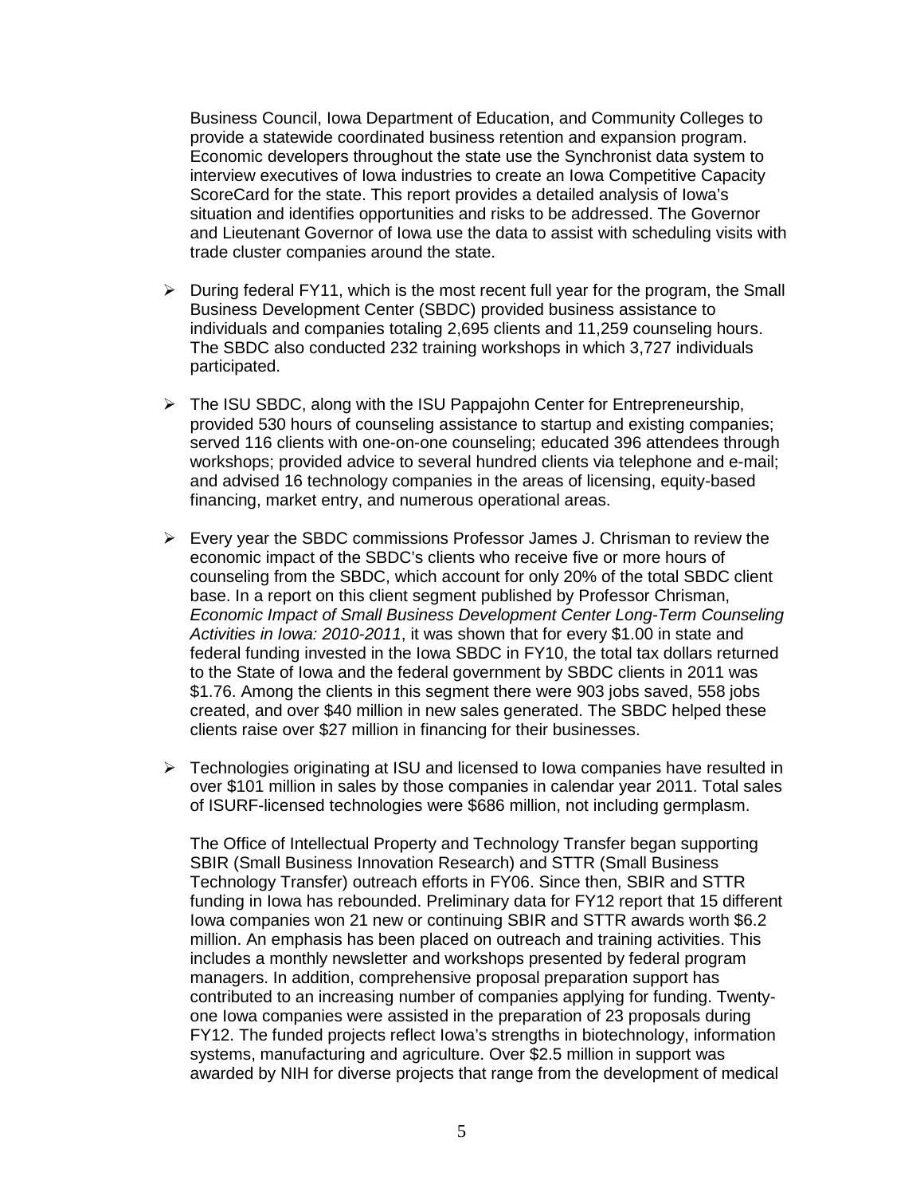Business Council, Iowa Department of Education, and Community Colleges to provide a statewide coordinated business retention and expansion program. Economic developers throughout the state use the Synchronist data system to interview executives of Iowa industries to create an Iowa Competitive Capacity ScoreCard for the state. This report provides a detailed analysis of Iowa's situation and identifies opportunities and risks to be addressed. The Governor and Lieutenant Governor of Iowa use the data to assist with scheduling visits with trade cluster companies around the state.

- During federal FY11, which is the most recent full year for the program, the Small Business Development Center (SBDC) provided business assistance to individuals and companies totaling 2,695 clients and 11,259 counseling hours. The SBDC also conducted 232 training workshops in which 3,727 individuals participated.

- The ISU SBDC, along with the ISU Pappajohn Center for Entrepreneurship, provided 530 hours of counseling assistance to startup and existing companies; served 116 clients with one-on-one counseling; educated 396 attendees through workshops; provided advice to several hundred clients via telephone and e-mail; and advised 16 technology companies in the areas of licensing, equity-based financing, market entry, and numerous operational areas.

- Every year the SBDC commissions Professor James J. Chrisman to review the economic impact of the SBDC's clients who receive five or more hours of counseling from the SBDC, which account for only 20% of the total SBDC client base. In a report on this client segment published by Professor Chrisman, *Economic Impact of Small Business Development Center Long-Term Counseling Activities in Iowa: 2010-2011*, it was shown that for every $1.00 in state and federal funding invested in the Iowa SBDC in FY10, the total tax dollars returned to the State of Iowa and the federal government by SBDC clients in 2011 was $1.76. Among the clients in this segment there were 903 jobs saved, 558 jobs created, and over $40 million in new sales generated. The SBDC helped these clients raise over $27 million in financing for their businesses.

- Technologies originating at ISU and licensed to Iowa companies have resulted in over $101 million in sales by those companies in calendar year 2011. Total sales of ISURF-licensed technologies were $686 million, not including germplasm.

  The Office of Intellectual Property and Technology Transfer began supporting SBIR (Small Business Innovation Research) and STTR (Small Business Technology Transfer) outreach efforts in FY06. Since then, SBIR and STTR funding in Iowa has rebounded. Preliminary data for FY12 report that 15 different Iowa companies won 21 new or continuing SBIR and STTR awards worth $6.2 million. An emphasis has been placed on outreach and training activities. This includes a monthly newsletter and workshops presented by federal program managers. In addition, comprehensive proposal preparation support has contributed to an increasing number of companies applying for funding. Twenty-one Iowa companies were assisted in the preparation of 23 proposals during FY12. The funded projects reflect Iowa's strengths in biotechnology, information systems, manufacturing and agriculture. Over $2.5 million in support was awarded by NIH for diverse projects that range from the development of medical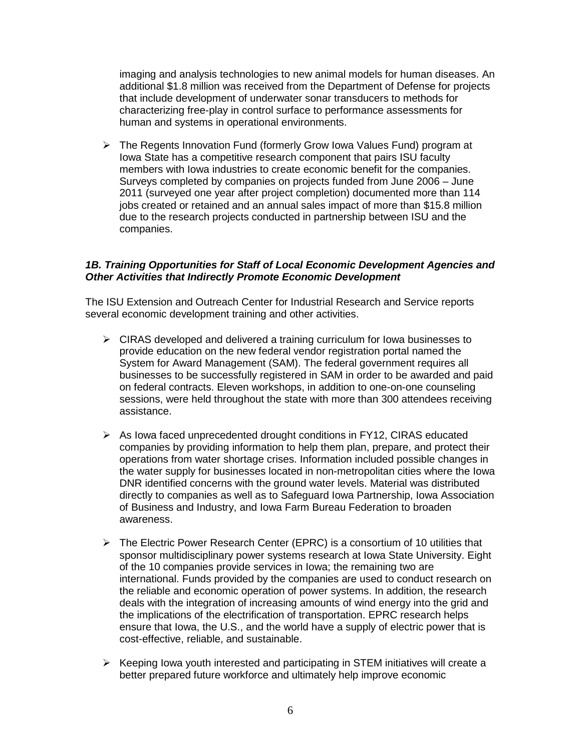imaging and analysis technologies to new animal models for human diseases. An additional $1.8 million was received from the Department of Defense for projects that include development of underwater sonar transducers to methods for characterizing free-play in control surface to performance assessments for human and systems in operational environments.

- The Regents Innovation Fund (formerly Grow Iowa Values Fund) program at Iowa State has a competitive research component that pairs ISU faculty members with Iowa industries to create economic benefit for the companies. Surveys completed by companies on projects funded from June 2006 – June 2011 (surveyed one year after project completion) documented more than 114 jobs created or retained and an annual sales impact of more than $15.8 million due to the research projects conducted in partnership between ISU and the companies.

### *1B. Training Opportunities for Staff of Local Economic Development Agencies and Other Activities that Indirectly Promote Economic Development*

The ISU Extension and Outreach Center for Industrial Research and Service reports several economic development training and other activities.

- CIRAS developed and delivered a training curriculum for Iowa businesses to provide education on the new federal vendor registration portal named the System for Award Management (SAM). The federal government requires all businesses to be successfully registered in SAM in order to be awarded and paid on federal contracts. Eleven workshops, in addition to one-on-one counseling sessions, were held throughout the state with more than 300 attendees receiving assistance.

- As Iowa faced unprecedented drought conditions in FY12, CIRAS educated companies by providing information to help them plan, prepare, and protect their operations from water shortage crises. Information included possible changes in the water supply for businesses located in non-metropolitan cities where the Iowa DNR identified concerns with the ground water levels. Material was distributed directly to companies as well as to Safeguard Iowa Partnership, Iowa Association of Business and Industry, and Iowa Farm Bureau Federation to broaden awareness.

- The Electric Power Research Center (EPRC) is a consortium of 10 utilities that sponsor multidisciplinary power systems research at Iowa State University. Eight of the 10 companies provide services in Iowa; the remaining two are international. Funds provided by the companies are used to conduct research on the reliable and economic operation of power systems. In addition, the research deals with the integration of increasing amounts of wind energy into the grid and the implications of the electrification of transportation. EPRC research helps ensure that Iowa, the U.S., and the world have a supply of electric power that is cost-effective, reliable, and sustainable.

- Keeping Iowa youth interested and participating in STEM initiatives will create a better prepared future workforce and ultimately help improve economic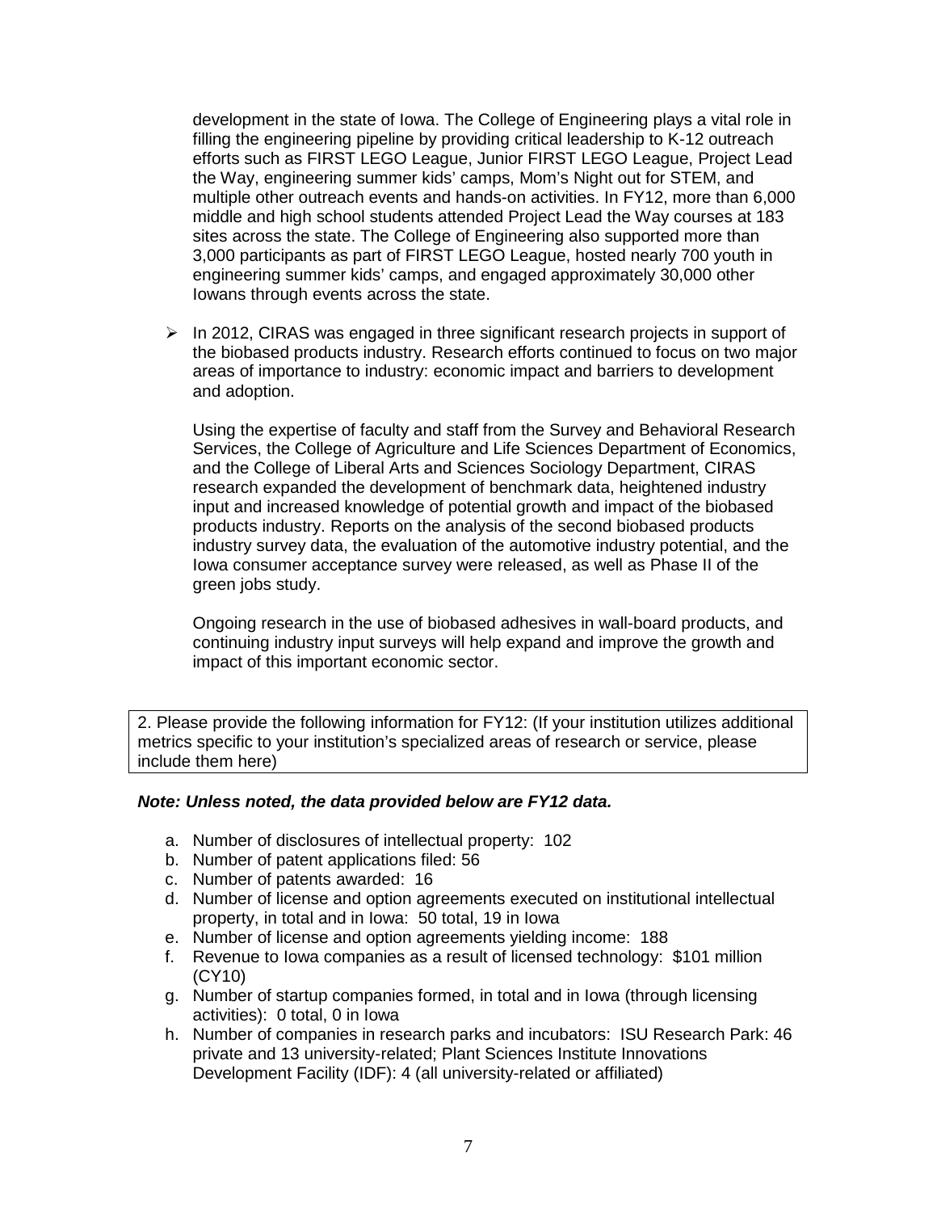development in the state of Iowa. The College of Engineering plays a vital role in filling the engineering pipeline by providing critical leadership to K-12 outreach efforts such as FIRST LEGO League, Junior FIRST LEGO League, Project Lead the Way, engineering summer kids' camps, Mom's Night out for STEM, and multiple other outreach events and hands-on activities. In FY12, more than 6,000 middle and high school students attended Project Lead the Way courses at 183 sites across the state. The College of Engineering also supported more than 3,000 participants as part of FIRST LEGO League, hosted nearly 700 youth in engineering summer kids' camps, and engaged approximately 30,000 other Iowans through events across the state.

- In 2012, CIRAS was engaged in three significant research projects in support of the biobased products industry. Research efforts continued to focus on two major areas of importance to industry: economic impact and barriers to development and adoption.

  Using the expertise of faculty and staff from the Survey and Behavioral Research Services, the College of Agriculture and Life Sciences Department of Economics, and the College of Liberal Arts and Sciences Sociology Department, CIRAS research expanded the development of benchmark data, heightened industry input and increased knowledge of potential growth and impact of the biobased products industry. Reports on the analysis of the second biobased products industry survey data, the evaluation of the automotive industry potential, and the Iowa consumer acceptance survey were released, as well as Phase II of the green jobs study.

  Ongoing research in the use of biobased adhesives in wall-board products, and continuing industry input surveys will help expand and improve the growth and impact of this important economic sector.

2. Please provide the following information for FY12: (If your institution utilizes additional metrics specific to your institution's specialized areas of research or service, please include them here)

***Note: Unless noted, the data provided below are FY12 data.***

a. Number of disclosures of intellectual property: 102
b. Number of patent applications filed: 56
c. Number of patents awarded: 16
d. Number of license and option agreements executed on institutional intellectual property, in total and in Iowa: 50 total, 19 in Iowa
e. Number of license and option agreements yielding income: 188
f. Revenue to Iowa companies as a result of licensed technology: $101 million (CY10)
g. Number of startup companies formed, in total and in Iowa (through licensing activities): 0 total, 0 in Iowa
h. Number of companies in research parks and incubators: ISU Research Park: 46 private and 13 university-related; Plant Sciences Institute Innovations Development Facility (IDF): 4 (all university-related or affiliated)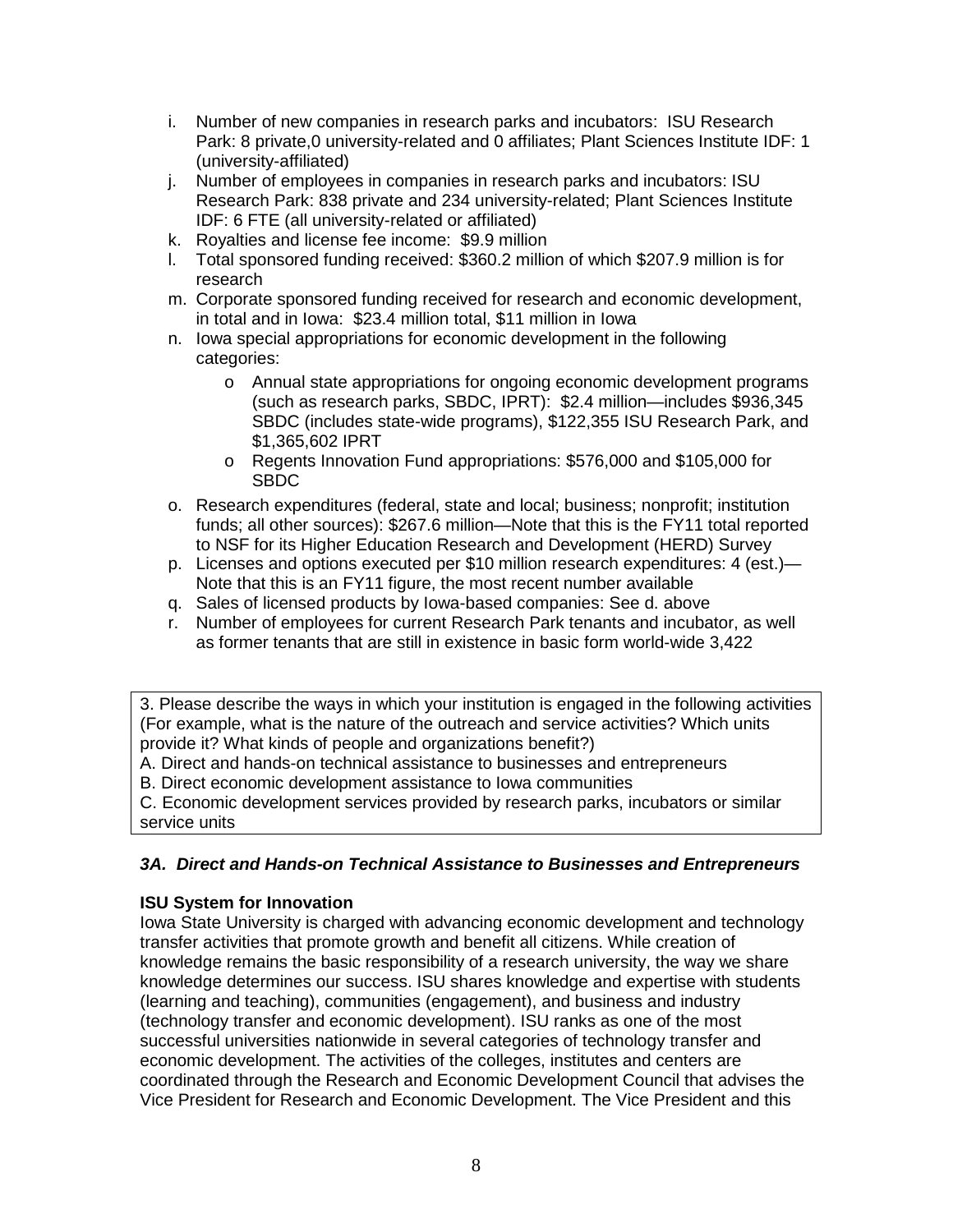i. Number of new companies in research parks and incubators: ISU Research Park: 8 private,0 university-related and 0 affiliates; Plant Sciences Institute IDF: 1 (university-affiliated)
j. Number of employees in companies in research parks and incubators: ISU Research Park: 838 private and 234 university-related; Plant Sciences Institute IDF: 6 FTE (all university-related or affiliated)
k. Royalties and license fee income: $9.9 million
l. Total sponsored funding received: $360.2 million of which $207.9 million is for research
m. Corporate sponsored funding received for research and economic development, in total and in Iowa: $23.4 million total, $11 million in Iowa
n. Iowa special appropriations for economic development in the following categories:
    - Annual state appropriations for ongoing economic development programs (such as research parks, SBDC, IPRT): $2.4 million—includes $936,345 SBDC (includes state-wide programs), $122,355 ISU Research Park, and $1,365,602 IPRT
    - Regents Innovation Fund appropriations: $576,000 and $105,000 for SBDC
o. Research expenditures (federal, state and local; business; nonprofit; institution funds; all other sources): $267.6 million—Note that this is the FY11 total reported to NSF for its Higher Education Research and Development (HERD) Survey
p. Licenses and options executed per $10 million research expenditures: 4 (est.)—Note that this is an FY11 figure, the most recent number available
q. Sales of licensed products by Iowa-based companies: See d. above
r. Number of employees for current Research Park tenants and incubator, as well as former tenants that are still in existence in basic form world-wide 3,422

3. Please describe the ways in which your institution is engaged in the following activities (For example, what is the nature of the outreach and service activities? Which units provide it? What kinds of people and organizations benefit?)
A. Direct and hands-on technical assistance to businesses and entrepreneurs
B. Direct economic development assistance to Iowa communities
C. Economic development services provided by research parks, incubators or similar service units

### *3A. Direct and Hands-on Technical Assistance to Businesses and Entrepreneurs*

**ISU System for Innovation**

Iowa State University is charged with advancing economic development and technology transfer activities that promote growth and benefit all citizens. While creation of knowledge remains the basic responsibility of a research university, the way we share knowledge determines our success. ISU shares knowledge and expertise with students (learning and teaching), communities (engagement), and business and industry (technology transfer and economic development). ISU ranks as one of the most successful universities nationwide in several categories of technology transfer and economic development. The activities of the colleges, institutes and centers are coordinated through the Research and Economic Development Council that advises the Vice President for Research and Economic Development. The Vice President and this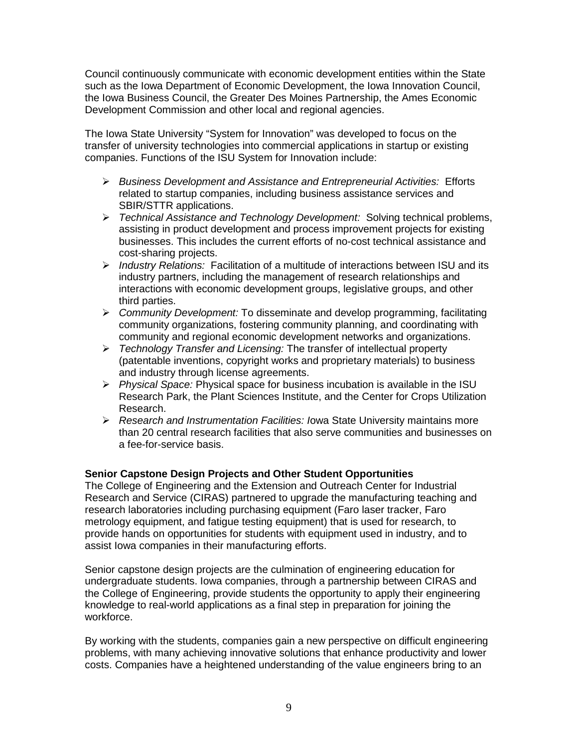Council continuously communicate with economic development entities within the State such as the Iowa Department of Economic Development, the Iowa Innovation Council, the Iowa Business Council, the Greater Des Moines Partnership, the Ames Economic Development Commission and other local and regional agencies.

The Iowa State University "System for Innovation" was developed to focus on the transfer of university technologies into commercial applications in startup or existing companies. Functions of the ISU System for Innovation include:

- *Business Development and Assistance and Entrepreneurial Activities:* Efforts related to startup companies, including business assistance services and SBIR/STTR applications.
- *Technical Assistance and Technology Development:* Solving technical problems, assisting in product development and process improvement projects for existing businesses. This includes the current efforts of no-cost technical assistance and cost-sharing projects.
- *Industry Relations:* Facilitation of a multitude of interactions between ISU and its industry partners, including the management of research relationships and interactions with economic development groups, legislative groups, and other third parties.
- *Community Development:* To disseminate and develop programming, facilitating community organizations, fostering community planning, and coordinating with community and regional economic development networks and organizations.
- *Technology Transfer and Licensing:* The transfer of intellectual property (patentable inventions, copyright works and proprietary materials) to business and industry through license agreements.
- *Physical Space:* Physical space for business incubation is available in the ISU Research Park, the Plant Sciences Institute, and the Center for Crops Utilization Research.
- *Research and Instrumentation Facilities:* Iowa State University maintains more than 20 central research facilities that also serve communities and businesses on a fee-for-service basis.

**Senior Capstone Design Projects and Other Student Opportunities**

The College of Engineering and the Extension and Outreach Center for Industrial Research and Service (CIRAS) partnered to upgrade the manufacturing teaching and research laboratories including purchasing equipment (Faro laser tracker, Faro metrology equipment, and fatigue testing equipment) that is used for research, to provide hands on opportunities for students with equipment used in industry, and to assist Iowa companies in their manufacturing efforts.

Senior capstone design projects are the culmination of engineering education for undergraduate students. Iowa companies, through a partnership between CIRAS and the College of Engineering, provide students the opportunity to apply their engineering knowledge to real-world applications as a final step in preparation for joining the workforce.

By working with the students, companies gain a new perspective on difficult engineering problems, with many achieving innovative solutions that enhance productivity and lower costs. Companies have a heightened understanding of the value engineers bring to an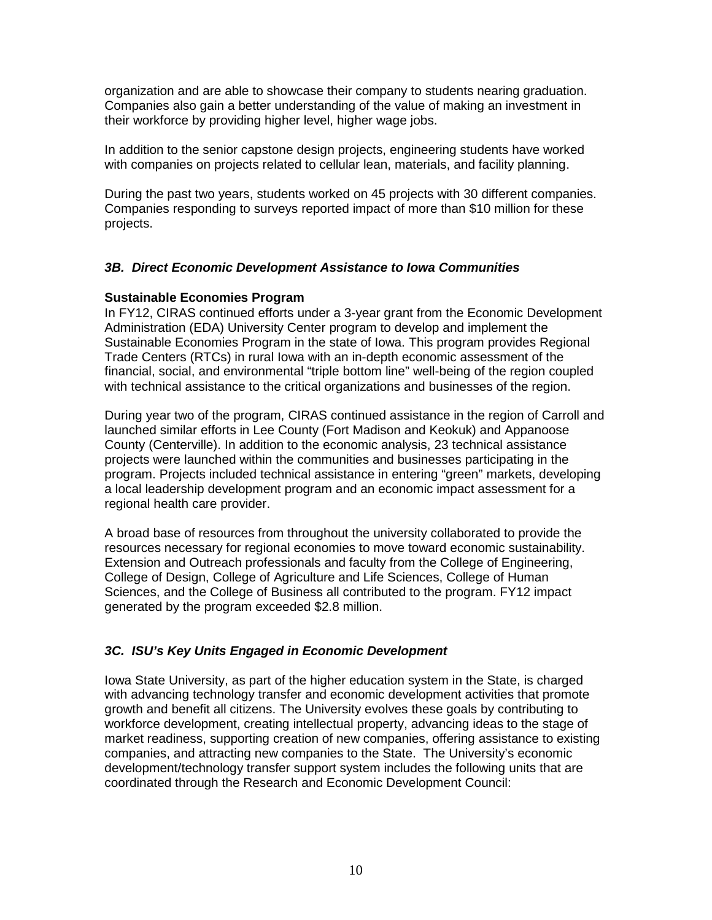organization and are able to showcase their company to students nearing graduation. Companies also gain a better understanding of the value of making an investment in their workforce by providing higher level, higher wage jobs.

In addition to the senior capstone design projects, engineering students have worked with companies on projects related to cellular lean, materials, and facility planning.

During the past two years, students worked on 45 projects with 30 different companies. Companies responding to surveys reported impact of more than $10 million for these projects.

### *3B. Direct Economic Development Assistance to Iowa Communities*

**Sustainable Economies Program**

In FY12, CIRAS continued efforts under a 3-year grant from the Economic Development Administration (EDA) University Center program to develop and implement the Sustainable Economies Program in the state of Iowa. This program provides Regional Trade Centers (RTCs) in rural Iowa with an in-depth economic assessment of the financial, social, and environmental "triple bottom line" well-being of the region coupled with technical assistance to the critical organizations and businesses of the region.

During year two of the program, CIRAS continued assistance in the region of Carroll and launched similar efforts in Lee County (Fort Madison and Keokuk) and Appanoose County (Centerville). In addition to the economic analysis, 23 technical assistance projects were launched within the communities and businesses participating in the program. Projects included technical assistance in entering "green" markets, developing a local leadership development program and an economic impact assessment for a regional health care provider.

A broad base of resources from throughout the university collaborated to provide the resources necessary for regional economies to move toward economic sustainability. Extension and Outreach professionals and faculty from the College of Engineering, College of Design, College of Agriculture and Life Sciences, College of Human Sciences, and the College of Business all contributed to the program. FY12 impact generated by the program exceeded $2.8 million.

### *3C. ISU's Key Units Engaged in Economic Development*

Iowa State University, as part of the higher education system in the State, is charged with advancing technology transfer and economic development activities that promote growth and benefit all citizens. The University evolves these goals by contributing to workforce development, creating intellectual property, advancing ideas to the stage of market readiness, supporting creation of new companies, offering assistance to existing companies, and attracting new companies to the State. The University's economic development/technology transfer support system includes the following units that are coordinated through the Research and Economic Development Council: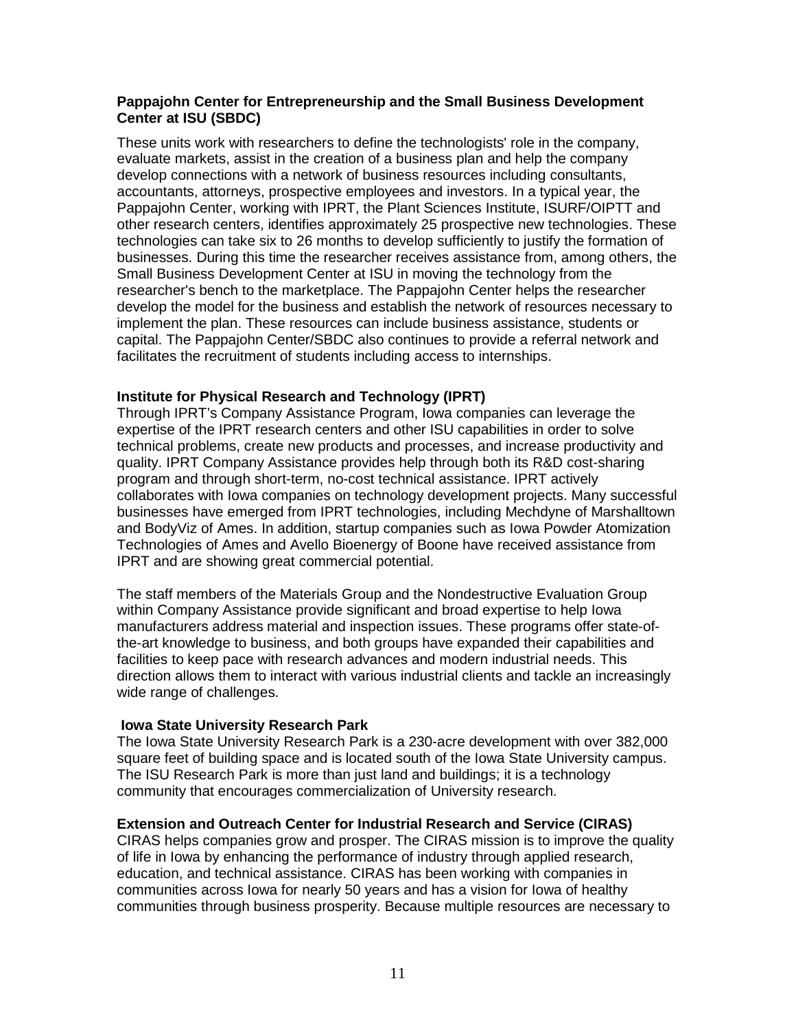**Pappajohn Center for Entrepreneurship and the Small Business Development Center at ISU (SBDC)**

These units work with researchers to define the technologists' role in the company, evaluate markets, assist in the creation of a business plan and help the company develop connections with a network of business resources including consultants, accountants, attorneys, prospective employees and investors. In a typical year, the Pappajohn Center, working with IPRT, the Plant Sciences Institute, ISURF/OIPTT and other research centers, identifies approximately 25 prospective new technologies. These technologies can take six to 26 months to develop sufficiently to justify the formation of businesses. During this time the researcher receives assistance from, among others, the Small Business Development Center at ISU in moving the technology from the researcher's bench to the marketplace. The Pappajohn Center helps the researcher develop the model for the business and establish the network of resources necessary to implement the plan. These resources can include business assistance, students or capital. The Pappajohn Center/SBDC also continues to provide a referral network and facilitates the recruitment of students including access to internships.

**Institute for Physical Research and Technology (IPRT)**

Through IPRT's Company Assistance Program, Iowa companies can leverage the expertise of the IPRT research centers and other ISU capabilities in order to solve technical problems, create new products and processes, and increase productivity and quality. IPRT Company Assistance provides help through both its R&D cost-sharing program and through short-term, no-cost technical assistance. IPRT actively collaborates with Iowa companies on technology development projects. Many successful businesses have emerged from IPRT technologies, including Mechdyne of Marshalltown and BodyViz of Ames. In addition, startup companies such as Iowa Powder Atomization Technologies of Ames and Avello Bioenergy of Boone have received assistance from IPRT and are showing great commercial potential.

The staff members of the Materials Group and the Nondestructive Evaluation Group within Company Assistance provide significant and broad expertise to help Iowa manufacturers address material and inspection issues. These programs offer state-of-the-art knowledge to business, and both groups have expanded their capabilities and facilities to keep pace with research advances and modern industrial needs. This direction allows them to interact with various industrial clients and tackle an increasingly wide range of challenges.

**Iowa State University Research Park**

The Iowa State University Research Park is a 230-acre development with over 382,000 square feet of building space and is located south of the Iowa State University campus. The ISU Research Park is more than just land and buildings; it is a technology community that encourages commercialization of University research.

**Extension and Outreach Center for Industrial Research and Service (CIRAS)**

CIRAS helps companies grow and prosper. The CIRAS mission is to improve the quality of life in Iowa by enhancing the performance of industry through applied research, education, and technical assistance. CIRAS has been working with companies in communities across Iowa for nearly 50 years and has a vision for Iowa of healthy communities through business prosperity. Because multiple resources are necessary to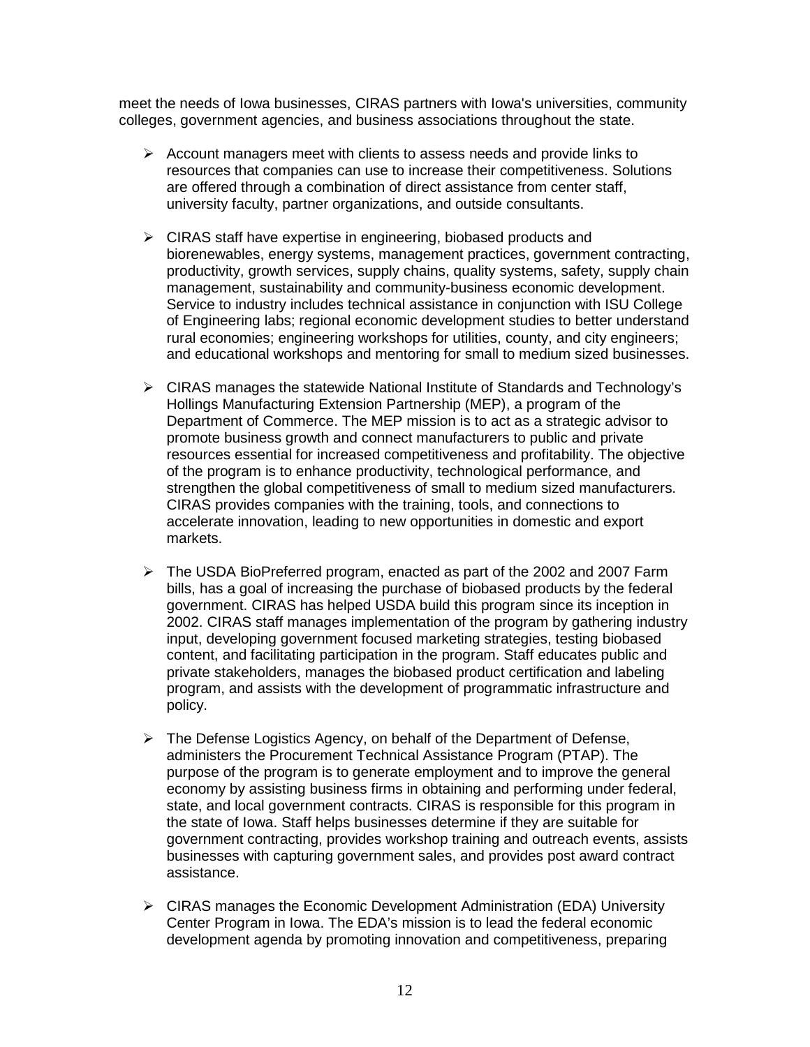meet the needs of Iowa businesses, CIRAS partners with Iowa's universities, community colleges, government agencies, and business associations throughout the state.

- Account managers meet with clients to assess needs and provide links to resources that companies can use to increase their competitiveness. Solutions are offered through a combination of direct assistance from center staff, university faculty, partner organizations, and outside consultants.

- CIRAS staff have expertise in engineering, biobased products and biorenewables, energy systems, management practices, government contracting, productivity, growth services, supply chains, quality systems, safety, supply chain management, sustainability and community-business economic development. Service to industry includes technical assistance in conjunction with ISU College of Engineering labs; regional economic development studies to better understand rural economies; engineering workshops for utilities, county, and city engineers; and educational workshops and mentoring for small to medium sized businesses.

- CIRAS manages the statewide National Institute of Standards and Technology's Hollings Manufacturing Extension Partnership (MEP), a program of the Department of Commerce. The MEP mission is to act as a strategic advisor to promote business growth and connect manufacturers to public and private resources essential for increased competitiveness and profitability. The objective of the program is to enhance productivity, technological performance, and strengthen the global competitiveness of small to medium sized manufacturers. CIRAS provides companies with the training, tools, and connections to accelerate innovation, leading to new opportunities in domestic and export markets.

- The USDA BioPreferred program, enacted as part of the 2002 and 2007 Farm bills, has a goal of increasing the purchase of biobased products by the federal government. CIRAS has helped USDA build this program since its inception in 2002. CIRAS staff manages implementation of the program by gathering industry input, developing government focused marketing strategies, testing biobased content, and facilitating participation in the program. Staff educates public and private stakeholders, manages the biobased product certification and labeling program, and assists with the development of programmatic infrastructure and policy.

- The Defense Logistics Agency, on behalf of the Department of Defense, administers the Procurement Technical Assistance Program (PTAP). The purpose of the program is to generate employment and to improve the general economy by assisting business firms in obtaining and performing under federal, state, and local government contracts. CIRAS is responsible for this program in the state of Iowa. Staff helps businesses determine if they are suitable for government contracting, provides workshop training and outreach events, assists businesses with capturing government sales, and provides post award contract assistance.

- CIRAS manages the Economic Development Administration (EDA) University Center Program in Iowa. The EDA's mission is to lead the federal economic development agenda by promoting innovation and competitiveness, preparing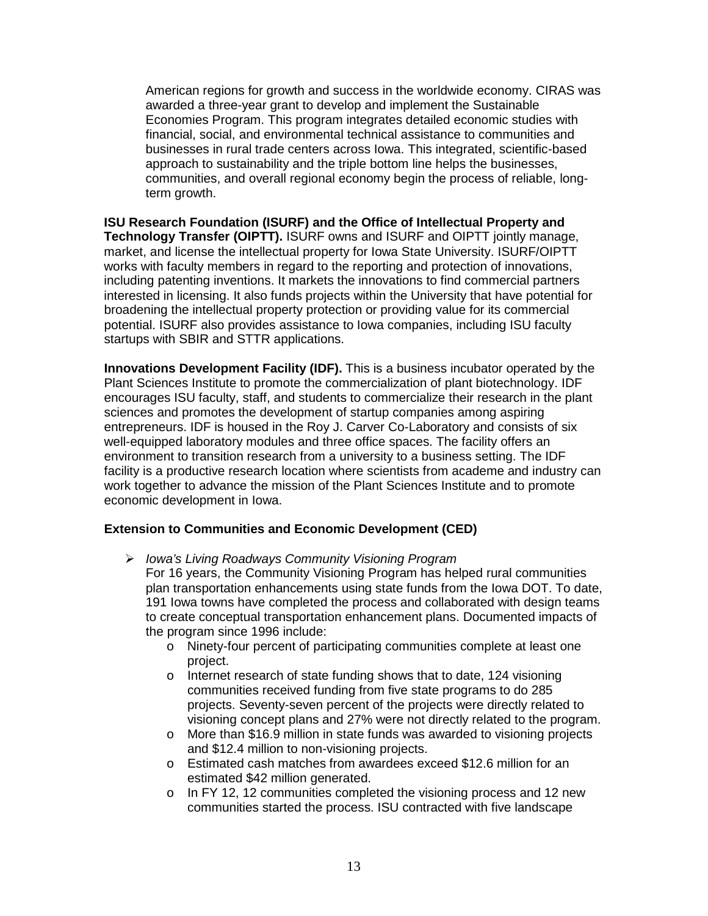American regions for growth and success in the worldwide economy. CIRAS was awarded a three-year grant to develop and implement the Sustainable Economies Program. This program integrates detailed economic studies with financial, social, and environmental technical assistance to communities and businesses in rural trade centers across Iowa. This integrated, scientific-based approach to sustainability and the triple bottom line helps the businesses, communities, and overall regional economy begin the process of reliable, long-term growth.

**ISU Research Foundation (ISURF) and the Office of Intellectual Property and Technology Transfer (OIPTT).** ISURF owns and ISURF and OIPTT jointly manage, market, and license the intellectual property for Iowa State University. ISURF/OIPTT works with faculty members in regard to the reporting and protection of innovations, including patenting inventions. It markets the innovations to find commercial partners interested in licensing. It also funds projects within the University that have potential for broadening the intellectual property protection or providing value for its commercial potential. ISURF also provides assistance to Iowa companies, including ISU faculty startups with SBIR and STTR applications.

**Innovations Development Facility (IDF).** This is a business incubator operated by the Plant Sciences Institute to promote the commercialization of plant biotechnology. IDF encourages ISU faculty, staff, and students to commercialize their research in the plant sciences and promotes the development of startup companies among aspiring entrepreneurs. IDF is housed in the Roy J. Carver Co-Laboratory and consists of six well-equipped laboratory modules and three office spaces. The facility offers an environment to transition research from a university to a business setting. The IDF facility is a productive research location where scientists from academe and industry can work together to advance the mission of the Plant Sciences Institute and to promote economic development in Iowa.

**Extension to Communities and Economic Development (CED)**

- *Iowa's Living Roadways Community Visioning Program*
  For 16 years, the Community Visioning Program has helped rural communities plan transportation enhancements using state funds from the Iowa DOT. To date, 191 Iowa towns have completed the process and collaborated with design teams to create conceptual transportation enhancement plans. Documented impacts of the program since 1996 include:
  - Ninety-four percent of participating communities complete at least one project.
  - Internet research of state funding shows that to date, 124 visioning communities received funding from five state programs to do 285 projects. Seventy-seven percent of the projects were directly related to visioning concept plans and 27% were not directly related to the program.
  - More than $16.9 million in state funds was awarded to visioning projects and $12.4 million to non-visioning projects.
  - Estimated cash matches from awardees exceed $12.6 million for an estimated $42 million generated.
  - In FY 12, 12 communities completed the visioning process and 12 new communities started the process. ISU contracted with five landscape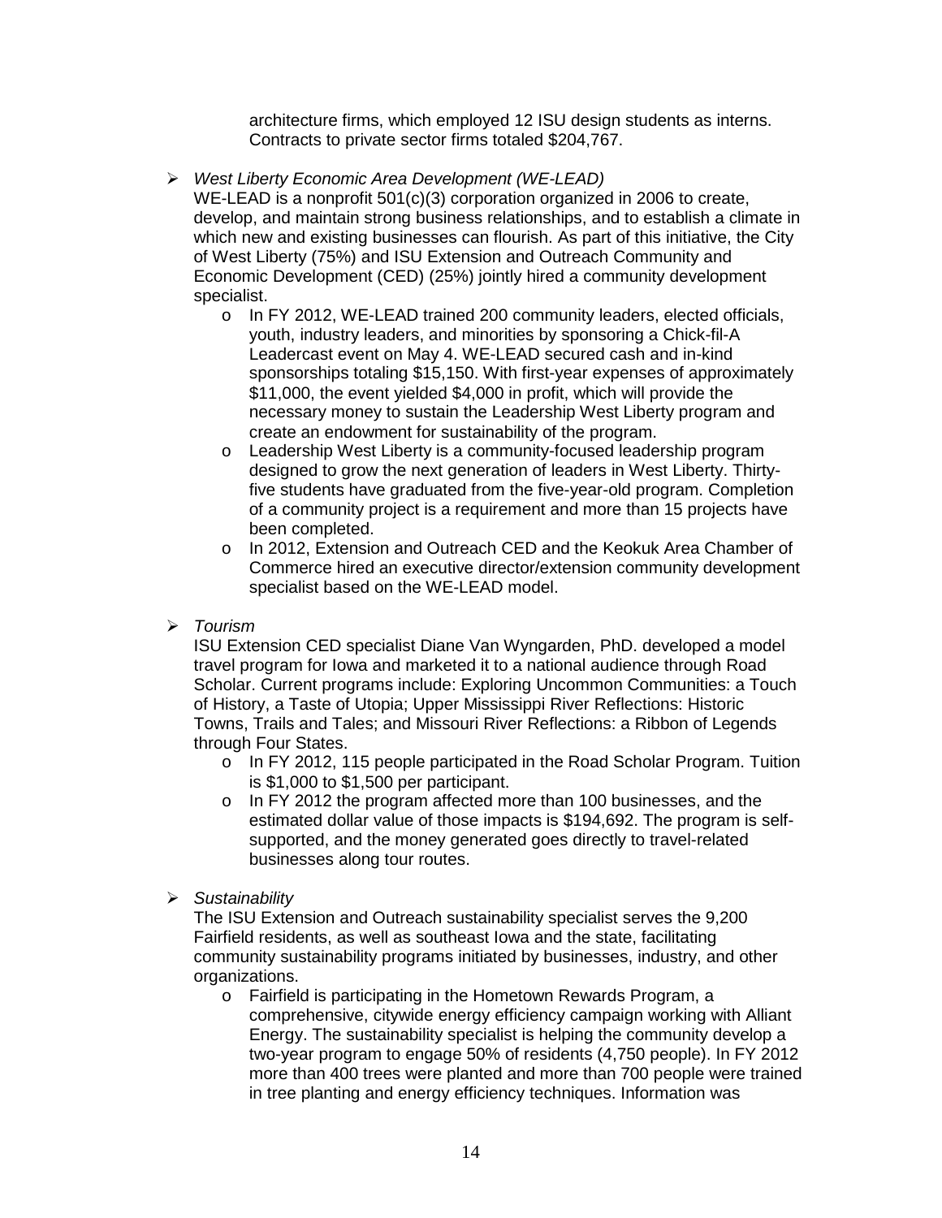architecture firms, which employed 12 ISU design students as interns. Contracts to private sector firms totaled $204,767.

- *West Liberty Economic Area Development (WE-LEAD)*
  WE-LEAD is a nonprofit 501(c)(3) corporation organized in 2006 to create, develop, and maintain strong business relationships, and to establish a climate in which new and existing businesses can flourish. As part of this initiative, the City of West Liberty (75%) and ISU Extension and Outreach Community and Economic Development (CED) (25%) jointly hired a community development specialist.
  - In FY 2012, WE-LEAD trained 200 community leaders, elected officials, youth, industry leaders, and minorities by sponsoring a Chick-fil-A Leadercast event on May 4. WE-LEAD secured cash and in-kind sponsorships totaling $15,150. With first-year expenses of approximately $11,000, the event yielded $4,000 in profit, which will provide the necessary money to sustain the Leadership West Liberty program and create an endowment for sustainability of the program.
  - Leadership West Liberty is a community-focused leadership program designed to grow the next generation of leaders in West Liberty. Thirty-five students have graduated from the five-year-old program. Completion of a community project is a requirement and more than 15 projects have been completed.
  - In 2012, Extension and Outreach CED and the Keokuk Area Chamber of Commerce hired an executive director/extension community development specialist based on the WE-LEAD model.

- *Tourism*
  ISU Extension CED specialist Diane Van Wyngarden, PhD. developed a model travel program for Iowa and marketed it to a national audience through Road Scholar. Current programs include: Exploring Uncommon Communities: a Touch of History, a Taste of Utopia; Upper Mississippi River Reflections: Historic Towns, Trails and Tales; and Missouri River Reflections: a Ribbon of Legends through Four States.
  - In FY 2012, 115 people participated in the Road Scholar Program. Tuition is $1,000 to $1,500 per participant.
  - In FY 2012 the program affected more than 100 businesses, and the estimated dollar value of those impacts is $194,692. The program is self-supported, and the money generated goes directly to travel-related businesses along tour routes.

- *Sustainability*
  The ISU Extension and Outreach sustainability specialist serves the 9,200 Fairfield residents, as well as southeast Iowa and the state, facilitating community sustainability programs initiated by businesses, industry, and other organizations.
  - Fairfield is participating in the Hometown Rewards Program, a comprehensive, citywide energy efficiency campaign working with Alliant Energy. The sustainability specialist is helping the community develop a two-year program to engage 50% of residents (4,750 people). In FY 2012 more than 400 trees were planted and more than 700 people were trained in tree planting and energy efficiency techniques. Information was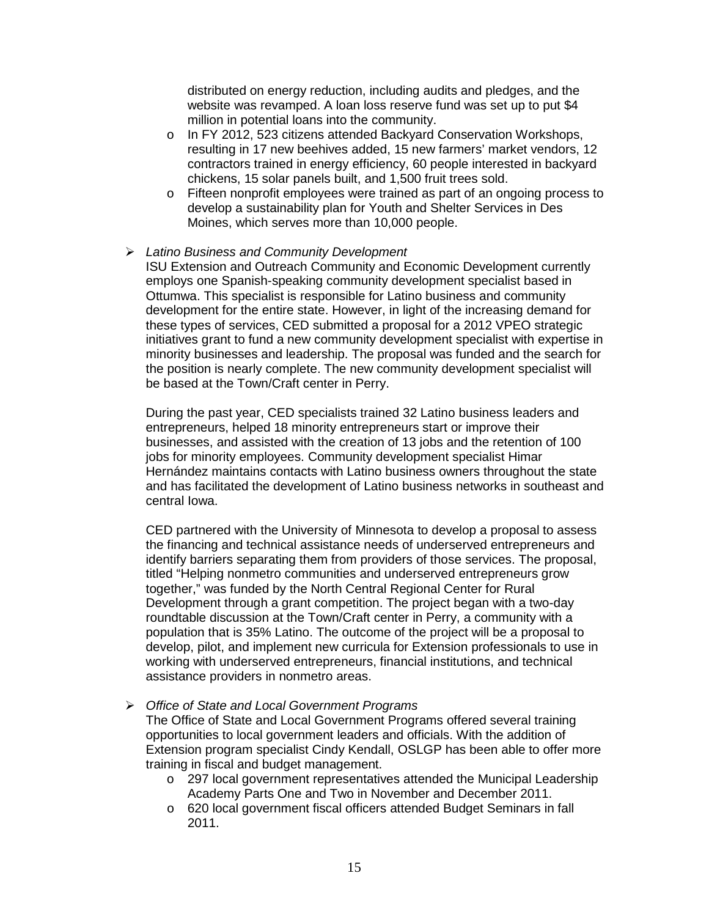distributed on energy reduction, including audits and pledges, and the website was revamped. A loan loss reserve fund was set up to put $4 million in potential loans into the community.

- In FY 2012, 523 citizens attended Backyard Conservation Workshops, resulting in 17 new beehives added, 15 new farmers' market vendors, 12 contractors trained in energy efficiency, 60 people interested in backyard chickens, 15 solar panels built, and 1,500 fruit trees sold.
- Fifteen nonprofit employees were trained as part of an ongoing process to develop a sustainability plan for Youth and Shelter Services in Des Moines, which serves more than 10,000 people.

➢ *Latino Business and Community Development*

ISU Extension and Outreach Community and Economic Development currently employs one Spanish-speaking community development specialist based in Ottumwa. This specialist is responsible for Latino business and community development for the entire state. However, in light of the increasing demand for these types of services, CED submitted a proposal for a 2012 VPEO strategic initiatives grant to fund a new community development specialist with expertise in minority businesses and leadership. The proposal was funded and the search for the position is nearly complete. The new community development specialist will be based at the Town/Craft center in Perry.

During the past year, CED specialists trained 32 Latino business leaders and entrepreneurs, helped 18 minority entrepreneurs start or improve their businesses, and assisted with the creation of 13 jobs and the retention of 100 jobs for minority employees. Community development specialist Himar Hernández maintains contacts with Latino business owners throughout the state and has facilitated the development of Latino business networks in southeast and central Iowa.

CED partnered with the University of Minnesota to develop a proposal to assess the financing and technical assistance needs of underserved entrepreneurs and identify barriers separating them from providers of those services. The proposal, titled "Helping nonmetro communities and underserved entrepreneurs grow together," was funded by the North Central Regional Center for Rural Development through a grant competition. The project began with a two-day roundtable discussion at the Town/Craft center in Perry, a community with a population that is 35% Latino. The outcome of the project will be a proposal to develop, pilot, and implement new curricula for Extension professionals to use in working with underserved entrepreneurs, financial institutions, and technical assistance providers in nonmetro areas.

➢ *Office of State and Local Government Programs*

The Office of State and Local Government Programs offered several training opportunities to local government leaders and officials. With the addition of Extension program specialist Cindy Kendall, OSLGP has been able to offer more training in fiscal and budget management.

- 297 local government representatives attended the Municipal Leadership Academy Parts One and Two in November and December 2011.
- 620 local government fiscal officers attended Budget Seminars in fall 2011.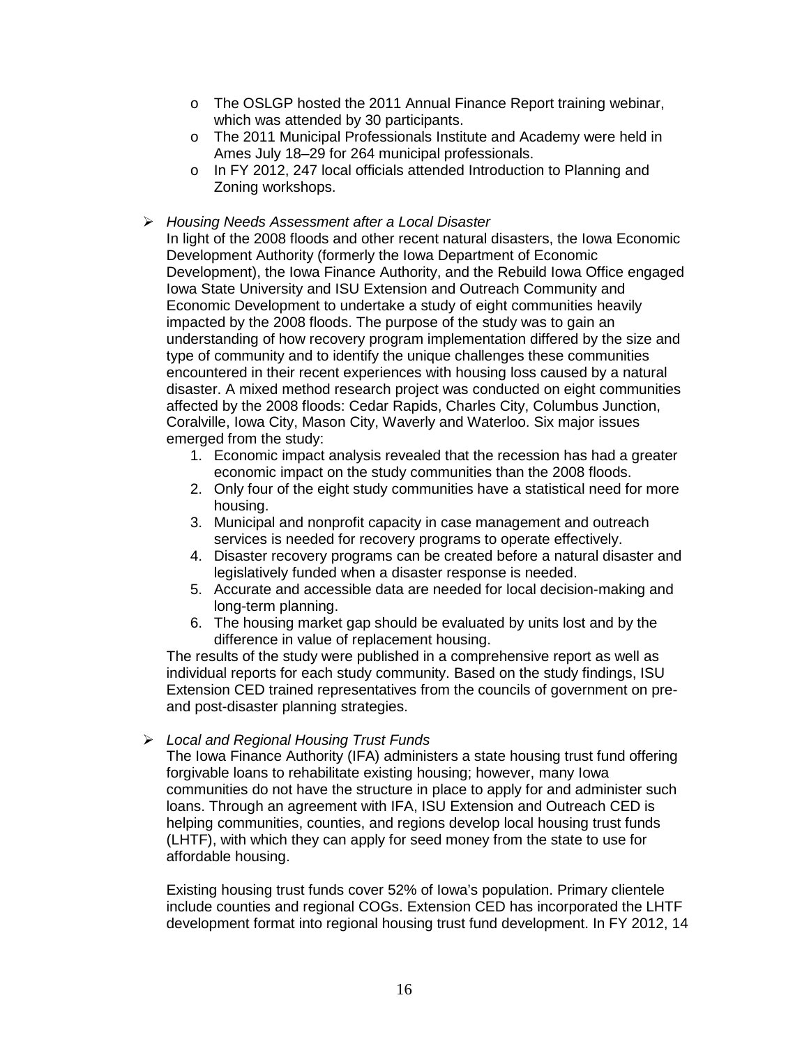- The OSLGP hosted the 2011 Annual Finance Report training webinar, which was attended by 30 participants.
- The 2011 Municipal Professionals Institute and Academy were held in Ames July 18–29 for 264 municipal professionals.
- In FY 2012, 247 local officials attended Introduction to Planning and Zoning workshops.

- *Housing Needs Assessment after a Local Disaster*

  In light of the 2008 floods and other recent natural disasters, the Iowa Economic Development Authority (formerly the Iowa Department of Economic Development), the Iowa Finance Authority, and the Rebuild Iowa Office engaged Iowa State University and ISU Extension and Outreach Community and Economic Development to undertake a study of eight communities heavily impacted by the 2008 floods. The purpose of the study was to gain an understanding of how recovery program implementation differed by the size and type of community and to identify the unique challenges these communities encountered in their recent experiences with housing loss caused by a natural disaster. A mixed method research project was conducted on eight communities affected by the 2008 floods: Cedar Rapids, Charles City, Columbus Junction, Coralville, Iowa City, Mason City, Waverly and Waterloo. Six major issues emerged from the study:

  1. Economic impact analysis revealed that the recession has had a greater economic impact on the study communities than the 2008 floods.
  2. Only four of the eight study communities have a statistical need for more housing.
  3. Municipal and nonprofit capacity in case management and outreach services is needed for recovery programs to operate effectively.
  4. Disaster recovery programs can be created before a natural disaster and legislatively funded when a disaster response is needed.
  5. Accurate and accessible data are needed for local decision-making and long-term planning.
  6. The housing market gap should be evaluated by units lost and by the difference in value of replacement housing.

  The results of the study were published in a comprehensive report as well as individual reports for each study community. Based on the study findings, ISU Extension CED trained representatives from the councils of government on pre- and post-disaster planning strategies.

- *Local and Regional Housing Trust Funds*

  The Iowa Finance Authority (IFA) administers a state housing trust fund offering forgivable loans to rehabilitate existing housing; however, many Iowa communities do not have the structure in place to apply for and administer such loans. Through an agreement with IFA, ISU Extension and Outreach CED is helping communities, counties, and regions develop local housing trust funds (LHTF), with which they can apply for seed money from the state to use for affordable housing.

  Existing housing trust funds cover 52% of Iowa's population. Primary clientele include counties and regional COGs. Extension CED has incorporated the LHTF development format into regional housing trust fund development. In FY 2012, 14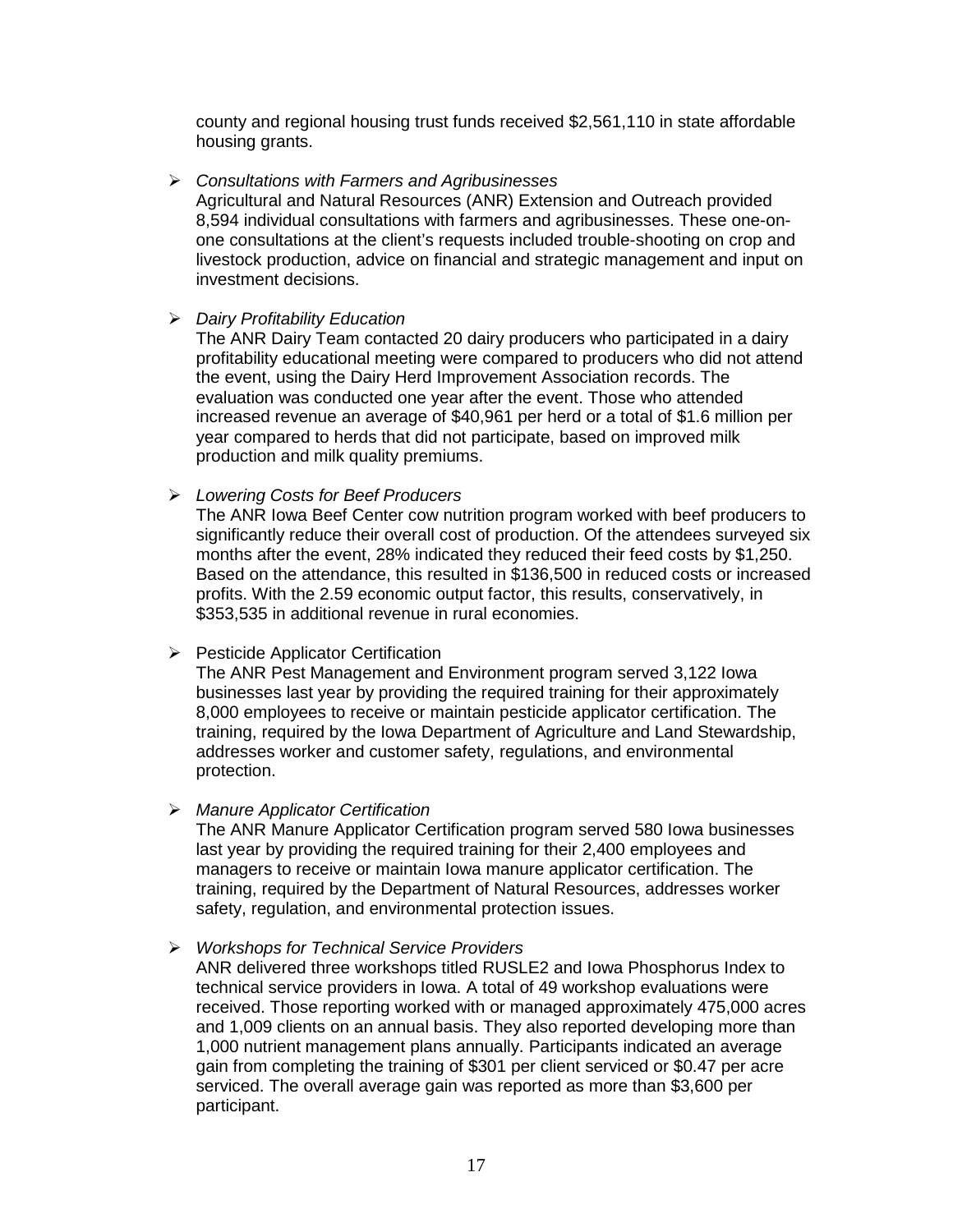county and regional housing trust funds received $2,561,110 in state affordable housing grants.

- *Consultations with Farmers and Agribusinesses*
  Agricultural and Natural Resources (ANR) Extension and Outreach provided 8,594 individual consultations with farmers and agribusinesses. These one-on-one consultations at the client's requests included trouble-shooting on crop and livestock production, advice on financial and strategic management and input on investment decisions.

- *Dairy Profitability Education*
  The ANR Dairy Team contacted 20 dairy producers who participated in a dairy profitability educational meeting were compared to producers who did not attend the event, using the Dairy Herd Improvement Association records. The evaluation was conducted one year after the event. Those who attended increased revenue an average of $40,961 per herd or a total of $1.6 million per year compared to herds that did not participate, based on improved milk production and milk quality premiums.

- *Lowering Costs for Beef Producers*
  The ANR Iowa Beef Center cow nutrition program worked with beef producers to significantly reduce their overall cost of production. Of the attendees surveyed six months after the event, 28% indicated they reduced their feed costs by $1,250. Based on the attendance, this resulted in $136,500 in reduced costs or increased profits. With the 2.59 economic output factor, this results, conservatively, in $353,535 in additional revenue in rural economies.

- Pesticide Applicator Certification
  The ANR Pest Management and Environment program served 3,122 Iowa businesses last year by providing the required training for their approximately 8,000 employees to receive or maintain pesticide applicator certification. The training, required by the Iowa Department of Agriculture and Land Stewardship, addresses worker and customer safety, regulations, and environmental protection.

- *Manure Applicator Certification*
  The ANR Manure Applicator Certification program served 580 Iowa businesses last year by providing the required training for their 2,400 employees and managers to receive or maintain Iowa manure applicator certification. The training, required by the Department of Natural Resources, addresses worker safety, regulation, and environmental protection issues.

- *Workshops for Technical Service Providers*
  ANR delivered three workshops titled RUSLE2 and Iowa Phosphorus Index to technical service providers in Iowa. A total of 49 workshop evaluations were received. Those reporting worked with or managed approximately 475,000 acres and 1,009 clients on an annual basis. They also reported developing more than 1,000 nutrient management plans annually. Participants indicated an average gain from completing the training of $301 per client serviced or $0.47 per acre serviced. The overall average gain was reported as more than $3,600 per participant.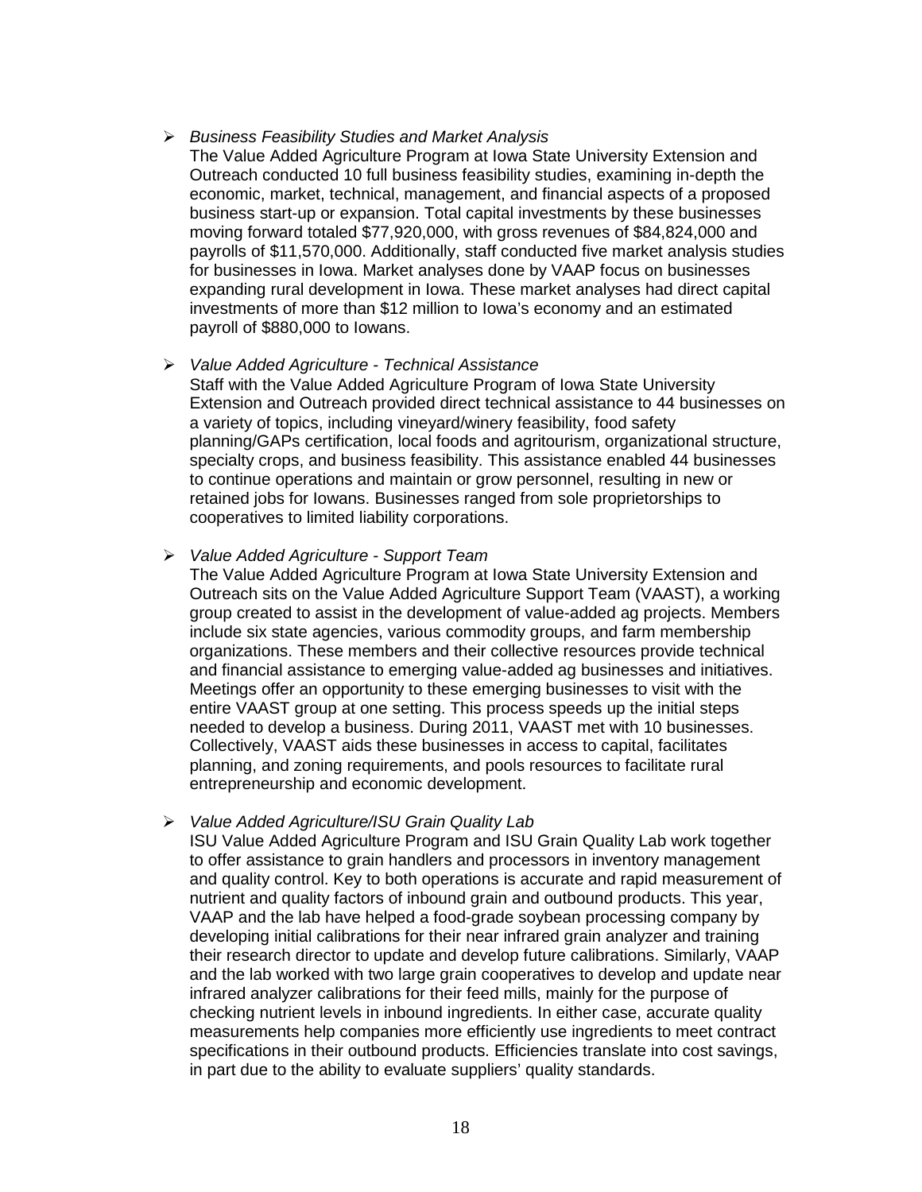- *Business Feasibility Studies and Market Analysis*
  The Value Added Agriculture Program at Iowa State University Extension and Outreach conducted 10 full business feasibility studies, examining in-depth the economic, market, technical, management, and financial aspects of a proposed business start-up or expansion. Total capital investments by these businesses moving forward totaled $77,920,000, with gross revenues of $84,824,000 and payrolls of $11,570,000. Additionally, staff conducted five market analysis studies for businesses in Iowa. Market analyses done by VAAP focus on businesses expanding rural development in Iowa. These market analyses had direct capital investments of more than $12 million to Iowa's economy and an estimated payroll of $880,000 to Iowans.

- *Value Added Agriculture - Technical Assistance*
  Staff with the Value Added Agriculture Program of Iowa State University Extension and Outreach provided direct technical assistance to 44 businesses on a variety of topics, including vineyard/winery feasibility, food safety planning/GAPs certification, local foods and agritourism, organizational structure, specialty crops, and business feasibility. This assistance enabled 44 businesses to continue operations and maintain or grow personnel, resulting in new or retained jobs for Iowans. Businesses ranged from sole proprietorships to cooperatives to limited liability corporations.

- *Value Added Agriculture - Support Team*
  The Value Added Agriculture Program at Iowa State University Extension and Outreach sits on the Value Added Agriculture Support Team (VAAST), a working group created to assist in the development of value-added ag projects. Members include six state agencies, various commodity groups, and farm membership organizations. These members and their collective resources provide technical and financial assistance to emerging value-added ag businesses and initiatives. Meetings offer an opportunity to these emerging businesses to visit with the entire VAAST group at one setting. This process speeds up the initial steps needed to develop a business. During 2011, VAAST met with 10 businesses. Collectively, VAAST aids these businesses in access to capital, facilitates planning, and zoning requirements, and pools resources to facilitate rural entrepreneurship and economic development.

- *Value Added Agriculture/ISU Grain Quality Lab*
  ISU Value Added Agriculture Program and ISU Grain Quality Lab work together to offer assistance to grain handlers and processors in inventory management and quality control. Key to both operations is accurate and rapid measurement of nutrient and quality factors of inbound grain and outbound products. This year, VAAP and the lab have helped a food-grade soybean processing company by developing initial calibrations for their near infrared grain analyzer and training their research director to update and develop future calibrations. Similarly, VAAP and the lab worked with two large grain cooperatives to develop and update near infrared analyzer calibrations for their feed mills, mainly for the purpose of checking nutrient levels in inbound ingredients. In either case, accurate quality measurements help companies more efficiently use ingredients to meet contract specifications in their outbound products. Efficiencies translate into cost savings, in part due to the ability to evaluate suppliers' quality standards.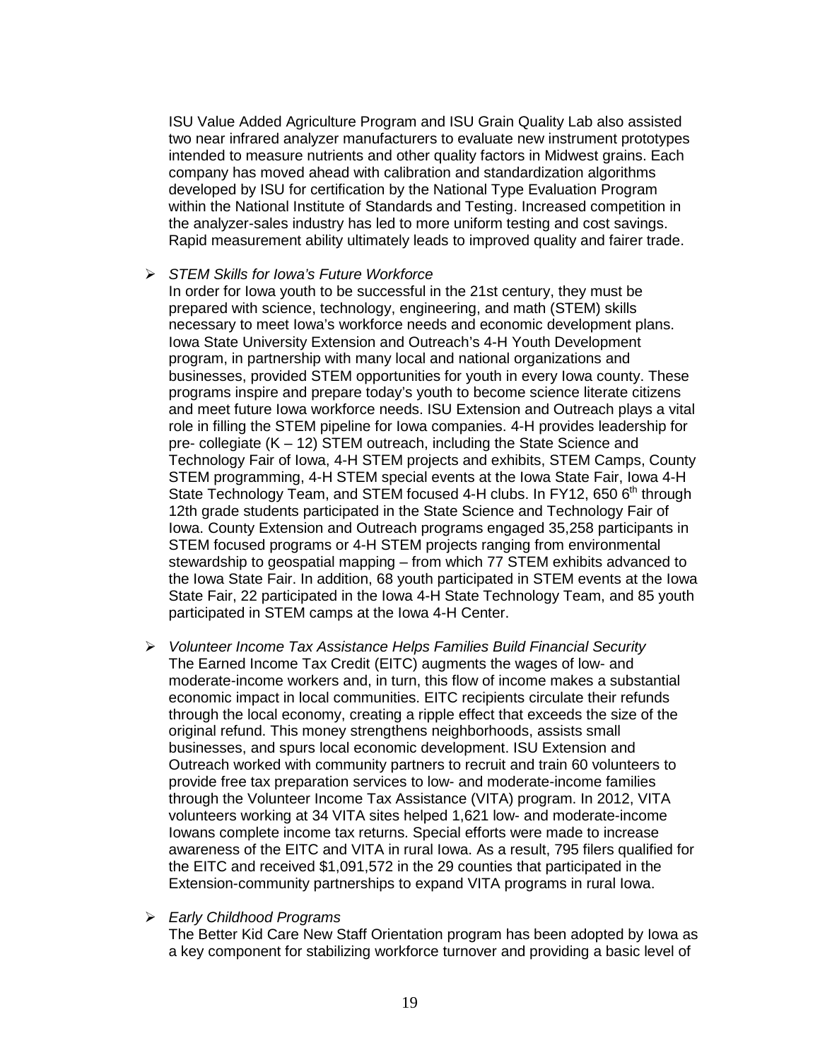ISU Value Added Agriculture Program and ISU Grain Quality Lab also assisted two near infrared analyzer manufacturers to evaluate new instrument prototypes intended to measure nutrients and other quality factors in Midwest grains. Each company has moved ahead with calibration and standardization algorithms developed by ISU for certification by the National Type Evaluation Program within the National Institute of Standards and Testing. Increased competition in the analyzer-sales industry has led to more uniform testing and cost savings. Rapid measurement ability ultimately leads to improved quality and fairer trade.

- *STEM Skills for Iowa's Future Workforce*
  In order for Iowa youth to be successful in the 21st century, they must be prepared with science, technology, engineering, and math (STEM) skills necessary to meet Iowa's workforce needs and economic development plans. Iowa State University Extension and Outreach's 4-H Youth Development program, in partnership with many local and national organizations and businesses, provided STEM opportunities for youth in every Iowa county. These programs inspire and prepare today's youth to become science literate citizens and meet future Iowa workforce needs. ISU Extension and Outreach plays a vital role in filling the STEM pipeline for Iowa companies. 4-H provides leadership for pre- collegiate (K – 12) STEM outreach, including the State Science and Technology Fair of Iowa, 4-H STEM projects and exhibits, STEM Camps, County STEM programming, 4-H STEM special events at the Iowa State Fair, Iowa 4-H State Technology Team, and STEM focused 4-H clubs. In FY12, 650 6th through 12th grade students participated in the State Science and Technology Fair of Iowa. County Extension and Outreach programs engaged 35,258 participants in STEM focused programs or 4-H STEM projects ranging from environmental stewardship to geospatial mapping – from which 77 STEM exhibits advanced to the Iowa State Fair. In addition, 68 youth participated in STEM events at the Iowa State Fair, 22 participated in the Iowa 4-H State Technology Team, and 85 youth participated in STEM camps at the Iowa 4-H Center.

- *Volunteer Income Tax Assistance Helps Families Build Financial Security*
  The Earned Income Tax Credit (EITC) augments the wages of low- and moderate-income workers and, in turn, this flow of income makes a substantial economic impact in local communities. EITC recipients circulate their refunds through the local economy, creating a ripple effect that exceeds the size of the original refund. This money strengthens neighborhoods, assists small businesses, and spurs local economic development. ISU Extension and Outreach worked with community partners to recruit and train 60 volunteers to provide free tax preparation services to low- and moderate-income families through the Volunteer Income Tax Assistance (VITA) program. In 2012, VITA volunteers working at 34 VITA sites helped 1,621 low- and moderate-income Iowans complete income tax returns. Special efforts were made to increase awareness of the EITC and VITA in rural Iowa. As a result, 795 filers qualified for the EITC and received $1,091,572 in the 29 counties that participated in the Extension-community partnerships to expand VITA programs in rural Iowa.

- *Early Childhood Programs*
  The Better Kid Care New Staff Orientation program has been adopted by Iowa as a key component for stabilizing workforce turnover and providing a basic level of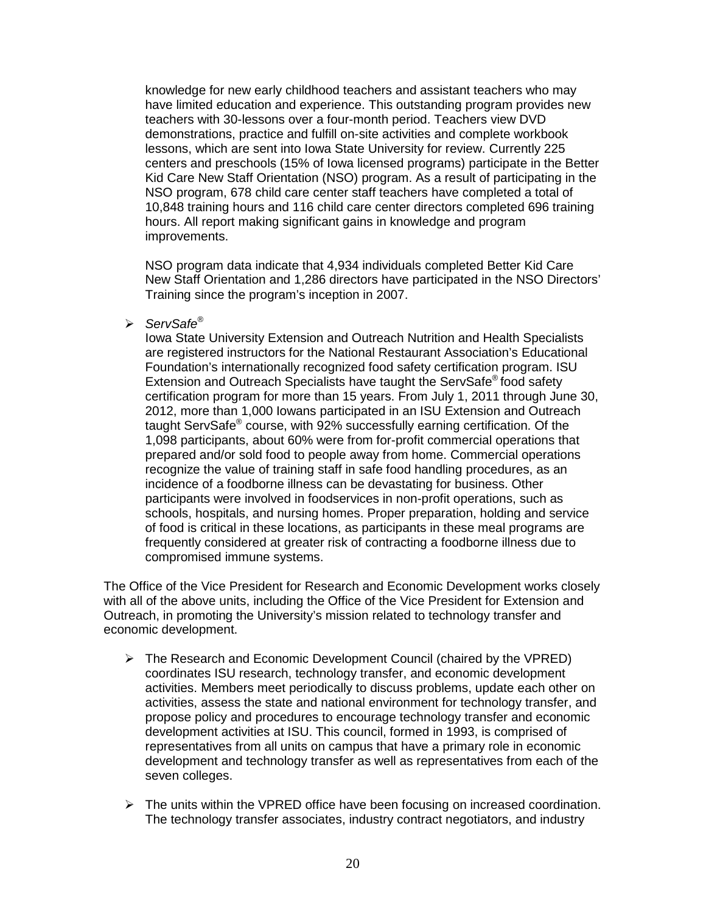knowledge for new early childhood teachers and assistant teachers who may have limited education and experience. This outstanding program provides new teachers with 30-lessons over a four-month period. Teachers view DVD demonstrations, practice and fulfill on-site activities and complete workbook lessons, which are sent into Iowa State University for review. Currently 225 centers and preschools (15% of Iowa licensed programs) participate in the Better Kid Care New Staff Orientation (NSO) program. As a result of participating in the NSO program, 678 child care center staff teachers have completed a total of 10,848 training hours and 116 child care center directors completed 696 training hours. All report making significant gains in knowledge and program improvements.

NSO program data indicate that 4,934 individuals completed Better Kid Care New Staff Orientation and 1,286 directors have participated in the NSO Directors' Training since the program's inception in 2007.

- *ServSafe®*
  Iowa State University Extension and Outreach Nutrition and Health Specialists are registered instructors for the National Restaurant Association's Educational Foundation's internationally recognized food safety certification program. ISU Extension and Outreach Specialists have taught the ServSafe® food safety certification program for more than 15 years. From July 1, 2011 through June 30, 2012, more than 1,000 Iowans participated in an ISU Extension and Outreach taught ServSafe® course, with 92% successfully earning certification. Of the 1,098 participants, about 60% were from for-profit commercial operations that prepared and/or sold food to people away from home. Commercial operations recognize the value of training staff in safe food handling procedures, as an incidence of a foodborne illness can be devastating for business. Other participants were involved in foodservices in non-profit operations, such as schools, hospitals, and nursing homes. Proper preparation, holding and service of food is critical in these locations, as participants in these meal programs are frequently considered at greater risk of contracting a foodborne illness due to compromised immune systems.

The Office of the Vice President for Research and Economic Development works closely with all of the above units, including the Office of the Vice President for Extension and Outreach, in promoting the University's mission related to technology transfer and economic development.

- The Research and Economic Development Council (chaired by the VPRED) coordinates ISU research, technology transfer, and economic development activities. Members meet periodically to discuss problems, update each other on activities, assess the state and national environment for technology transfer, and propose policy and procedures to encourage technology transfer and economic development activities at ISU. This council, formed in 1993, is comprised of representatives from all units on campus that have a primary role in economic development and technology transfer as well as representatives from each of the seven colleges.

- The units within the VPRED office have been focusing on increased coordination. The technology transfer associates, industry contract negotiators, and industry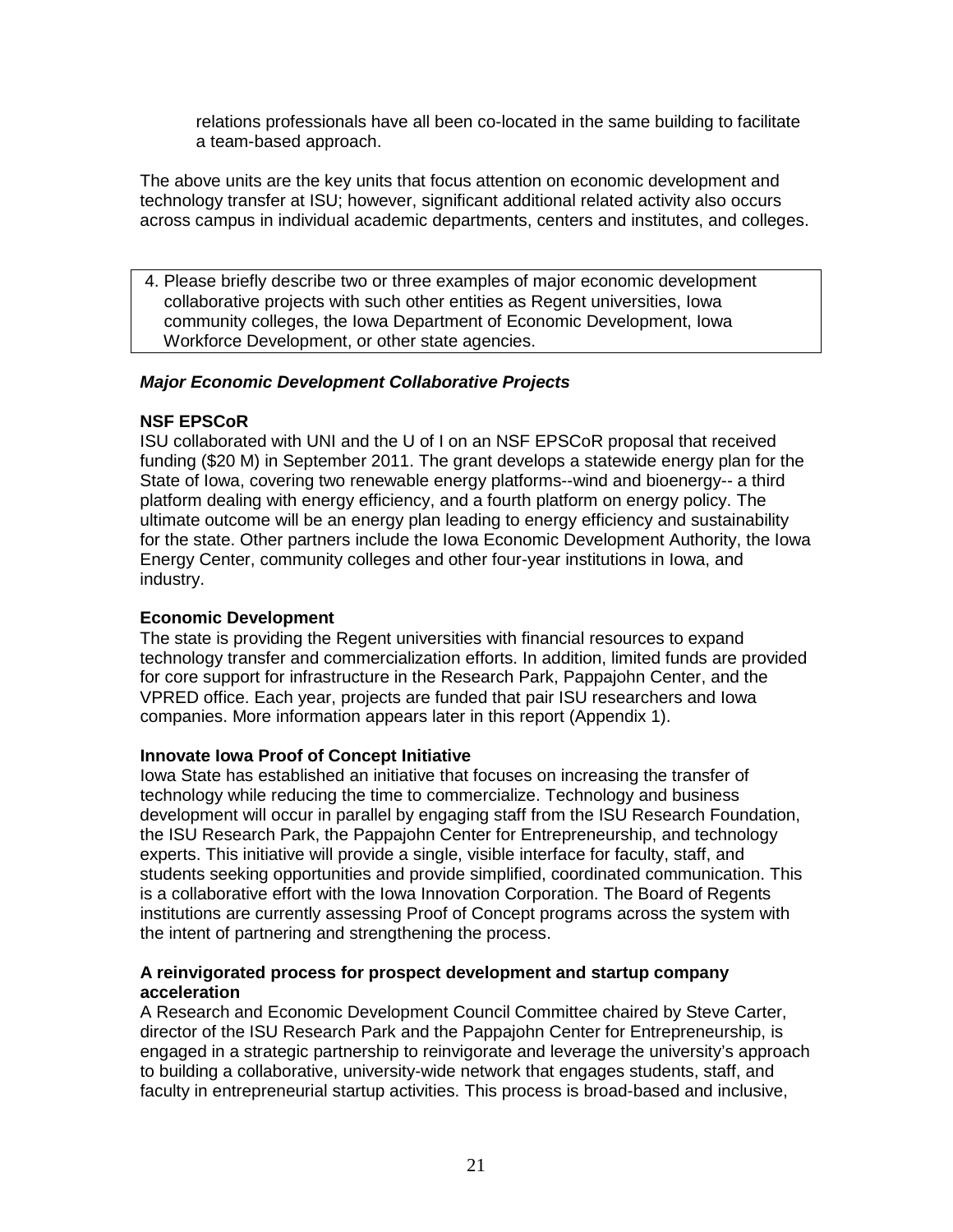relations professionals have all been co-located in the same building to facilitate a team-based approach.

The above units are the key units that focus attention on economic development and technology transfer at ISU; however, significant additional related activity also occurs across campus in individual academic departments, centers and institutes, and colleges.

4. Please briefly describe two or three examples of major economic development collaborative projects with such other entities as Regent universities, Iowa community colleges, the Iowa Department of Economic Development, Iowa Workforce Development, or other state agencies.

***Major Economic Development Collaborative Projects***

**NSF EPSCoR**

ISU collaborated with UNI and the U of I on an NSF EPSCoR proposal that received funding ($20 M) in September 2011. The grant develops a statewide energy plan for the State of Iowa, covering two renewable energy platforms--wind and bioenergy-- a third platform dealing with energy efficiency, and a fourth platform on energy policy. The ultimate outcome will be an energy plan leading to energy efficiency and sustainability for the state. Other partners include the Iowa Economic Development Authority, the Iowa Energy Center, community colleges and other four-year institutions in Iowa, and industry.

**Economic Development**

The state is providing the Regent universities with financial resources to expand technology transfer and commercialization efforts. In addition, limited funds are provided for core support for infrastructure in the Research Park, Pappajohn Center, and the VPRED office. Each year, projects are funded that pair ISU researchers and Iowa companies. More information appears later in this report (Appendix 1).

**Innovate Iowa Proof of Concept Initiative**

Iowa State has established an initiative that focuses on increasing the transfer of technology while reducing the time to commercialize. Technology and business development will occur in parallel by engaging staff from the ISU Research Foundation, the ISU Research Park, the Pappajohn Center for Entrepreneurship, and technology experts. This initiative will provide a single, visible interface for faculty, staff, and students seeking opportunities and provide simplified, coordinated communication. This is a collaborative effort with the Iowa Innovation Corporation. The Board of Regents institutions are currently assessing Proof of Concept programs across the system with the intent of partnering and strengthening the process.

**A reinvigorated process for prospect development and startup company acceleration**

A Research and Economic Development Council Committee chaired by Steve Carter, director of the ISU Research Park and the Pappajohn Center for Entrepreneurship, is engaged in a strategic partnership to reinvigorate and leverage the university's approach to building a collaborative, university-wide network that engages students, staff, and faculty in entrepreneurial startup activities. This process is broad-based and inclusive,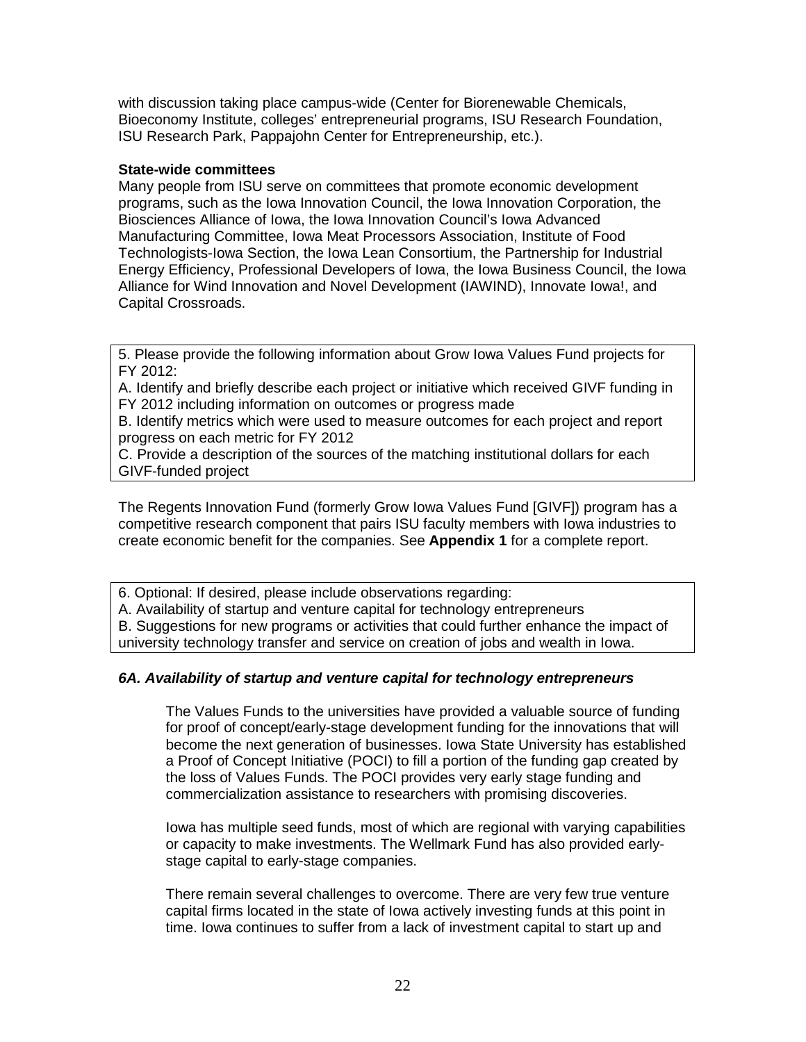with discussion taking place campus-wide (Center for Biorenewable Chemicals, Bioeconomy Institute, colleges' entrepreneurial programs, ISU Research Foundation, ISU Research Park, Pappajohn Center for Entrepreneurship, etc.).

**State-wide committees**

Many people from ISU serve on committees that promote economic development programs, such as the Iowa Innovation Council, the Iowa Innovation Corporation, the Biosciences Alliance of Iowa, the Iowa Innovation Council's Iowa Advanced Manufacturing Committee, Iowa Meat Processors Association, Institute of Food Technologists-Iowa Section, the Iowa Lean Consortium, the Partnership for Industrial Energy Efficiency, Professional Developers of Iowa, the Iowa Business Council, the Iowa Alliance for Wind Innovation and Novel Development (IAWIND), Innovate Iowa!, and Capital Crossroads.

5. Please provide the following information about Grow Iowa Values Fund projects for FY 2012:
A. Identify and briefly describe each project or initiative which received GIVF funding in FY 2012 including information on outcomes or progress made
B. Identify metrics which were used to measure outcomes for each project and report progress on each metric for FY 2012
C. Provide a description of the sources of the matching institutional dollars for each GIVF-funded project

The Regents Innovation Fund (formerly Grow Iowa Values Fund [GIVF]) program has a competitive research component that pairs ISU faculty members with Iowa industries to create economic benefit for the companies. See **Appendix 1** for a complete report.

6. Optional: If desired, please include observations regarding:
A. Availability of startup and venture capital for technology entrepreneurs
B. Suggestions for new programs or activities that could further enhance the impact of university technology transfer and service on creation of jobs and wealth in Iowa.

***6A. Availability of startup and venture capital for technology entrepreneurs***

The Values Funds to the universities have provided a valuable source of funding for proof of concept/early-stage development funding for the innovations that will become the next generation of businesses. Iowa State University has established a Proof of Concept Initiative (POCI) to fill a portion of the funding gap created by the loss of Values Funds. The POCI provides very early stage funding and commercialization assistance to researchers with promising discoveries.

Iowa has multiple seed funds, most of which are regional with varying capabilities or capacity to make investments. The Wellmark Fund has also provided early-stage capital to early-stage companies.

There remain several challenges to overcome. There are very few true venture capital firms located in the state of Iowa actively investing funds at this point in time. Iowa continues to suffer from a lack of investment capital to start up and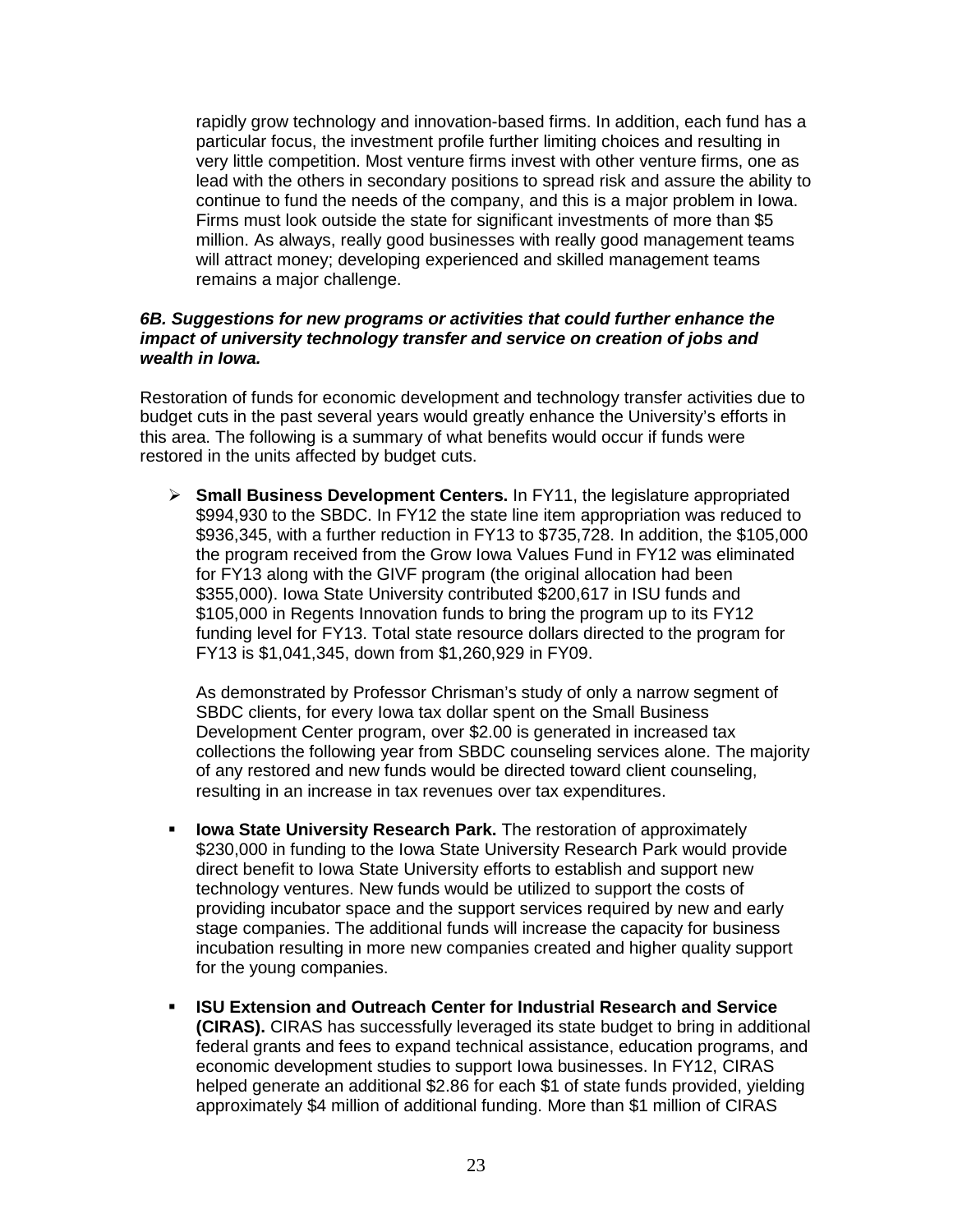rapidly grow technology and innovation-based firms. In addition, each fund has a particular focus, the investment profile further limiting choices and resulting in very little competition. Most venture firms invest with other venture firms, one as lead with the others in secondary positions to spread risk and assure the ability to continue to fund the needs of the company, and this is a major problem in Iowa. Firms must look outside the state for significant investments of more than $5 million. As always, really good businesses with really good management teams will attract money; developing experienced and skilled management teams remains a major challenge.

***6B. Suggestions for new programs or activities that could further enhance the impact of university technology transfer and service on creation of jobs and wealth in Iowa.***

Restoration of funds for economic development and technology transfer activities due to budget cuts in the past several years would greatly enhance the University's efforts in this area. The following is a summary of what benefits would occur if funds were restored in the units affected by budget cuts.

- **Small Business Development Centers.** In FY11, the legislature appropriated $994,930 to the SBDC. In FY12 the state line item appropriation was reduced to $936,345, with a further reduction in FY13 to $735,728. In addition, the $105,000 the program received from the Grow Iowa Values Fund in FY12 was eliminated for FY13 along with the GIVF program (the original allocation had been $355,000). Iowa State University contributed $200,617 in ISU funds and $105,000 in Regents Innovation funds to bring the program up to its FY12 funding level for FY13. Total state resource dollars directed to the program for FY13 is $1,041,345, down from $1,260,929 in FY09.

  As demonstrated by Professor Chrisman's study of only a narrow segment of SBDC clients, for every Iowa tax dollar spent on the Small Business Development Center program, over $2.00 is generated in increased tax collections the following year from SBDC counseling services alone. The majority of any restored and new funds would be directed toward client counseling, resulting in an increase in tax revenues over tax expenditures.

- **Iowa State University Research Park.** The restoration of approximately $230,000 in funding to the Iowa State University Research Park would provide direct benefit to Iowa State University efforts to establish and support new technology ventures. New funds would be utilized to support the costs of providing incubator space and the support services required by new and early stage companies. The additional funds will increase the capacity for business incubation resulting in more new companies created and higher quality support for the young companies.

- **ISU Extension and Outreach Center for Industrial Research and Service (CIRAS).** CIRAS has successfully leveraged its state budget to bring in additional federal grants and fees to expand technical assistance, education programs, and economic development studies to support Iowa businesses. In FY12, CIRAS helped generate an additional $2.86 for each $1 of state funds provided, yielding approximately $4 million of additional funding. More than $1 million of CIRAS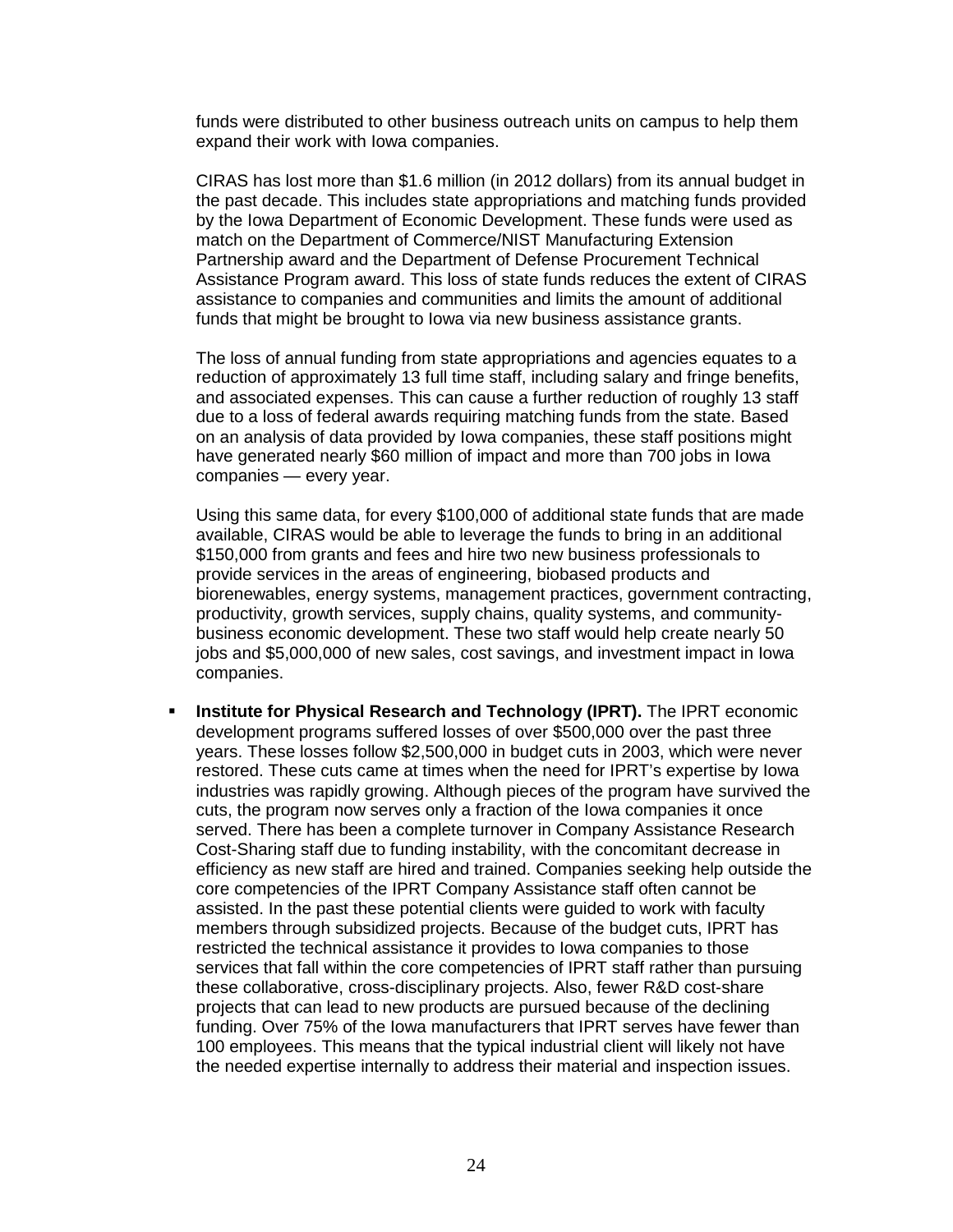funds were distributed to other business outreach units on campus to help them expand their work with Iowa companies.

CIRAS has lost more than $1.6 million (in 2012 dollars) from its annual budget in the past decade. This includes state appropriations and matching funds provided by the Iowa Department of Economic Development. These funds were used as match on the Department of Commerce/NIST Manufacturing Extension Partnership award and the Department of Defense Procurement Technical Assistance Program award. This loss of state funds reduces the extent of CIRAS assistance to companies and communities and limits the amount of additional funds that might be brought to Iowa via new business assistance grants.

The loss of annual funding from state appropriations and agencies equates to a reduction of approximately 13 full time staff, including salary and fringe benefits, and associated expenses. This can cause a further reduction of roughly 13 staff due to a loss of federal awards requiring matching funds from the state. Based on an analysis of data provided by Iowa companies, these staff positions might have generated nearly $60 million of impact and more than 700 jobs in Iowa companies — every year.

Using this same data, for every $100,000 of additional state funds that are made available, CIRAS would be able to leverage the funds to bring in an additional $150,000 from grants and fees and hire two new business professionals to provide services in the areas of engineering, biobased products and biorenewables, energy systems, management practices, government contracting, productivity, growth services, supply chains, quality systems, and community-business economic development. These two staff would help create nearly 50 jobs and $5,000,000 of new sales, cost savings, and investment impact in Iowa companies.

- **Institute for Physical Research and Technology (IPRT).** The IPRT economic development programs suffered losses of over $500,000 over the past three years. These losses follow $2,500,000 in budget cuts in 2003, which were never restored. These cuts came at times when the need for IPRT's expertise by Iowa industries was rapidly growing. Although pieces of the program have survived the cuts, the program now serves only a fraction of the Iowa companies it once served. There has been a complete turnover in Company Assistance Research Cost-Sharing staff due to funding instability, with the concomitant decrease in efficiency as new staff are hired and trained. Companies seeking help outside the core competencies of the IPRT Company Assistance staff often cannot be assisted. In the past these potential clients were guided to work with faculty members through subsidized projects. Because of the budget cuts, IPRT has restricted the technical assistance it provides to Iowa companies to those services that fall within the core competencies of IPRT staff rather than pursuing these collaborative, cross-disciplinary projects. Also, fewer R&D cost-share projects that can lead to new products are pursued because of the declining funding. Over 75% of the Iowa manufacturers that IPRT serves have fewer than 100 employees. This means that the typical industrial client will likely not have the needed expertise internally to address their material and inspection issues.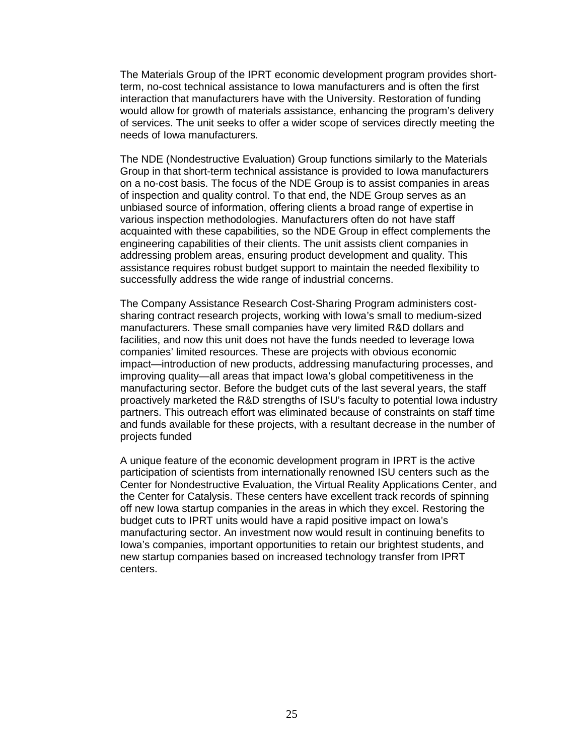The Materials Group of the IPRT economic development program provides short-term, no-cost technical assistance to Iowa manufacturers and is often the first interaction that manufacturers have with the University. Restoration of funding would allow for growth of materials assistance, enhancing the program's delivery of services. The unit seeks to offer a wider scope of services directly meeting the needs of Iowa manufacturers.

The NDE (Nondestructive Evaluation) Group functions similarly to the Materials Group in that short-term technical assistance is provided to Iowa manufacturers on a no-cost basis. The focus of the NDE Group is to assist companies in areas of inspection and quality control. To that end, the NDE Group serves as an unbiased source of information, offering clients a broad range of expertise in various inspection methodologies. Manufacturers often do not have staff acquainted with these capabilities, so the NDE Group in effect complements the engineering capabilities of their clients. The unit assists client companies in addressing problem areas, ensuring product development and quality. This assistance requires robust budget support to maintain the needed flexibility to successfully address the wide range of industrial concerns.

The Company Assistance Research Cost-Sharing Program administers cost-sharing contract research projects, working with Iowa's small to medium-sized manufacturers. These small companies have very limited R&D dollars and facilities, and now this unit does not have the funds needed to leverage Iowa companies' limited resources. These are projects with obvious economic impact—introduction of new products, addressing manufacturing processes, and improving quality—all areas that impact Iowa's global competitiveness in the manufacturing sector. Before the budget cuts of the last several years, the staff proactively marketed the R&D strengths of ISU's faculty to potential Iowa industry partners. This outreach effort was eliminated because of constraints on staff time and funds available for these projects, with a resultant decrease in the number of projects funded

A unique feature of the economic development program in IPRT is the active participation of scientists from internationally renowned ISU centers such as the Center for Nondestructive Evaluation, the Virtual Reality Applications Center, and the Center for Catalysis. These centers have excellent track records of spinning off new Iowa startup companies in the areas in which they excel. Restoring the budget cuts to IPRT units would have a rapid positive impact on Iowa's manufacturing sector. An investment now would result in continuing benefits to Iowa's companies, important opportunities to retain our brightest students, and new startup companies based on increased technology transfer from IPRT centers.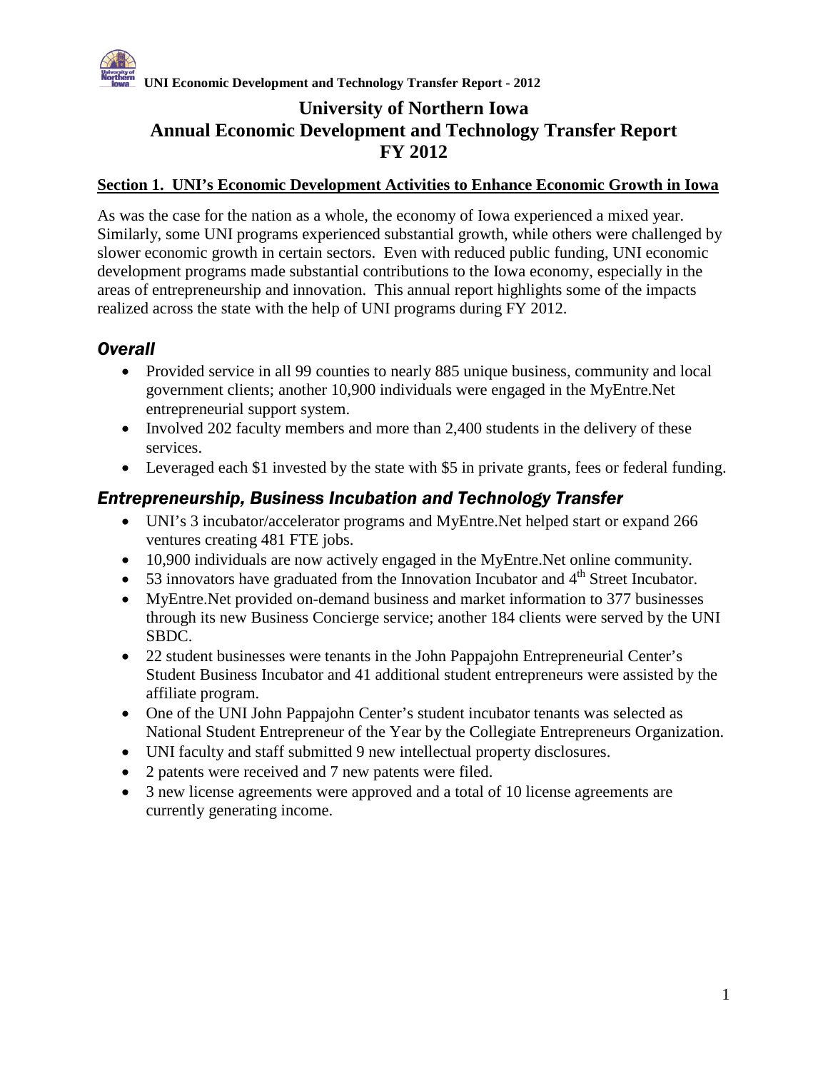# University of Northern Iowa
# Annual Economic Development and Technology Transfer Report
# FY 2012

## Section 1. UNI's Economic Development Activities to Enhance Economic Growth in Iowa

As was the case for the nation as a whole, the economy of Iowa experienced a mixed year. Similarly, some UNI programs experienced substantial growth, while others were challenged by slower economic growth in certain sectors. Even with reduced public funding, UNI economic development programs made substantial contributions to the Iowa economy, especially in the areas of entrepreneurship and innovation. This annual report highlights some of the impacts realized across the state with the help of UNI programs during FY 2012.

### *Overall*

- Provided service in all 99 counties to nearly 885 unique business, community and local government clients; another 10,900 individuals were engaged in the MyEntre.Net entrepreneurial support system.
- Involved 202 faculty members and more than 2,400 students in the delivery of these services.
- Leveraged each $1 invested by the state with $5 in private grants, fees or federal funding.

### *Entrepreneurship, Business Incubation and Technology Transfer*

- UNI's 3 incubator/accelerator programs and MyEntre.Net helped start or expand 266 ventures creating 481 FTE jobs.
- 10,900 individuals are now actively engaged in the MyEntre.Net online community.
- 53 innovators have graduated from the Innovation Incubator and 4th Street Incubator.
- MyEntre.Net provided on-demand business and market information to 377 businesses through its new Business Concierge service; another 184 clients were served by the UNI SBDC.
- 22 student businesses were tenants in the John Pappajohn Entrepreneurial Center's Student Business Incubator and 41 additional student entrepreneurs were assisted by the affiliate program.
- One of the UNI John Pappajohn Center's student incubator tenants was selected as National Student Entrepreneur of the Year by the Collegiate Entrepreneurs Organization.
- UNI faculty and staff submitted 9 new intellectual property disclosures.
- 2 patents were received and 7 new patents were filed.
- 3 new license agreements were approved and a total of 10 license agreements are currently generating income.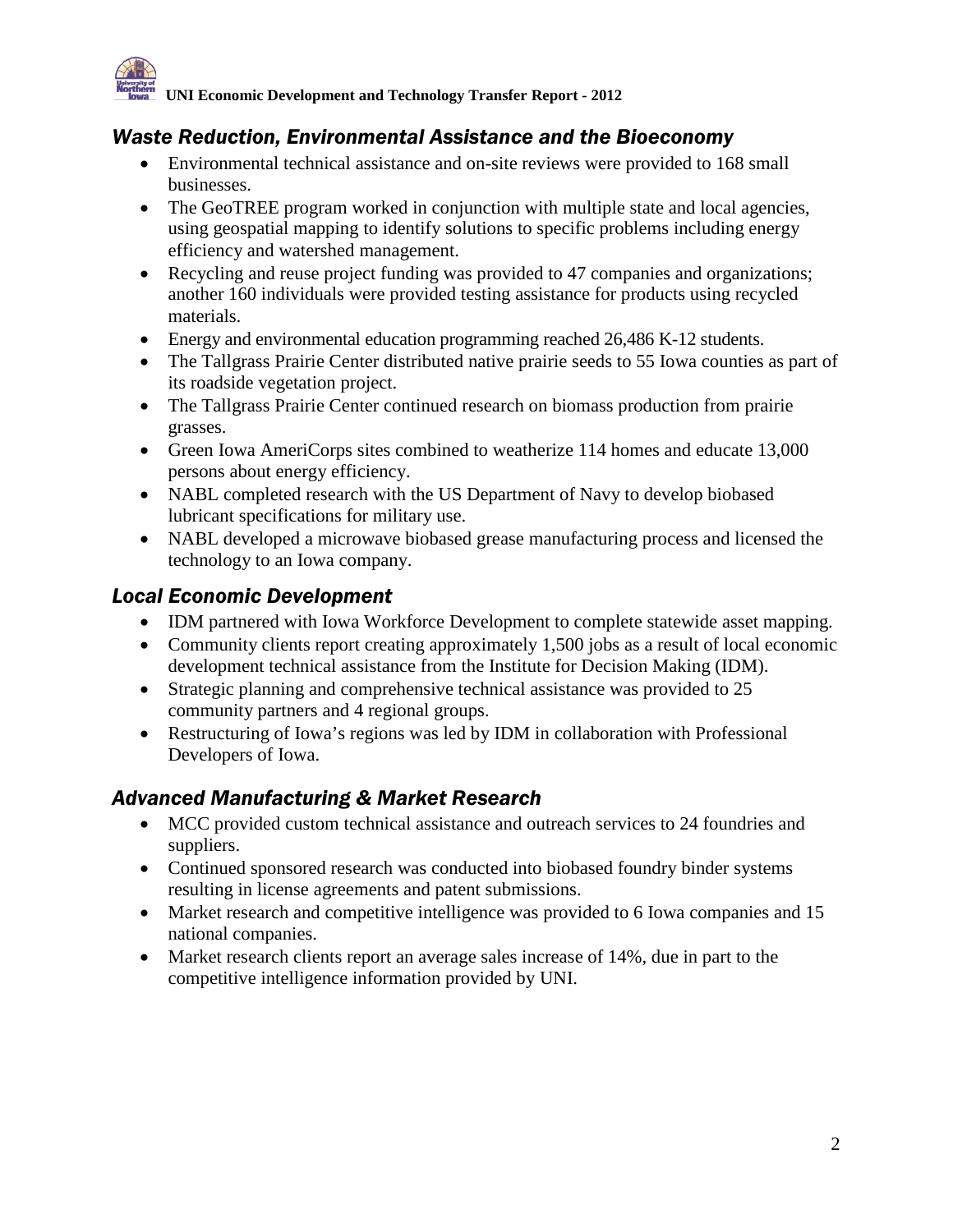## *Waste Reduction, Environmental Assistance and the Bioeconomy*

- Environmental technical assistance and on-site reviews were provided to 168 small businesses.
- The GeoTREE program worked in conjunction with multiple state and local agencies, using geospatial mapping to identify solutions to specific problems including energy efficiency and watershed management.
- Recycling and reuse project funding was provided to 47 companies and organizations; another 160 individuals were provided testing assistance for products using recycled materials.
- Energy and environmental education programming reached 26,486 K-12 students.
- The Tallgrass Prairie Center distributed native prairie seeds to 55 Iowa counties as part of its roadside vegetation project.
- The Tallgrass Prairie Center continued research on biomass production from prairie grasses.
- Green Iowa AmeriCorps sites combined to weatherize 114 homes and educate 13,000 persons about energy efficiency.
- NABL completed research with the US Department of Navy to develop biobased lubricant specifications for military use.
- NABL developed a microwave biobased grease manufacturing process and licensed the technology to an Iowa company.

## *Local Economic Development*

- IDM partnered with Iowa Workforce Development to complete statewide asset mapping.
- Community clients report creating approximately 1,500 jobs as a result of local economic development technical assistance from the Institute for Decision Making (IDM).
- Strategic planning and comprehensive technical assistance was provided to 25 community partners and 4 regional groups.
- Restructuring of Iowa's regions was led by IDM in collaboration with Professional Developers of Iowa.

## *Advanced Manufacturing & Market Research*

- MCC provided custom technical assistance and outreach services to 24 foundries and suppliers.
- Continued sponsored research was conducted into biobased foundry binder systems resulting in license agreements and patent submissions.
- Market research and competitive intelligence was provided to 6 Iowa companies and 15 national companies.
- Market research clients report an average sales increase of 14%, due in part to the competitive intelligence information provided by UNI.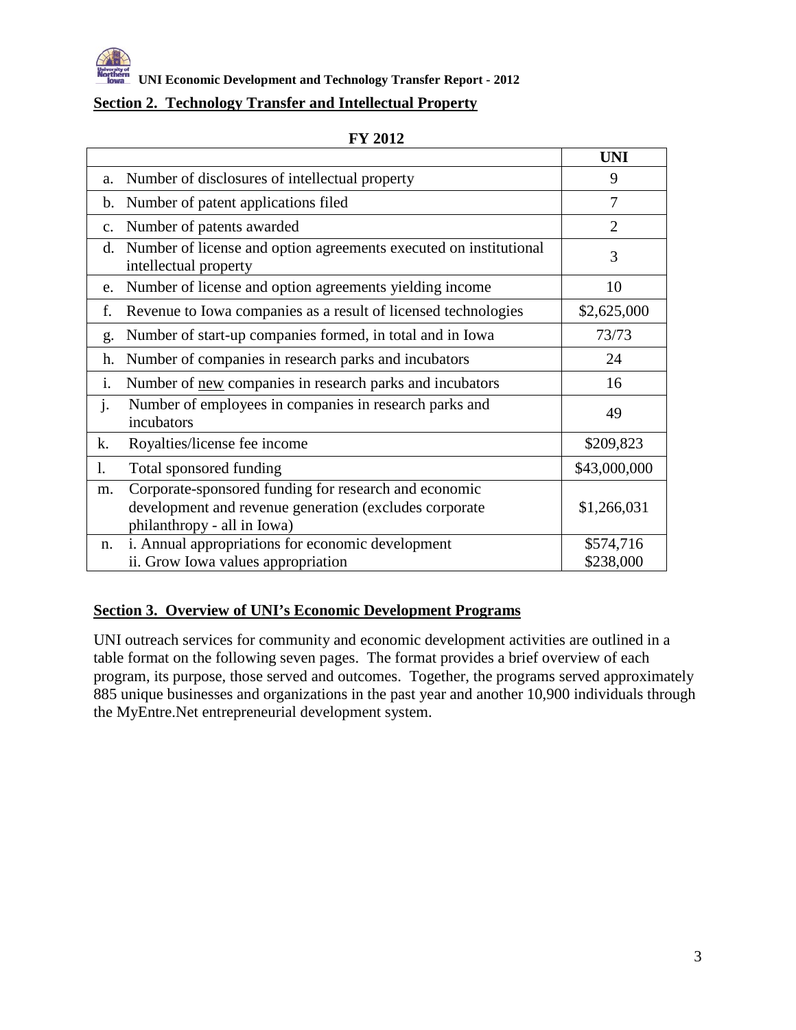## Section 2. Technology Transfer and Intellectual Property

**FY 2012**

| | | UNI |
|---|---|---|
| a. | Number of disclosures of intellectual property | 9 |
| b. | Number of patent applications filed | 7 |
| c. | Number of patents awarded | 2 |
| d. | Number of license and option agreements executed on institutional intellectual property | 3 |
| e. | Number of license and option agreements yielding income | 10 |
| f. | Revenue to Iowa companies as a result of licensed technologies | \$2,625,000 |
| g. | Number of start-up companies formed, in total and in Iowa | 73/73 |
| h. | Number of companies in research parks and incubators | 24 |
| i. | Number of new companies in research parks and incubators | 16 |
| j. | Number of employees in companies in research parks and incubators | 49 |
| k. | Royalties/license fee income | \$209,823 |
| l. | Total sponsored funding | \$43,000,000 |
| m. | Corporate-sponsored funding for research and economic development and revenue generation (excludes corporate philanthropy - all in Iowa) | \$1,266,031 |
| n. | i. Annual appropriations for economic development<br>ii. Grow Iowa values appropriation | \$574,716<br>\$238,000 |

## Section 3. Overview of UNI's Economic Development Programs

UNI outreach services for community and economic development activities are outlined in a table format on the following seven pages. The format provides a brief overview of each program, its purpose, those served and outcomes. Together, the programs served approximately 885 unique businesses and organizations in the past year and another 10,900 individuals through the MyEntre.Net entrepreneurial development system.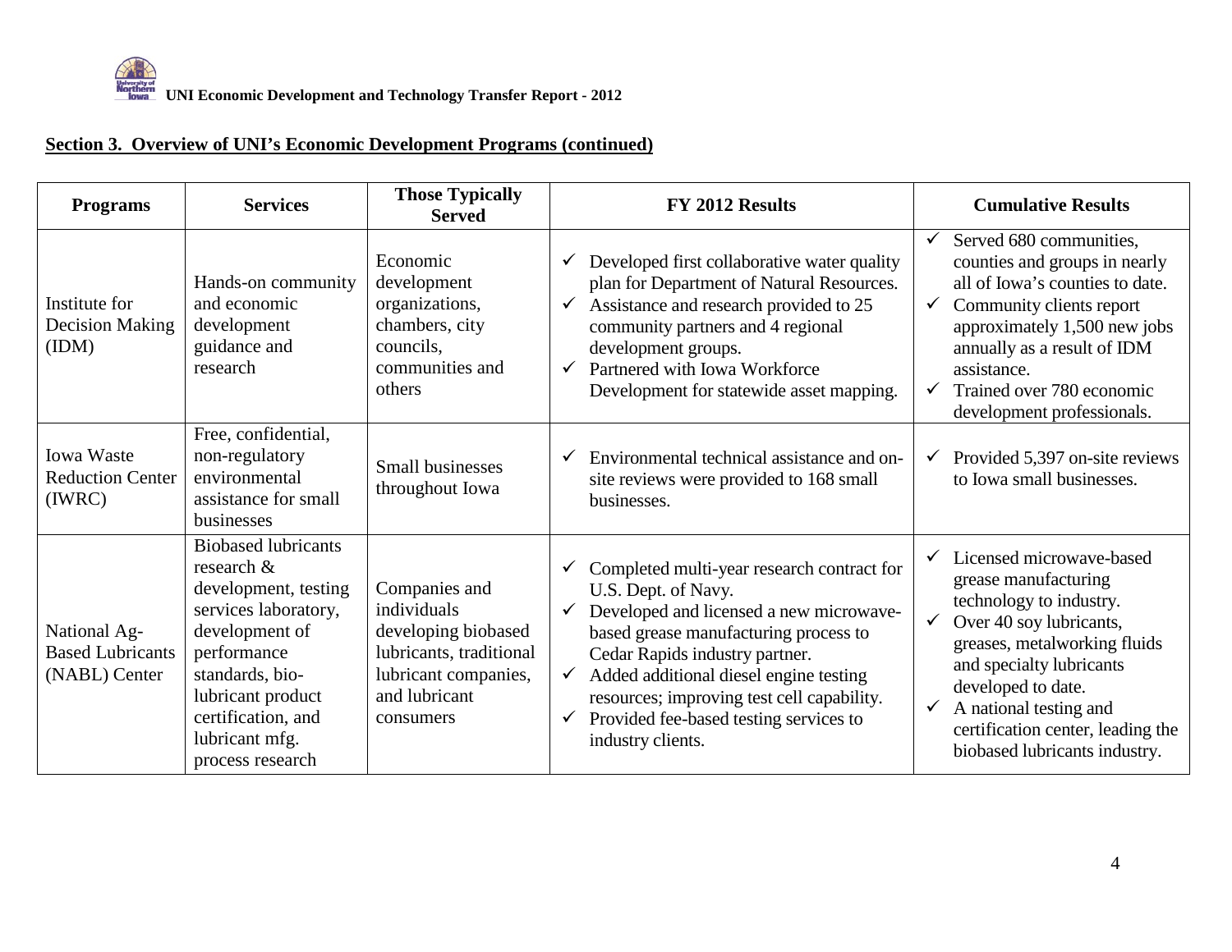## Section 3. Overview of UNI's Economic Development Programs (continued)

| Programs | Services | Those Typically Served | FY 2012 Results | Cumulative Results |
|---|---|---|---|---|
| Institute for Decision Making (IDM) | Hands-on community and economic development guidance and research | Economic development organizations, chambers, city councils, communities and others | ✓ Developed first collaborative water quality plan for Department of Natural Resources.<br>✓ Assistance and research provided to 25 community partners and 4 regional development groups.<br>✓ Partnered with Iowa Workforce Development for statewide asset mapping. | ✓ Served 680 communities, counties and groups in nearly all of Iowa's counties to date.<br>✓ Community clients report approximately 1,500 new jobs annually as a result of IDM assistance.<br>✓ Trained over 780 economic development professionals. |
| Iowa Waste Reduction Center (IWRC) | Free, confidential, non-regulatory environmental assistance for small businesses | Small businesses throughout Iowa | ✓ Environmental technical assistance and on-site reviews were provided to 168 small businesses. | ✓ Provided 5,397 on-site reviews to Iowa small businesses. |
| National Ag-Based Lubricants (NABL) Center | Biobased lubricants research & development, testing services laboratory, development of performance standards, bio-lubricant product certification, and lubricant mfg. process research | Companies and individuals developing biobased lubricants, traditional lubricant companies, and lubricant consumers | ✓ Completed multi-year research contract for U.S. Dept. of Navy.<br>✓ Developed and licensed a new microwave-based grease manufacturing process to Cedar Rapids industry partner.<br>✓ Added additional diesel engine testing resources; improving test cell capability.<br>✓ Provided fee-based testing services to industry clients. | ✓ Licensed microwave-based grease manufacturing technology to industry.<br>✓ Over 40 soy lubricants, greases, metalworking fluids and specialty lubricants developed to date.<br>✓ A national testing and certification center, leading the biobased lubricants industry. |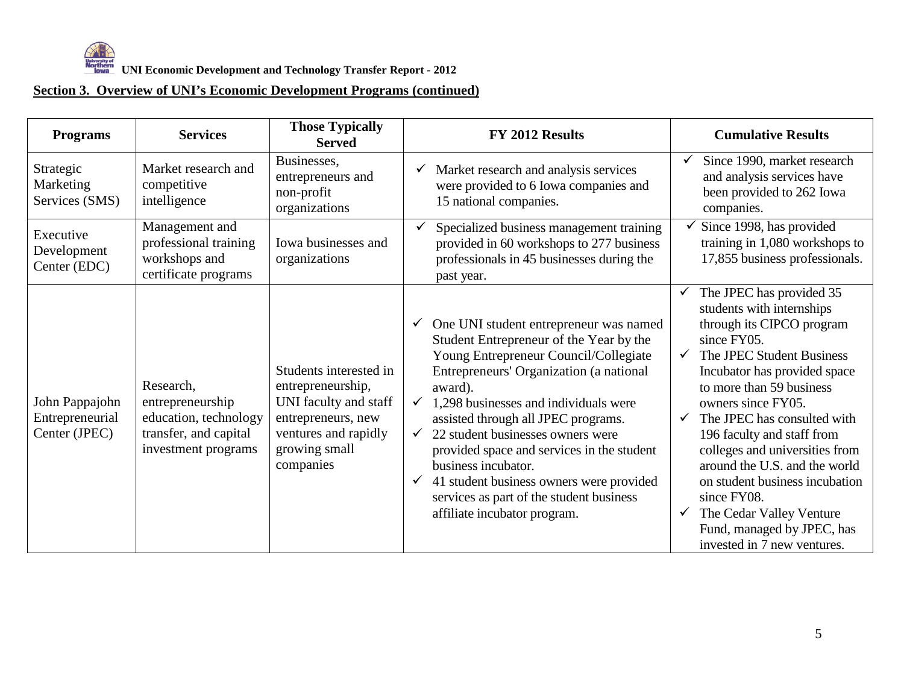## Section 3. Overview of UNI's Economic Development Programs (continued)

| Programs | Services | Those Typically Served | FY 2012 Results | Cumulative Results |
|---|---|---|---|---|
| Strategic Marketing Services (SMS) | Market research and competitive intelligence | Businesses, entrepreneurs and non-profit organizations | ✓ Market research and analysis services were provided to 6 Iowa companies and 15 national companies. | ✓ Since 1990, market research and analysis services have been provided to 262 Iowa companies. |
| Executive Development Center (EDC) | Management and professional training workshops and certificate programs | Iowa businesses and organizations | ✓ Specialized business management training provided in 60 workshops to 277 business professionals in 45 businesses during the past year. | ✓ Since 1998, has provided training in 1,080 workshops to 17,855 business professionals. |
| John Pappajohn Entrepreneurial Center (JPEC) | Research, entrepreneurship education, technology transfer, and capital investment programs | Students interested in entrepreneurship, UNI faculty and staff entrepreneurs, new ventures and rapidly growing small companies | ✓ One UNI student entrepreneur was named Student Entrepreneur of the Year by the Young Entrepreneur Council/Collegiate Entrepreneurs' Organization (a national award).<br>✓ 1,298 businesses and individuals were assisted through all JPEC programs.<br>✓ 22 student businesses owners were provided space and services in the student business incubator.<br>✓ 41 student business owners were provided services as part of the student business affiliate incubator program. | ✓ The JPEC has provided 35 students with internships through its CIPCO program since FY05.<br>✓ The JPEC Student Business Incubator has provided space to more than 59 business owners since FY05.<br>✓ The JPEC has consulted with 196 faculty and staff from colleges and universities from around the U.S. and the world on student business incubation since FY08.<br>✓ The Cedar Valley Venture Fund, managed by JPEC, has invested in 7 new ventures. |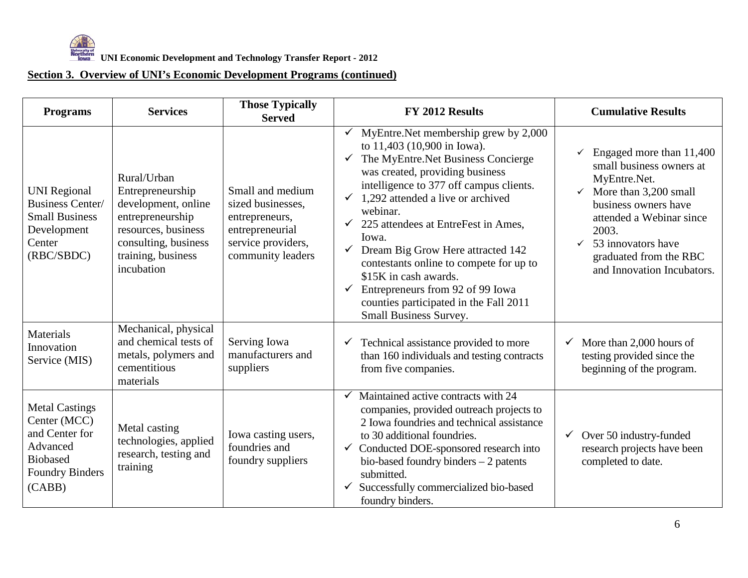## Section 3. Overview of UNI's Economic Development Programs (continued)

| Programs | Services | Those Typically Served | FY 2012 Results | Cumulative Results |
|---|---|---|---|---|
| UNI Regional Business Center/ Small Business Development Center (RBC/SBDC) | Rural/Urban Entrepreneurship development, online entrepreneurship resources, business consulting, business training, business incubation | Small and medium sized businesses, entrepreneurs, entrepreneurial service providers, community leaders | ✓ MyEntre.Net membership grew by 2,000 to 11,403 (10,900 in Iowa).<br>✓ The MyEntre.Net Business Concierge was created, providing business intelligence to 377 off campus clients.<br>✓ 1,292 attended a live or archived webinar.<br>✓ 225 attendees at EntreFest in Ames, Iowa.<br>✓ Dream Big Grow Here attracted 142 contestants online to compete for up to $15K in cash awards.<br>✓ Entrepreneurs from 92 of 99 Iowa counties participated in the Fall 2011 Small Business Survey. | ✓ Engaged more than 11,400 small business owners at MyEntre.Net.<br>✓ More than 3,200 small business owners have attended a Webinar since 2003.<br>✓ 53 innovators have graduated from the RBC and Innovation Incubators. |
| Materials Innovation Service (MIS) | Mechanical, physical and chemical tests of metals, polymers and cementitious materials | Serving Iowa manufacturers and suppliers | ✓ Technical assistance provided to more than 160 individuals and testing contracts from five companies. | ✓ More than 2,000 hours of testing provided since the beginning of the program. |
| Metal Castings Center (MCC) and Center for Advanced Biobased Foundry Binders (CABB) | Metal casting technologies, applied research, testing and training | Iowa casting users, foundries and foundry suppliers | ✓ Maintained active contracts with 24 companies, provided outreach projects to 2 Iowa foundries and technical assistance to 30 additional foundries.<br>✓ Conducted DOE-sponsored research into bio-based foundry binders – 2 patents submitted.<br>✓ Successfully commercialized bio-based foundry binders. | ✓ Over 50 industry-funded research projects have been completed to date. |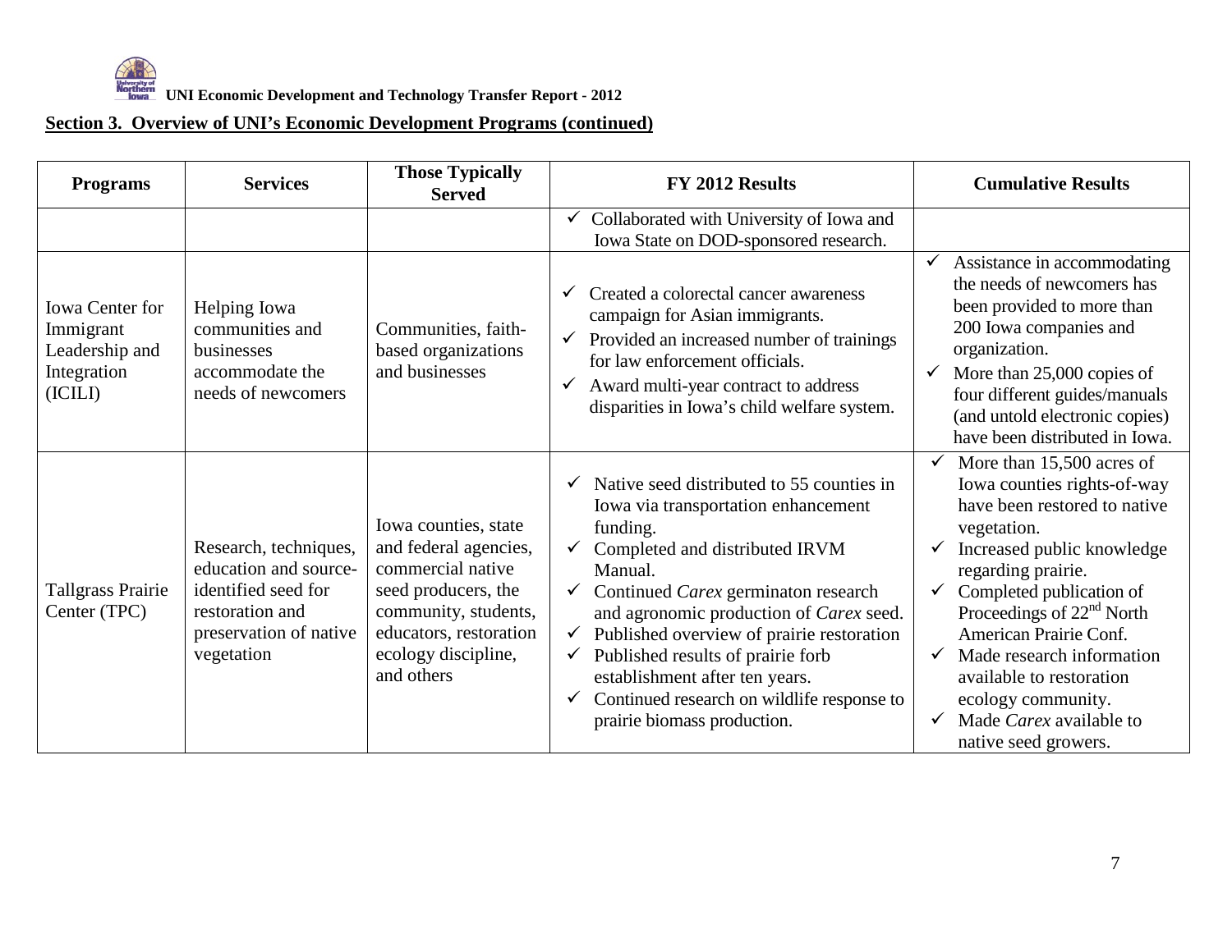## Section 3. Overview of UNI's Economic Development Programs (continued)

| Programs | Services | Those Typically Served | FY 2012 Results | Cumulative Results |
|---|---|---|---|---|
| | | | ✓ Collaborated with University of Iowa and Iowa State on DOD-sponsored research. | |
| Iowa Center for Immigrant Leadership and Integration (ICILI) | Helping Iowa communities and businesses accommodate the needs of newcomers | Communities, faith-based organizations and businesses | ✓ Created a colorectal cancer awareness campaign for Asian immigrants.<br>✓ Provided an increased number of trainings for law enforcement officials.<br>✓ Award multi-year contract to address disparities in Iowa's child welfare system. | ✓ Assistance in accommodating the needs of newcomers has been provided to more than 200 Iowa companies and organization.<br>✓ More than 25,000 copies of four different guides/manuals (and untold electronic copies) have been distributed in Iowa. |
| Tallgrass Prairie Center (TPC) | Research, techniques, education and source-identified seed for restoration and preservation of native vegetation | Iowa counties, state and federal agencies, commercial native seed producers, the community, students, educators, restoration ecology discipline, and others | ✓ Native seed distributed to 55 counties in Iowa via transportation enhancement funding.<br>✓ Completed and distributed IRVM Manual.<br>✓ Continued *Carex* germinaton research and agronomic production of *Carex* seed.<br>✓ Published overview of prairie restoration<br>✓ Published results of prairie forb establishment after ten years.<br>✓ Continued research on wildlife response to prairie biomass production. | ✓ More than 15,500 acres of Iowa counties rights-of-way have been restored to native vegetation.<br>✓ Increased public knowledge regarding prairie.<br>✓ Completed publication of Proceedings of 22nd North American Prairie Conf.<br>✓ Made research information available to restoration ecology community.<br>✓ Made *Carex* available to native seed growers. |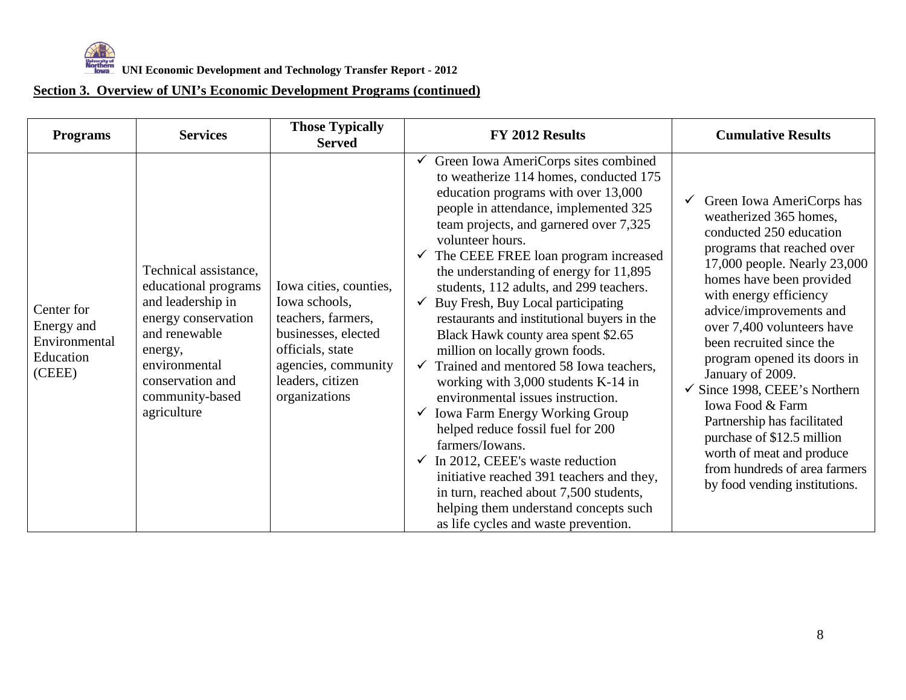## Section 3. Overview of UNI's Economic Development Programs (continued)

| Programs | Services | Those Typically Served | FY 2012 Results | Cumulative Results |
|---|---|---|---|---|
| Center for Energy and Environmental Education (CEEE) | Technical assistance, educational programs and leadership in energy conservation and renewable energy, environmental conservation and community-based agriculture | Iowa cities, counties, Iowa schools, teachers, farmers, businesses, elected officials, state agencies, community leaders, citizen organizations | ✓ Green Iowa AmeriCorps sites combined to weatherize 114 homes, conducted 175 education programs with over 13,000 people in attendance, implemented 325 team projects, and garnered over 7,325 volunteer hours.<br>✓ The CEEE FREE loan program increased the understanding of energy for 11,895 students, 112 adults, and 299 teachers.<br>✓ Buy Fresh, Buy Local participating restaurants and institutional buyers in the Black Hawk county area spent $2.65 million on locally grown foods.<br>✓ Trained and mentored 58 Iowa teachers, working with 3,000 students K-14 in environmental issues instruction.<br>✓ Iowa Farm Energy Working Group helped reduce fossil fuel for 200 farmers/Iowans.<br>✓ In 2012, CEEE's waste reduction initiative reached 391 teachers and they, in turn, reached about 7,500 students, helping them understand concepts such as life cycles and waste prevention. | ✓ Green Iowa AmeriCorps has weatherized 365 homes, conducted 250 education programs that reached over 17,000 people. Nearly 23,000 homes have been provided with energy efficiency advice/improvements and over 7,400 volunteers have been recruited since the program opened its doors in January of 2009.<br>✓ Since 1998, CEEE's Northern Iowa Food & Farm Partnership has facilitated purchase of $12.5 million worth of meat and produce from hundreds of area farmers by food vending institutions. |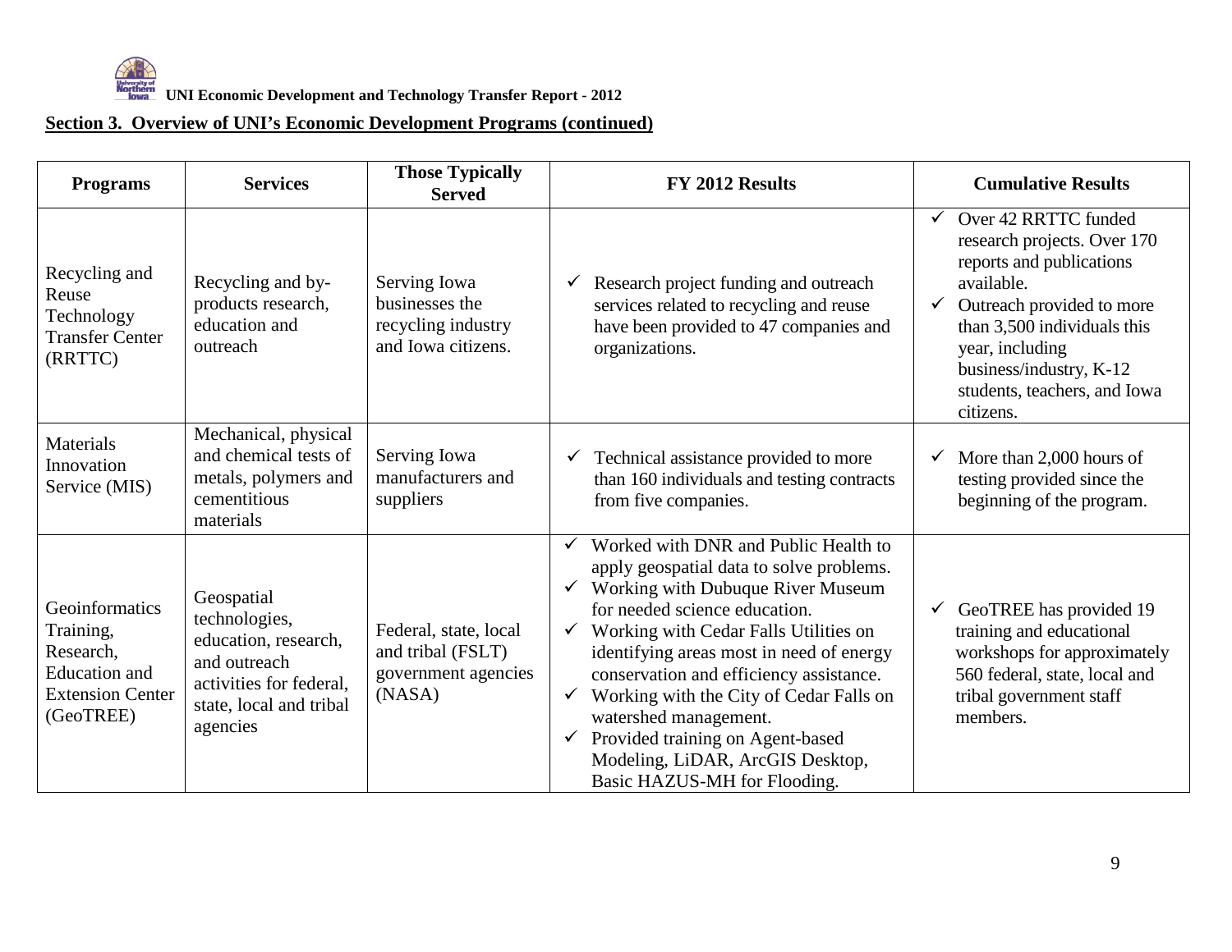## Section 3. Overview of UNI's Economic Development Programs (continued)

| Programs | Services | Those Typically Served | FY 2012 Results | Cumulative Results |
|---|---|---|---|---|
| Recycling and Reuse Technology Transfer Center (RRTTC) | Recycling and by-products research, education and outreach | Serving Iowa businesses the recycling industry and Iowa citizens. | ✓ Research project funding and outreach services related to recycling and reuse have been provided to 47 companies and organizations. | ✓ Over 42 RRTTC funded research projects. Over 170 reports and publications available.<br>✓ Outreach provided to more than 3,500 individuals this year, including business/industry, K-12 students, teachers, and Iowa citizens. |
| Materials Innovation Service (MIS) | Mechanical, physical and chemical tests of metals, polymers and cementitious materials | Serving Iowa manufacturers and suppliers | ✓ Technical assistance provided to more than 160 individuals and testing contracts from five companies. | ✓ More than 2,000 hours of testing provided since the beginning of the program. |
| Geoinformatics Training, Research, Education and Extension Center (GeoTREE) | Geospatial technologies, education, research, and outreach activities for federal, state, local and tribal agencies | Federal, state, local and tribal (FSLT) government agencies (NASA) | ✓ Worked with DNR and Public Health to apply geospatial data to solve problems.<br>✓ Working with Dubuque River Museum for needed science education.<br>✓ Working with Cedar Falls Utilities on identifying areas most in need of energy conservation and efficiency assistance.<br>✓ Working with the City of Cedar Falls on watershed management.<br>✓ Provided training on Agent-based Modeling, LiDAR, ArcGIS Desktop, Basic HAZUS-MH for Flooding. | ✓ GeoTREE has provided 19 training and educational workshops for approximately 560 federal, state, local and tribal government staff members. |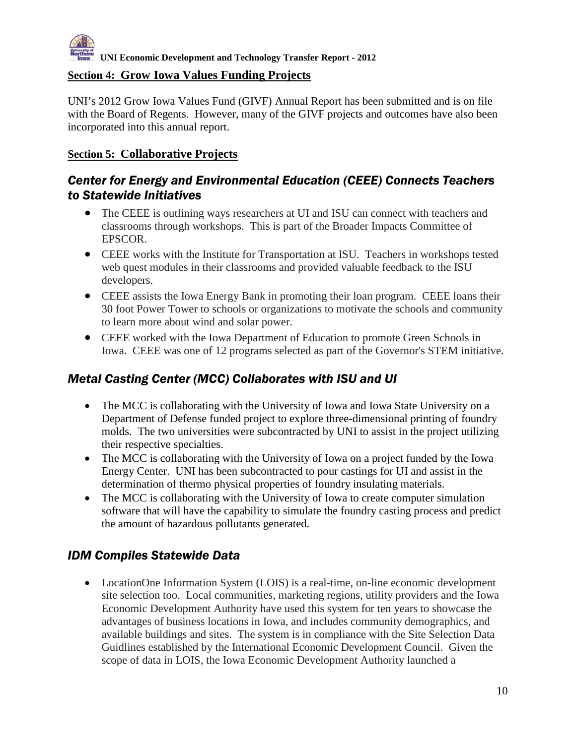## Section 4: Grow Iowa Values Funding Projects

UNI's 2012 Grow Iowa Values Fund (GIVF) Annual Report has been submitted and is on file with the Board of Regents. However, many of the GIVF projects and outcomes have also been incorporated into this annual report.

## Section 5: Collaborative Projects

### *Center for Energy and Environmental Education (CEEE) Connects Teachers to Statewide Initiatives*

- The CEEE is outlining ways researchers at UI and ISU can connect with teachers and classrooms through workshops. This is part of the Broader Impacts Committee of EPSCOR.
- CEEE works with the Institute for Transportation at ISU. Teachers in workshops tested web quest modules in their classrooms and provided valuable feedback to the ISU developers.
- CEEE assists the Iowa Energy Bank in promoting their loan program. CEEE loans their 30 foot Power Tower to schools or organizations to motivate the schools and community to learn more about wind and solar power.
- CEEE worked with the Iowa Department of Education to promote Green Schools in Iowa. CEEE was one of 12 programs selected as part of the Governor's STEM initiative.

### *Metal Casting Center (MCC) Collaborates with ISU and UI*

- The MCC is collaborating with the University of Iowa and Iowa State University on a Department of Defense funded project to explore three-dimensional printing of foundry molds. The two universities were subcontracted by UNI to assist in the project utilizing their respective specialties.
- The MCC is collaborating with the University of Iowa on a project funded by the Iowa Energy Center. UNI has been subcontracted to pour castings for UI and assist in the determination of thermo physical properties of foundry insulating materials.
- The MCC is collaborating with the University of Iowa to create computer simulation software that will have the capability to simulate the foundry casting process and predict the amount of hazardous pollutants generated.

### *IDM Compiles Statewide Data*

- LocationOne Information System (LOIS) is a real-time, on-line economic development site selection too. Local communities, marketing regions, utility providers and the Iowa Economic Development Authority have used this system for ten years to showcase the advantages of business locations in Iowa, and includes community demographics, and available buildings and sites. The system is in compliance with the Site Selection Data Guidlines established by the International Economic Development Council. Given the scope of data in LOIS, the Iowa Economic Development Authority launched a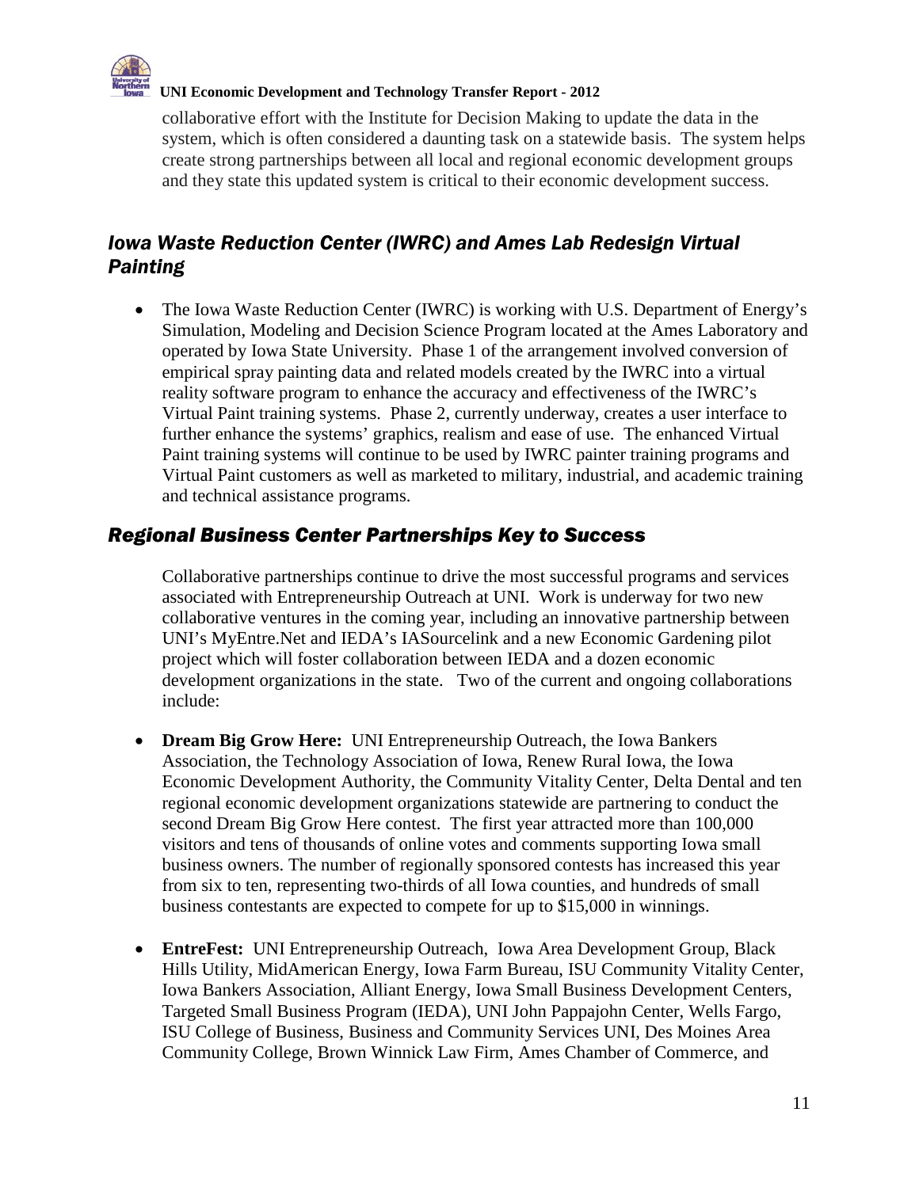collaborative effort with the Institute for Decision Making to update the data in the system, which is often considered a daunting task on a statewide basis. The system helps create strong partnerships between all local and regional economic development groups and they state this updated system is critical to their economic development success.

## *Iowa Waste Reduction Center (IWRC) and Ames Lab Redesign Virtual Painting*

- The Iowa Waste Reduction Center (IWRC) is working with U.S. Department of Energy's Simulation, Modeling and Decision Science Program located at the Ames Laboratory and operated by Iowa State University. Phase 1 of the arrangement involved conversion of empirical spray painting data and related models created by the IWRC into a virtual reality software program to enhance the accuracy and effectiveness of the IWRC's Virtual Paint training systems. Phase 2, currently underway, creates a user interface to further enhance the systems' graphics, realism and ease of use. The enhanced Virtual Paint training systems will continue to be used by IWRC painter training programs and Virtual Paint customers as well as marketed to military, industrial, and academic training and technical assistance programs.

## *Regional Business Center Partnerships Key to Success*

Collaborative partnerships continue to drive the most successful programs and services associated with Entrepreneurship Outreach at UNI. Work is underway for two new collaborative ventures in the coming year, including an innovative partnership between UNI's MyEntre.Net and IEDA's IASourcelink and a new Economic Gardening pilot project which will foster collaboration between IEDA and a dozen economic development organizations in the state. Two of the current and ongoing collaborations include:

- **Dream Big Grow Here:** UNI Entrepreneurship Outreach, the Iowa Bankers Association, the Technology Association of Iowa, Renew Rural Iowa, the Iowa Economic Development Authority, the Community Vitality Center, Delta Dental and ten regional economic development organizations statewide are partnering to conduct the second Dream Big Grow Here contest. The first year attracted more than 100,000 visitors and tens of thousands of online votes and comments supporting Iowa small business owners. The number of regionally sponsored contests has increased this year from six to ten, representing two-thirds of all Iowa counties, and hundreds of small business contestants are expected to compete for up to $15,000 in winnings.

- **EntreFest:** UNI Entrepreneurship Outreach, Iowa Area Development Group, Black Hills Utility, MidAmerican Energy, Iowa Farm Bureau, ISU Community Vitality Center, Iowa Bankers Association, Alliant Energy, Iowa Small Business Development Centers, Targeted Small Business Program (IEDA), UNI John Pappajohn Center, Wells Fargo, ISU College of Business, Business and Community Services UNI, Des Moines Area Community College, Brown Winnick Law Firm, Ames Chamber of Commerce, and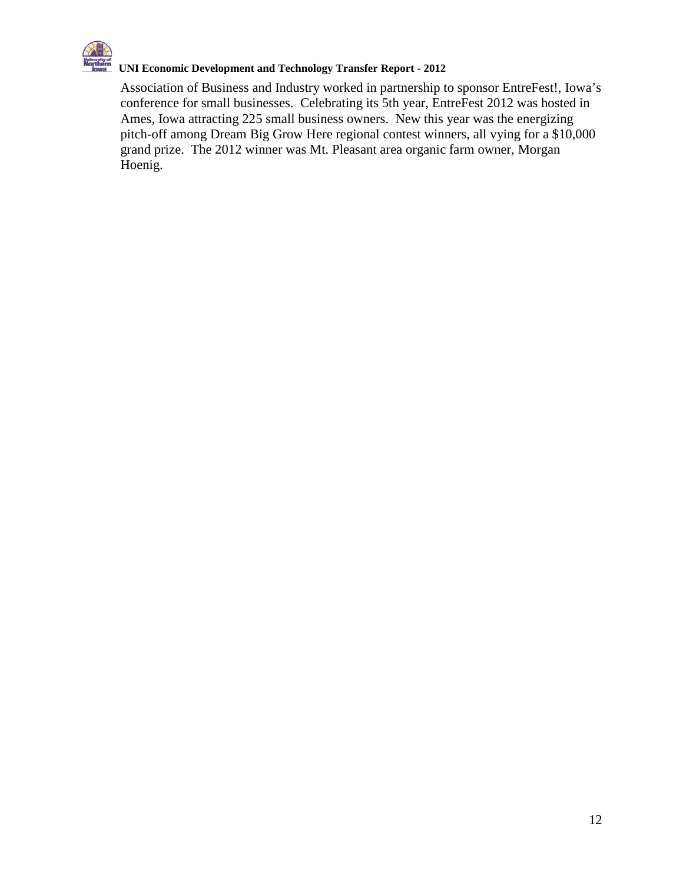Association of Business and Industry worked in partnership to sponsor EntreFest!, Iowa's conference for small businesses. Celebrating its 5th year, EntreFest 2012 was hosted in Ames, Iowa attracting 225 small business owners. New this year was the energizing pitch-off among Dream Big Grow Here regional contest winners, all vying for a $10,000 grand prize. The 2012 winner was Mt. Pleasant area organic farm owner, Morgan Hoenig.